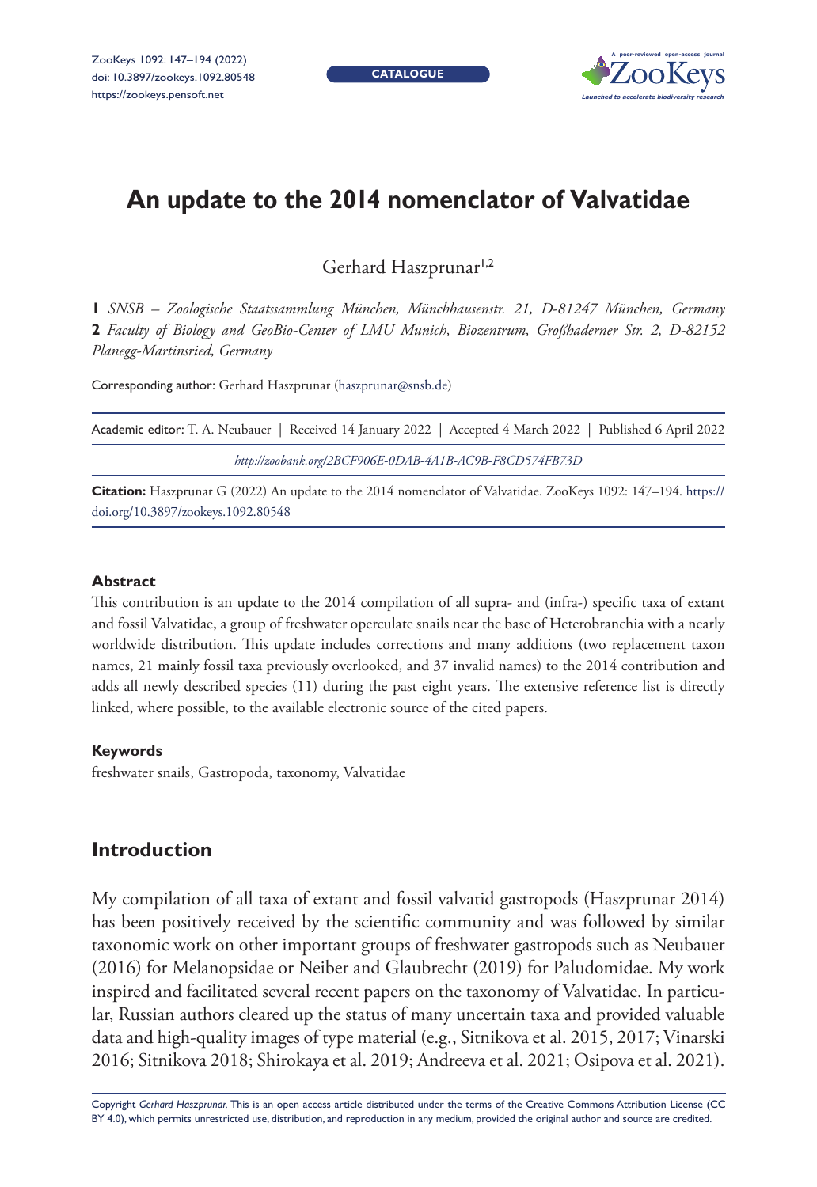# An update to the 2014 nomenclator of Valvatidae

Gerhard Haszprunar[1,2]

**1** *SNSB – Zoologische Staatssammlung München, Münchhausenstr. 21, D-81247 München, Germany* **2** *Faculty of Biology and GeoBio-Center of LMU Munich, Biozentrum, Großhaderner Str. 2, D-82152 Planegg-Martinsried, Germany*

Corresponding author: Gerhard Haszprunar (haszprunar@snsb.de)

Academic editor: T. A. Neubauer | Received 14 January 2022 | Accepted 4 March 2022 | Published 6 April 2022

*http://zoobank.org/2BCF906E-0DAB-4A1B-AC9B-F8CD574FB73D*

**Citation:** Haszprunar G (2022) An update to the 2014 nomenclator of Valvatidae. ZooKeys 1092: 147–194. https://doi.org/10.3897/zookeys.1092.80548

#### Abstract

This contribution is an update to the 2014 compilation of all supra- and (infra-) specific taxa of extant and fossil Valvatidae, a group of freshwater operculate snails near the base of Heterobranchia with a nearly worldwide distribution. This update includes corrections and many additions (two replacement taxon names, 21 mainly fossil taxa previously overlooked, and 37 invalid names) to the 2014 contribution and adds all newly described species (11) during the past eight years. The extensive reference list is directly linked, where possible, to the available electronic source of the cited papers.

#### Keywords

freshwater snails, Gastropoda, taxonomy, Valvatidae

## Introduction

My compilation of all taxa of extant and fossil valvatid gastropods (Haszprunar 2014) has been positively received by the scientific community and was followed by similar taxonomic work on other important groups of freshwater gastropods such as Neubauer (2016) for Melanopsidae or Neiber and Glaubrecht (2019) for Paludomidae. My work inspired and facilitated several recent papers on the taxonomy of Valvatidae. In particular, Russian authors cleared up the status of many uncertain taxa and provided valuable data and high-quality images of type material (e.g., Sitnikova et al. 2015, 2017; Vinarski 2016; Sitnikova 2018; Shirokaya et al. 2019; Andreeva et al. 2021; Osipova et al. 2021).

Copyright *Gerhard Haszprunar.* This is an open access article distributed under the terms of the Creative Commons Attribution License (CC BY 4.0), which permits unrestricted use, distribution, and reproduction in any medium, provided the original author and source are credited.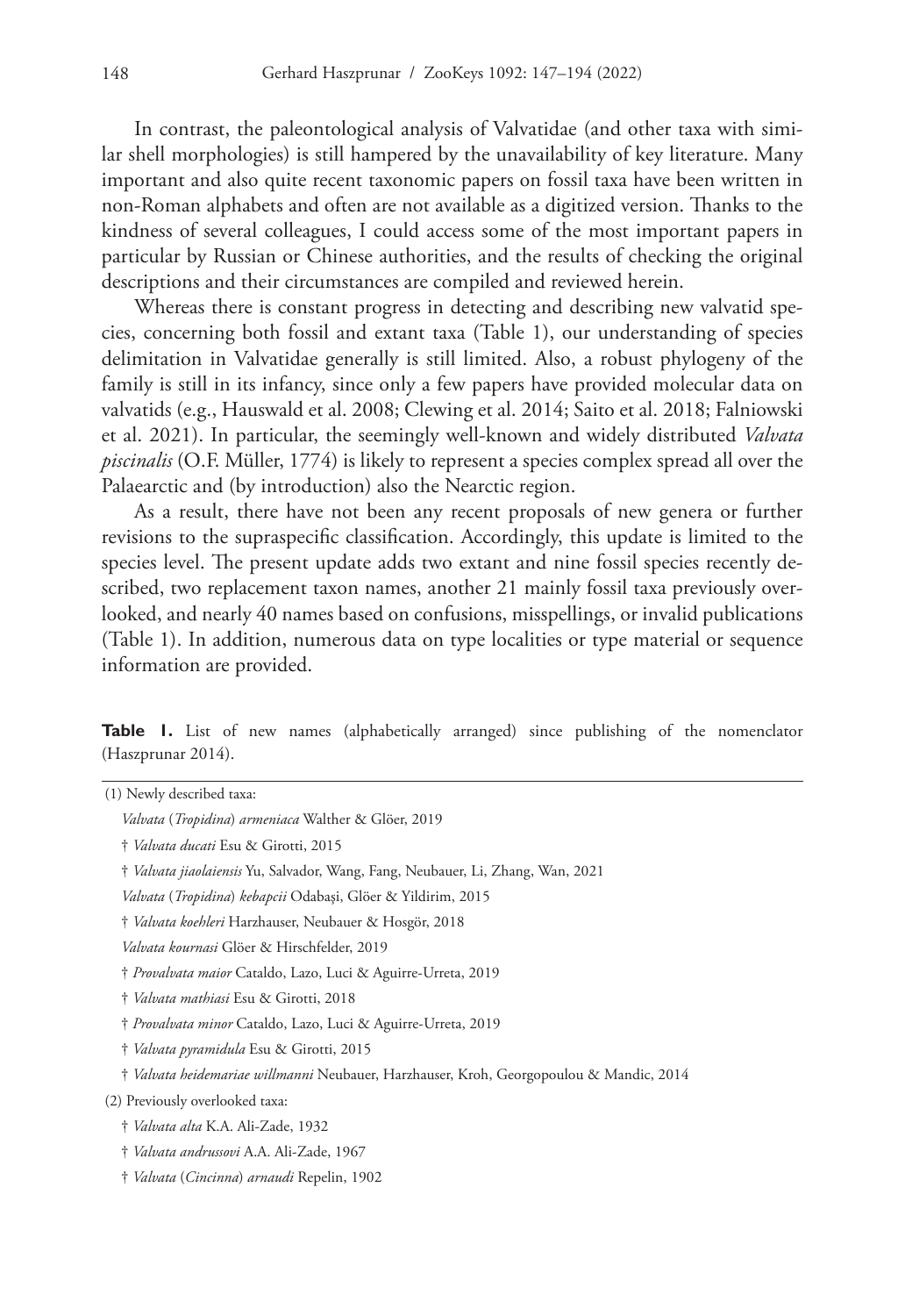In contrast, the paleontological analysis of Valvatidae (and other taxa with similar shell morphologies) is still hampered by the unavailability of key literature. Many important and also quite recent taxonomic papers on fossil taxa have been written in non-Roman alphabets and often are not available as a digitized version. Thanks to the kindness of several colleagues, I could access some of the most important papers in particular by Russian or Chinese authorities, and the results of checking the original descriptions and their circumstances are compiled and reviewed herein.

Whereas there is constant progress in detecting and describing new valvatid species, concerning both fossil and extant taxa (Table 1), our understanding of species delimitation in Valvatidae generally is still limited. Also, a robust phylogeny of the family is still in its infancy, since only a few papers have provided molecular data on valvatids (e.g., Hauswald et al. 2008; Clewing et al. 2014; Saito et al. 2018; Falniowski et al. 2021). In particular, the seemingly well-known and widely distributed *Valvata piscinalis* (O.F. Müller, 1774) is likely to represent a species complex spread all over the Palaearctic and (by introduction) also the Nearctic region.

As a result, there have not been any recent proposals of new genera or further revisions to the supraspecific classification. Accordingly, this update is limited to the species level. The present update adds two extant and nine fossil species recently described, two replacement taxon names, another 21 mainly fossil taxa previously overlooked, and nearly 40 names based on confusions, misspellings, or invalid publications (Table 1). In addition, numerous data on type localities or type material or sequence information are provided.

**Table 1.** List of new names (alphabetically arranged) since publishing of the nomenclator (Haszprunar 2014).

(1) Newly described taxa:

- *Valvata* (*Tropidina*) *armeniaca* Walther & Glöer, 2019
- † *Valvata ducati* Esu & Girotti, 2015
- † *Valvata jiaolaiensis* Yu, Salvador, Wang, Fang, Neubauer, Li, Zhang, Wan, 2021
- *Valvata* (*Tropidina*) *kebapcii* Odabaşi, Glöer & Yildirim, 2015
- † *Valvata koehleri* Harzhauser, Neubauer & Hosgör, 2018
- *Valvata kournasi* Glöer & Hirschfelder, 2019
- † *Provalvata maior* Cataldo, Lazo, Luci & Aguirre-Urreta, 2019
- † *Valvata mathiasi* Esu & Girotti, 2018
- † *Provalvata minor* Cataldo, Lazo, Luci & Aguirre-Urreta, 2019
- † *Valvata pyramidula* Esu & Girotti, 2015
- † *Valvata heidemariae willmanni* Neubauer, Harzhauser, Kroh, Georgopoulou & Mandic, 2014

(2) Previously overlooked taxa:

- † *Valvata alta* K.A. Ali-Zade, 1932
- † *Valvata andrussovi* A.A. Ali-Zade, 1967
- † *Valvata* (*Cincinna*) *arnaudi* Repelin, 1902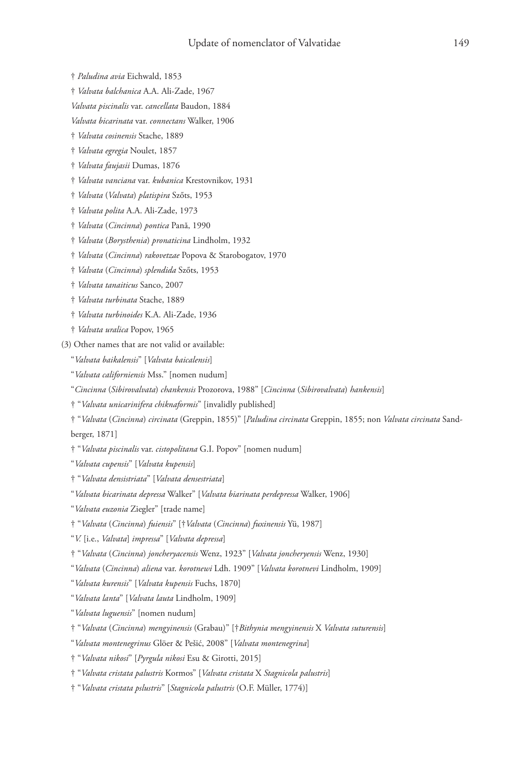† *Paludina avia* Eichwald, 1853

† *Valvata balchanica* A.A. Ali-Zade, 1967

*Valvata piscinalis* var. *cancellata* Baudon, 1884

*Valvata bicarinata* var. *connectans* Walker, 1906

† *Valvata cosinensis* Stache, 1889

† *Valvata egregia* Noulet, 1857

† *Valvata faujasii* Dumas, 1876

† *Valvata vanciana* var. *kubanica* Krestovnikov, 1931

† *Valvata* (*Valvata*) *platispira* Szőts, 1953

† *Valvata polita* A.A. Ali-Zade, 1973

† *Valvata* (*Cincinna*) *pontica* Pană, 1990

† *Valvata* (*Borysthenia*) *pronaticina* Lindholm, 1932

† *Valvata* (*Cincinna*) *rakovetzae* Popova & Starobogatov, 1970

† *Valvata* (*Cincinna*) *splendida* Szőts, 1953

† *Valvata tanaiticus* Sanco, 2007

† *Valvata turbinata* Stache, 1889

† *Valvata turbinoides* K.A. Ali-Zade, 1936

† *Valvata uralica* Popov, 1965

(3) Other names that are not valid or available:

"*Valvata baikalensis*" [*Valvata baicalensis*]

"*Valvata californiensis* Mss." [nomen nudum]

"*Cincinna* (*Sibirovalvata*) *chankensis* Prozorova, 1988" [*Cincinna* (*Sibirovalvata*) *hankensis*]

† "*Valvata unicarinifera chiknaformis*" [invalidly published]

† "*Valvata* (*Cincinna*) *circinata* (Greppin, 1855)" [*Paludina circinata* Greppin, 1855; non *Valvata circinata* Sandberger, 1871]

† "*Valvata piscinalis* var. *cistopolitana* G.I. Popov" [nomen nudum]

"*Valvata cupensis*" [*Valvata kupensis*]

† "*Valvata densistriata*" [*Valvata densestriata*]

"*Valvata bicarinata depressa* Walker" [*Valvata biarinata perdepressa* Walker, 1906]

"*Valvata euzonia* Ziegler" [trade name]

† "*Valvata* (*Cincinna*) *fuiensis*" [†*Valvata* (*Cincinna*) *fuxinensis* Yü, 1987]

"*V.* [i.e., *Valvata*] *impressa*" [*Valvata depressa*]

† "*Valvata* (*Cincinna*) *joncheryacensis* Wenz, 1923" [*Valvata joncheryensis* Wenz, 1930]

"*Valvata* (*Cincinna*) *aliena* var. *korotnewi* Ldh. 1909" [*Valvata korotnevi* Lindholm, 1909]

"*Valvata kurensis*" [*Valvata kupensis* Fuchs, 1870]

"*Valvata lanta*" [*Valvata lauta* Lindholm, 1909]

"*Valvata luguensis*" [nomen nudum]

† "*Valvata* (*Cincinna*) *mengyinensis* (Grabau)" [†*Bithynia mengyinensis* X *Valvata suturensis*]

"*Valvata montenegrinus* Glöer & Pešić, 2008" [*Valvata montenegrina*]

† "*Valvata nikosi*" [*Pyrgula nikosi* Esu & Girotti, 2015]

† "*Valvata cristata palustris* Kormos" [*Valvata cristata* X *Stagnicola palustris*]

† "*Valvata cristata pslustris*" [*Stagnicola palustris* (O.F. Müller, 1774)]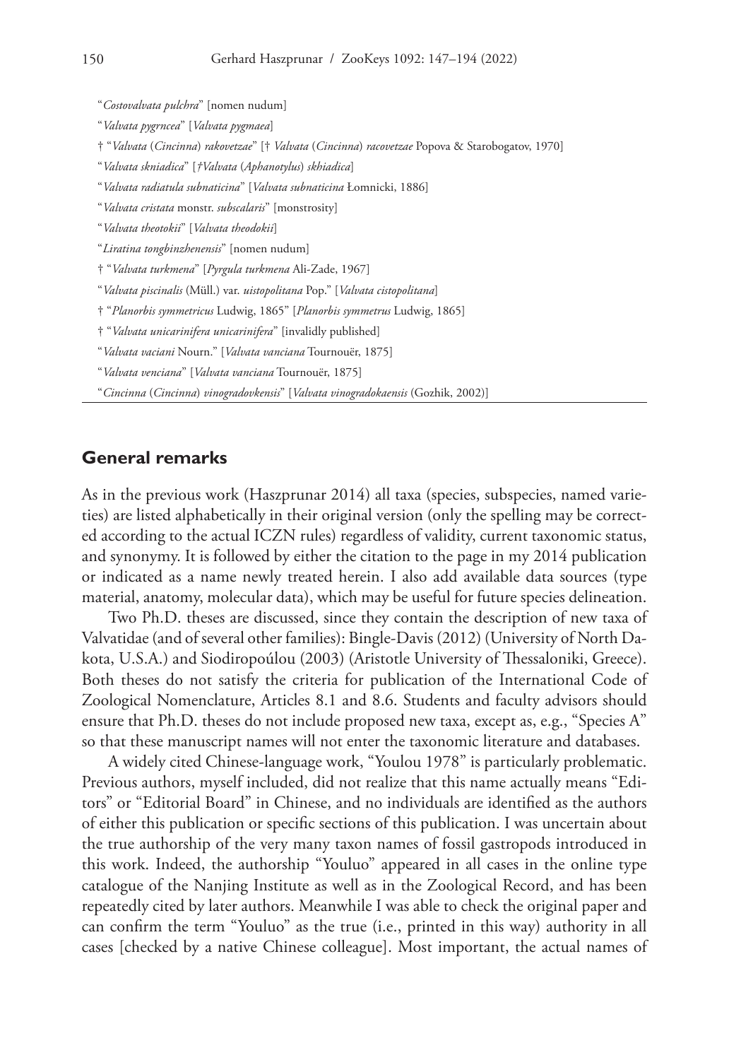"*Costovalvata pulchra*" [nomen nudum]

"*Valvata pygrncea*" [*Valvata pygmaea*]

† "*Valvata* (*Cincinna*) *rakovetzae*" [† *Valvata* (*Cincinna*) *racovetzae* Popova & Starobogatov, 1970]

"*Valvata skniadica*" [*†Valvata* (*Aphanotylus*) *skhiadica*]

"*Valvata radiatula subnaticina*" [*Valvata subnaticina* Łomnicki, 1886]

"*Valvata cristata* monstr. *subscalaris*" [monstrosity]

"*Valvata theotokii*" [*Valvata theodokii*]

"*Liratina tongbinzhenensis*" [nomen nudum]

† "*Valvata turkmena*" [*Pyrgula turkmena* Ali-Zade, 1967]

"*Valvata piscinalis* (Müll.) var. *uistopolitana* Pop." [*Valvata cistopolitana*]

† "*Planorbis symmetricus* Ludwig, 1865" [*Planorbis symmetrus* Ludwig, 1865]

† "*Valvata unicarinifera unicarinifera*" [invalidly published]

"*Valvata vaciani* Nourn." [*Valvata vanciana* Tournouër, 1875]

"*Valvata venciana*" [*Valvata vanciana* Tournouër, 1875]

"*Cincinna* (*Cincinna*) *vinogradovkensis*" [*Valvata vinogradokaensis* (Gozhik, 2002)]

## General remarks

As in the previous work (Haszprunar 2014) all taxa (species, subspecies, named varieties) are listed alphabetically in their original version (only the spelling may be corrected according to the actual ICZN rules) regardless of validity, current taxonomic status, and synonymy. It is followed by either the citation to the page in my 2014 publication or indicated as a name newly treated herein. I also add available data sources (type material, anatomy, molecular data), which may be useful for future species delineation.

Two Ph.D. theses are discussed, since they contain the description of new taxa of Valvatidae (and of several other families): Bingle-Davis (2012) (University of North Dakota, U.S.A.) and Siodiropoúlou (2003) (Aristotle University of Thessaloniki, Greece). Both theses do not satisfy the criteria for publication of the International Code of Zoological Nomenclature, Articles 8.1 and 8.6. Students and faculty advisors should ensure that Ph.D. theses do not include proposed new taxa, except as, e.g., "Species A" so that these manuscript names will not enter the taxonomic literature and databases.

A widely cited Chinese-language work, "Youlou 1978" is particularly problematic. Previous authors, myself included, did not realize that this name actually means "Editors" or "Editorial Board" in Chinese, and no individuals are identified as the authors of either this publication or specific sections of this publication. I was uncertain about the true authorship of the very many taxon names of fossil gastropods introduced in this work. Indeed, the authorship "Youluo" appeared in all cases in the online type catalogue of the Nanjing Institute as well as in the Zoological Record, and has been repeatedly cited by later authors. Meanwhile I was able to check the original paper and can confirm the term "Youluo" as the true (i.e., printed in this way) authority in all cases [checked by a native Chinese colleague]. Most important, the actual names of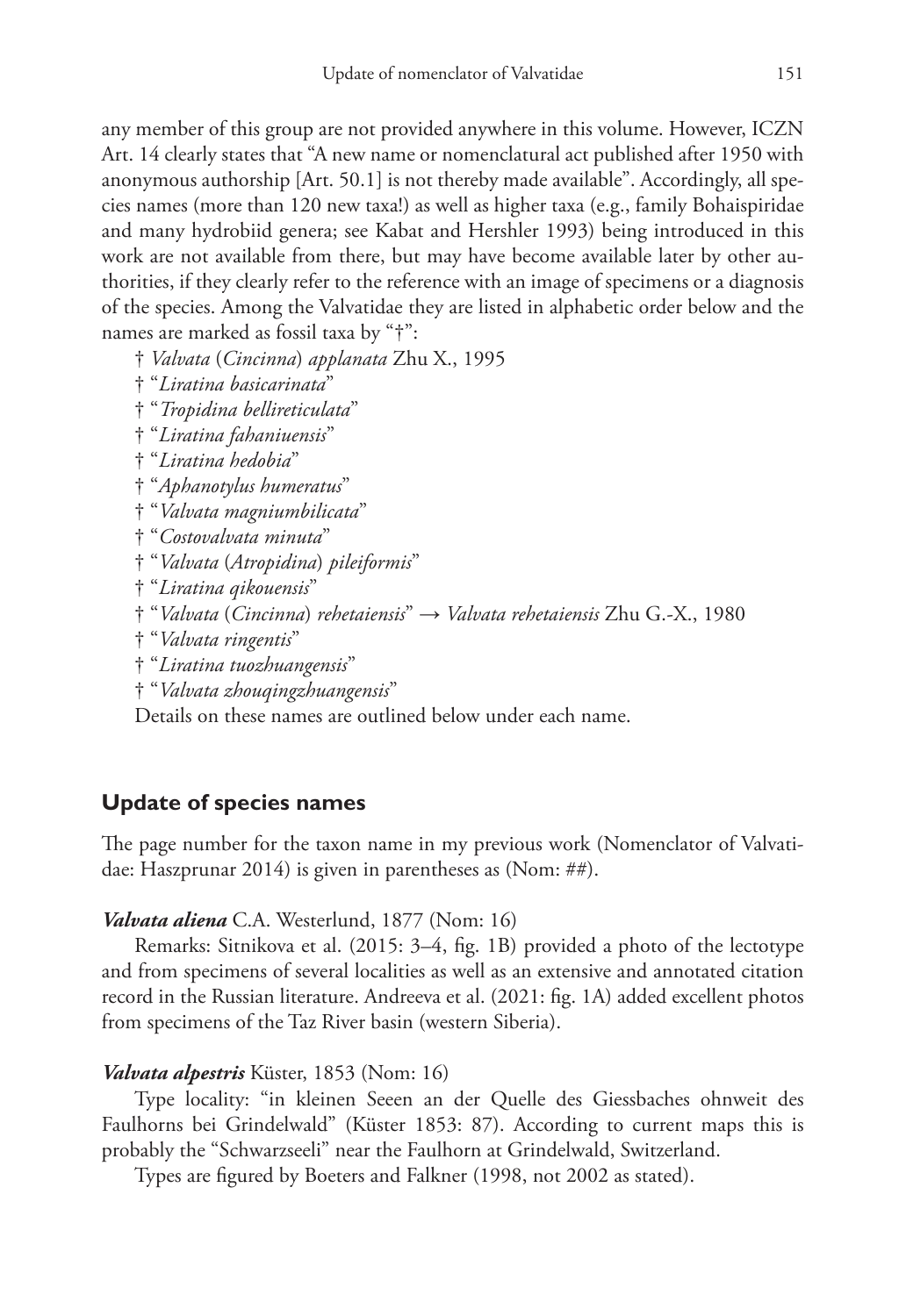any member of this group are not provided anywhere in this volume. However, ICZN Art. 14 clearly states that "A new name or nomenclatural act published after 1950 with anonymous authorship [Art. 50.1] is not thereby made available". Accordingly, all species names (more than 120 new taxa!) as well as higher taxa (e.g., family Bohaispiridae and many hydrobiid genera; see Kabat and Hershler 1993) being introduced in this work are not available from there, but may have become available later by other authorities, if they clearly refer to the reference with an image of specimens or a diagnosis of the species. Among the Valvatidae they are listed in alphabetic order below and the names are marked as fossil taxa by "†":

† *Valvata* (*Cincinna*) *applanata* Zhu X., 1995
† "*Liratina basicarinata*"
† "*Tropidina bellireticulata*"
† "*Liratina fahaniuensis*"
† "*Liratina hedobia*"
† "*Aphanotylus humeratus*"
† "*Valvata magniumbilicata*"
† "*Costovalvata minuta*"
† "*Valvata* (*Atropidina*) *pileiformis*"
† "*Liratina qikouensis*"
† "*Valvata* (*Cincinna*) *rehetaiensis*" → *Valvata rehetaiensis* Zhu G.-X., 1980
† "*Valvata ringentis*"
† "*Liratina tuozhuangensis*"
† "*Valvata zhouqingzhuangensis*"

Details on these names are outlined below under each name.

## Update of species names

The page number for the taxon name in my previous work (Nomenclator of Valvatidae: Haszprunar 2014) is given in parentheses as (Nom: ##).

***Valvata aliena*** C.A. Westerlund, 1877 (Nom: 16)

Remarks: Sitnikova et al. (2015: 3–4, fig. 1B) provided a photo of the lectotype and from specimens of several localities as well as an extensive and annotated citation record in the Russian literature. Andreeva et al. (2021: fig. 1A) added excellent photos from specimens of the Taz River basin (western Siberia).

***Valvata alpestris*** Küster, 1853 (Nom: 16)

Type locality: "in kleinen Seeen an der Quelle des Giessbaches ohnweit des Faulhorns bei Grindelwald" (Küster 1853: 87). According to current maps this is probably the "Schwarzseeli" near the Faulhorn at Grindelwald, Switzerland.

Types are figured by Boeters and Falkner (1998, not 2002 as stated).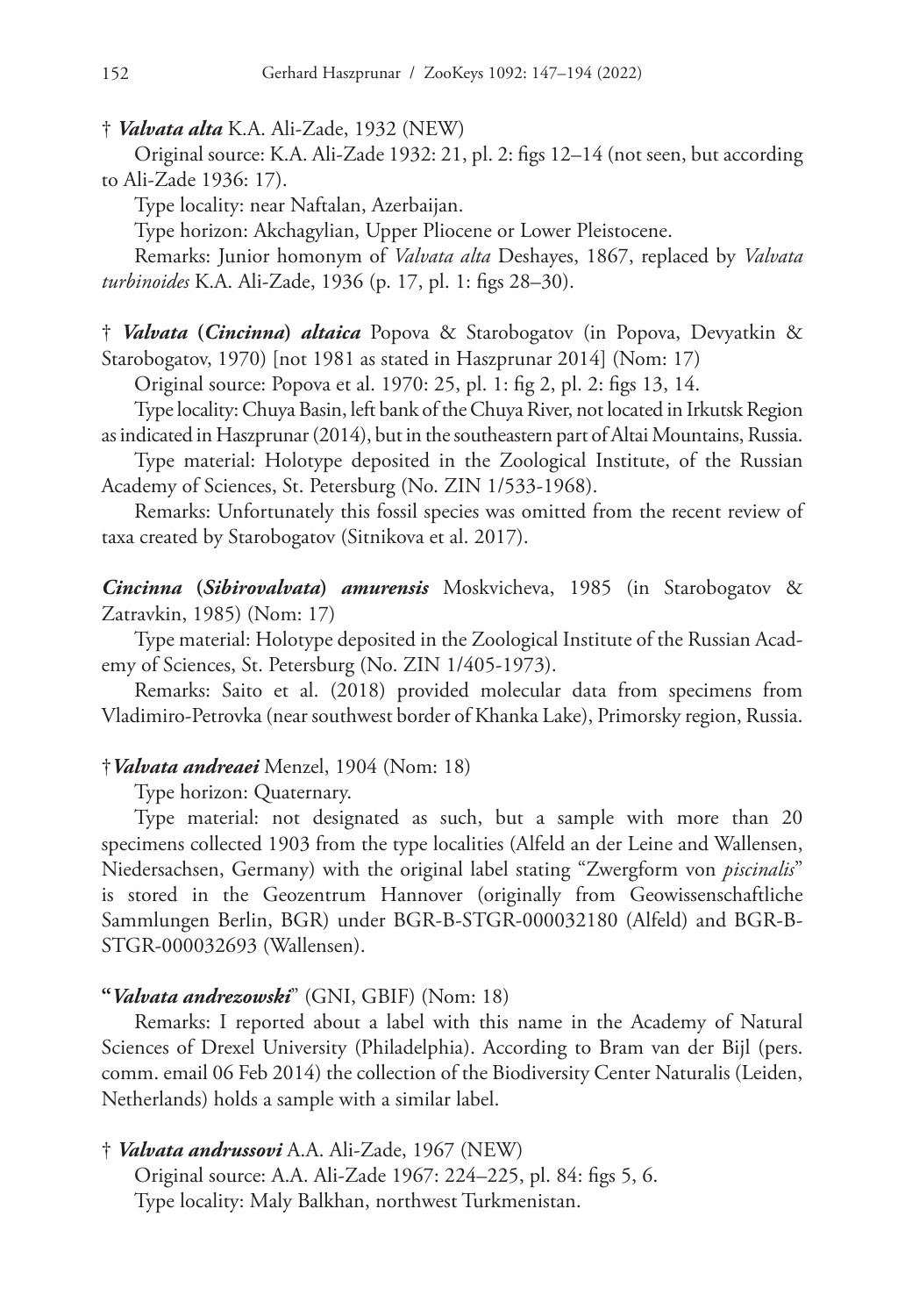† ***Valvata alta*** K.A. Ali-Zade, 1932 (NEW)

Original source: K.A. Ali-Zade 1932: 21, pl. 2: figs 12–14 (not seen, but according to Ali-Zade 1936: 17).

Type locality: near Naftalan, Azerbaijan.

Type horizon: Akchagylian, Upper Pliocene or Lower Pleistocene.

Remarks: Junior homonym of *Valvata alta* Deshayes, 1867, replaced by *Valvata turbinoides* K.A. Ali-Zade, 1936 (p. 17, pl. 1: figs 28–30).

† ***Valvata* (*Cincinna*) *altaica*** Popova & Starobogatov (in Popova, Devyatkin & Starobogatov, 1970) [not 1981 as stated in Haszprunar 2014] (Nom: 17)

Original source: Popova et al. 1970: 25, pl. 1: fig 2, pl. 2: figs 13, 14.

Type locality: Chuya Basin, left bank of the Chuya River, not located in Irkutsk Region as indicated in Haszprunar (2014), but in the southeastern part of Altai Mountains, Russia.

Type material: Holotype deposited in the Zoological Institute, of the Russian Academy of Sciences, St. Petersburg (No. ZIN 1/533-1968).

Remarks: Unfortunately this fossil species was omitted from the recent review of taxa created by Starobogatov (Sitnikova et al. 2017).

***Cincinna* (*Sibirovalvata*) *amurensis*** Moskvicheva, 1985 (in Starobogatov & Zatravkin, 1985) (Nom: 17)

Type material: Holotype deposited in the Zoological Institute of the Russian Academy of Sciences, St. Petersburg (No. ZIN 1/405-1973).

Remarks: Saito et al. (2018) provided molecular data from specimens from Vladimiro-Petrovka (near southwest border of Khanka Lake), Primorsky region, Russia.

†***Valvata andreaei*** Menzel, 1904 (Nom: 18)

Type horizon: Quaternary.

Type material: not designated as such, but a sample with more than 20 specimens collected 1903 from the type localities (Alfeld an der Leine and Wallensen, Niedersachsen, Germany) with the original label stating "Zwergform von *piscinalis*" is stored in the Geozentrum Hannover (originally from Geowissenschaftliche Sammlungen Berlin, BGR) under BGR-B-STGR-000032180 (Alfeld) and BGR-B-STGR-000032693 (Wallensen).

**"*Valvata andrezowski*"** (GNI, GBIF) (Nom: 18)

Remarks: I reported about a label with this name in the Academy of Natural Sciences of Drexel University (Philadelphia). According to Bram van der Bijl (pers. comm. email 06 Feb 2014) the collection of the Biodiversity Center Naturalis (Leiden, Netherlands) holds a sample with a similar label.

† ***Valvata andrussovi*** A.A. Ali-Zade, 1967 (NEW)

Original source: A.A. Ali-Zade 1967: 224–225, pl. 84: figs 5, 6.

Type locality: Maly Balkhan, northwest Turkmenistan.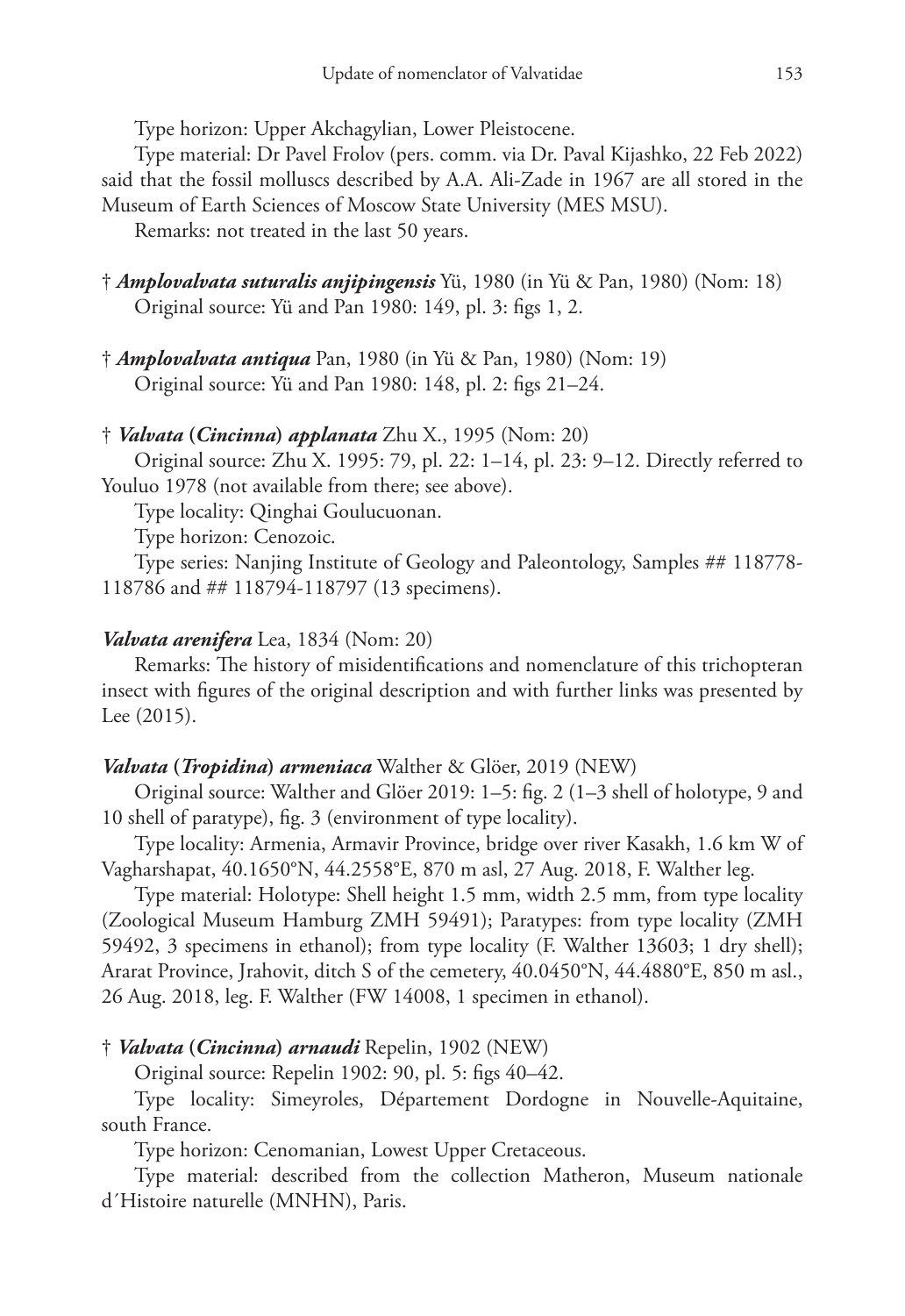Type horizon: Upper Akchagylian, Lower Pleistocene.

Type material: Dr Pavel Frolov (pers. comm. via Dr. Paval Kijashko, 22 Feb 2022) said that the fossil molluscs described by A.A. Ali-Zade in 1967 are all stored in the Museum of Earth Sciences of Moscow State University (MES MSU).

Remarks: not treated in the last 50 years.

† ***Amplovalvata suturalis anjipingensis*** Yü, 1980 (in Yü & Pan, 1980) (Nom: 18)

Original source: Yü and Pan 1980: 149, pl. 3: figs 1, 2.

† ***Amplovalvata antiqua*** Pan, 1980 (in Yü & Pan, 1980) (Nom: 19)

Original source: Yü and Pan 1980: 148, pl. 2: figs 21–24.

† ***Valvata* (*Cincinna*) *applanata*** Zhu X., 1995 (Nom: 20)

Original source: Zhu X. 1995: 79, pl. 22: 1–14, pl. 23: 9–12. Directly referred to Youluo 1978 (not available from there; see above).

Type locality: Qinghai Goulucuonan.

Type horizon: Cenozoic.

Type series: Nanjing Institute of Geology and Paleontology, Samples ## 118778-118786 and ## 118794-118797 (13 specimens).

***Valvata arenifera*** Lea, 1834 (Nom: 20)

Remarks: The history of misidentifications and nomenclature of this trichopteran insect with figures of the original description and with further links was presented by Lee (2015).

***Valvata* (*Tropidina*) *armeniaca*** Walther & Glöer, 2019 (NEW)

Original source: Walther and Glöer 2019: 1–5: fig. 2 (1–3 shell of holotype, 9 and 10 shell of paratype), fig. 3 (environment of type locality).

Type locality: Armenia, Armavir Province, bridge over river Kasakh, 1.6 km W of Vagharshapat, 40.1650°N, 44.2558°E, 870 m asl, 27 Aug. 2018, F. Walther leg.

Type material: Holotype: Shell height 1.5 mm, width 2.5 mm, from type locality (Zoological Museum Hamburg ZMH 59491); Paratypes: from type locality (ZMH 59492, 3 specimens in ethanol); from type locality (F. Walther 13603; 1 dry shell); Ararat Province, Jrahovit, ditch S of the cemetery, 40.0450°N, 44.4880°E, 850 m asl., 26 Aug. 2018, leg. F. Walther (FW 14008, 1 specimen in ethanol).

† ***Valvata* (*Cincinna*) *arnaudi*** Repelin, 1902 (NEW)

Original source: Repelin 1902: 90, pl. 5: figs 40–42.

Type locality: Simeyroles, Département Dordogne in Nouvelle-Aquitaine, south France.

Type horizon: Cenomanian, Lowest Upper Cretaceous.

Type material: described from the collection Matheron, Museum nationale d´Histoire naturelle (MNHN), Paris.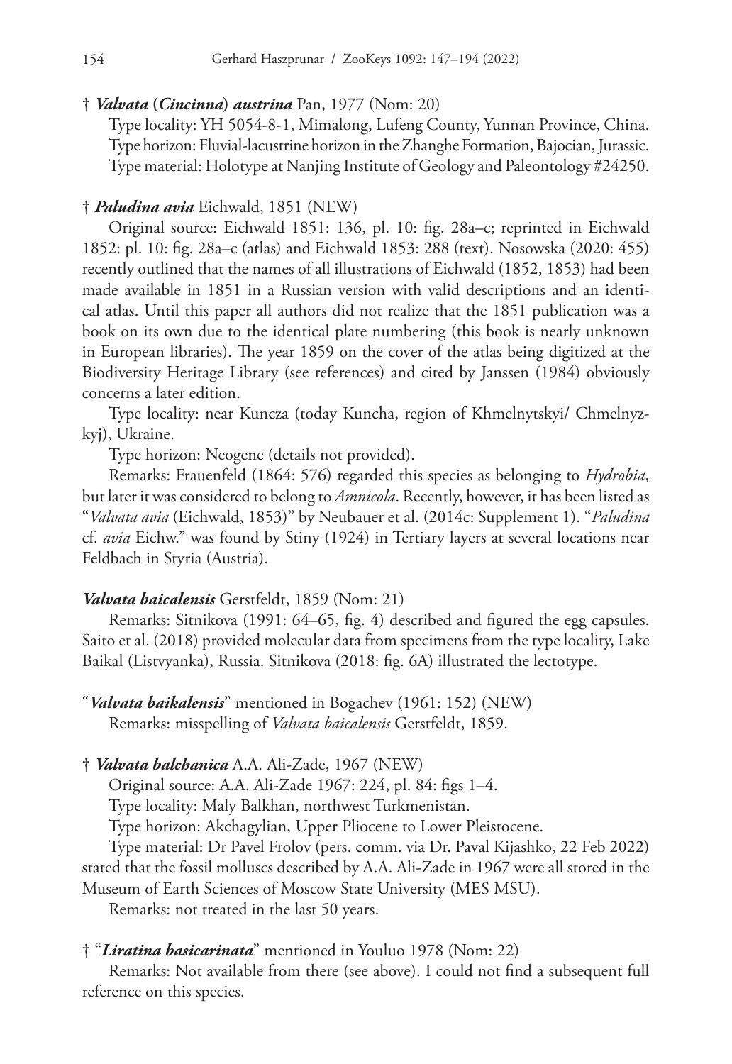† ***Valvata* (*Cincinna*) *austrina*** Pan, 1977 (Nom: 20)

Type locality: YH 5054-8-1, Mimalong, Lufeng County, Yunnan Province, China.
Type horizon: Fluvial-lacustrine horizon in the Zhanghe Formation, Bajocian, Jurassic.
Type material: Holotype at Nanjing Institute of Geology and Paleontology #24250.

† ***Paludina avia*** Eichwald, 1851 (NEW)

Original source: Eichwald 1851: 136, pl. 10: fig. 28a–c; reprinted in Eichwald 1852: pl. 10: fig. 28a–c (atlas) and Eichwald 1853: 288 (text). Nosowska (2020: 455) recently outlined that the names of all illustrations of Eichwald (1852, 1853) had been made available in 1851 in a Russian version with valid descriptions and an identical atlas. Until this paper all authors did not realize that the 1851 publication was a book on its own due to the identical plate numbering (this book is nearly unknown in European libraries). The year 1859 on the cover of the atlas being digitized at the Biodiversity Heritage Library (see references) and cited by Janssen (1984) obviously concerns a later edition.

Type locality: near Kuncza (today Kuncha, region of Khmelnytskyi/ Chmelnyzkyj), Ukraine.

Type horizon: Neogene (details not provided).

Remarks: Frauenfeld (1864: 576) regarded this species as belonging to *Hydrobia*, but later it was considered to belong to *Amnicola*. Recently, however, it has been listed as "*Valvata avia* (Eichwald, 1853)" by Neubauer et al. (2014c: Supplement 1). "*Paludina* cf. *avia* Eichw." was found by Stiny (1924) in Tertiary layers at several locations near Feldbach in Styria (Austria).

***Valvata baicalensis*** Gerstfeldt, 1859 (Nom: 21)

Remarks: Sitnikova (1991: 64–65, fig. 4) described and figured the egg capsules. Saito et al. (2018) provided molecular data from specimens from the type locality, Lake Baikal (Listvyanka), Russia. Sitnikova (2018: fig. 6A) illustrated the lectotype.

"***Valvata baikalensis***" mentioned in Bogachev (1961: 152) (NEW)

Remarks: misspelling of *Valvata baicalensis* Gerstfeldt, 1859.

† ***Valvata balchanica*** A.A. Ali-Zade, 1967 (NEW)

Original source: A.A. Ali-Zade 1967: 224, pl. 84: figs 1–4.

Type locality: Maly Balkhan, northwest Turkmenistan.

Type horizon: Akchagylian, Upper Pliocene to Lower Pleistocene.

Type material: Dr Pavel Frolov (pers. comm. via Dr. Paval Kijashko, 22 Feb 2022) stated that the fossil molluscs described by A.A. Ali-Zade in 1967 were all stored in the Museum of Earth Sciences of Moscow State University (MES MSU).

Remarks: not treated in the last 50 years.

† "***Liratina basicarinata***" mentioned in Youluo 1978 (Nom: 22)

Remarks: Not available from there (see above). I could not find a subsequent full reference on this species.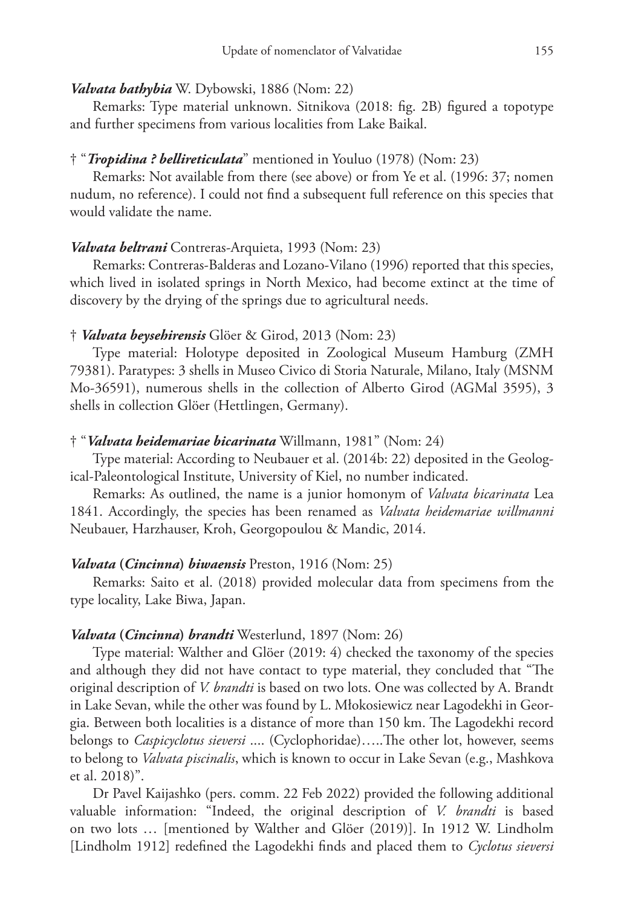***Valvata bathybia*** W. Dybowski, 1886 (Nom: 22)

Remarks: Type material unknown. Sitnikova (2018: fig. 2B) figured a topotype and further specimens from various localities from Lake Baikal.

† "***Tropidina ? bellireticulata***" mentioned in Youluo (1978) (Nom: 23)

Remarks: Not available from there (see above) or from Ye et al. (1996: 37; nomen nudum, no reference). I could not find a subsequent full reference on this species that would validate the name.

***Valvata beltrani*** Contreras-Arquieta, 1993 (Nom: 23)

Remarks: Contreras-Balderas and Lozano-Vilano (1996) reported that this species, which lived in isolated springs in North Mexico, had become extinct at the time of discovery by the drying of the springs due to agricultural needs.

† ***Valvata beysehirensis*** Glöer & Girod, 2013 (Nom: 23)

Type material: Holotype deposited in Zoological Museum Hamburg (ZMH 79381). Paratypes: 3 shells in Museo Civico di Storia Naturale, Milano, Italy (MSNM Mo-36591), numerous shells in the collection of Alberto Girod (AGMal 3595), 3 shells in collection Glöer (Hettlingen, Germany).

† "***Valvata heidemariae bicarinata*** Willmann, 1981" (Nom: 24)

Type material: According to Neubauer et al. (2014b: 22) deposited in the Geological-Paleontological Institute, University of Kiel, no number indicated.

Remarks: As outlined, the name is a junior homonym of *Valvata bicarinata* Lea 1841. Accordingly, the species has been renamed as *Valvata heidemariae willmanni* Neubauer, Harzhauser, Kroh, Georgopoulou & Mandic, 2014.

***Valvata* (*Cincinna*) *biwaensis*** Preston, 1916 (Nom: 25)

Remarks: Saito et al. (2018) provided molecular data from specimens from the type locality, Lake Biwa, Japan.

***Valvata* (*Cincinna*) *brandti*** Westerlund, 1897 (Nom: 26)

Type material: Walther and Glöer (2019: 4) checked the taxonomy of the species and although they did not have contact to type material, they concluded that "The original description of *V. brandti* is based on two lots. One was collected by A. Brandt in Lake Sevan, while the other was found by L. Młokosiewicz near Lagodekhi in Georgia. Between both localities is a distance of more than 150 km. The Lagodekhi record belongs to *Caspicyclotus sieversi* .... (Cyclophoridae)…..The other lot, however, seems to belong to *Valvata piscinalis*, which is known to occur in Lake Sevan (e.g., Mashkova et al. 2018)".

Dr Pavel Kaijashko (pers. comm. 22 Feb 2022) provided the following additional valuable information: "Indeed, the original description of *V. brandti* is based on two lots … [mentioned by Walther and Glöer (2019)]. In 1912 W. Lindholm [Lindholm 1912] redefined the Lagodekhi finds and placed them to *Cyclotus sieversi*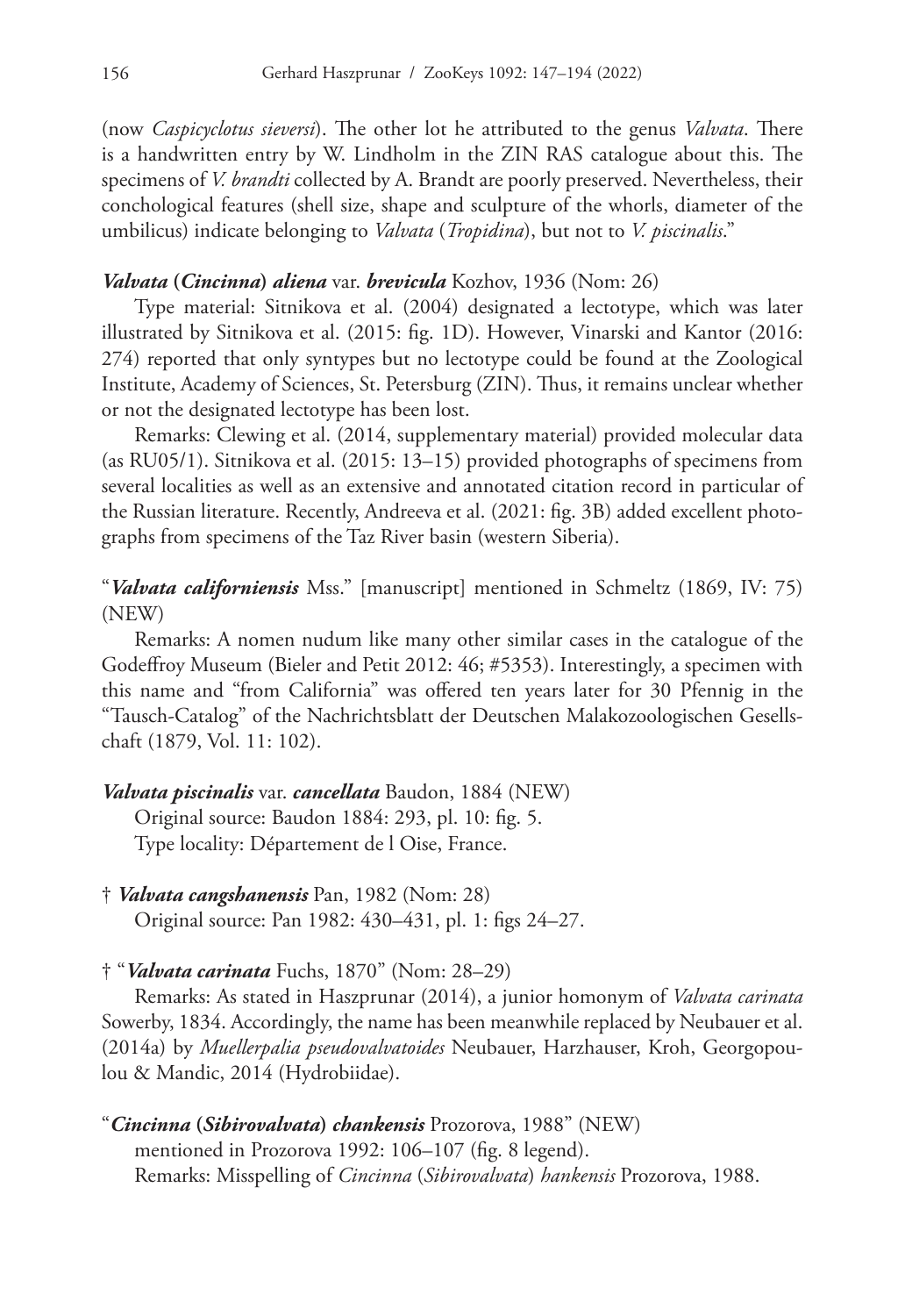(now *Caspicyclotus sieversi*). The other lot he attributed to the genus *Valvata*. There is a handwritten entry by W. Lindholm in the ZIN RAS catalogue about this. The specimens of *V. brandti* collected by A. Brandt are poorly preserved. Nevertheless, their conchological features (shell size, shape and sculpture of the whorls, diameter of the umbilicus) indicate belonging to *Valvata* (*Tropidina*), but not to *V. piscinalis*."

***Valvata* (*Cincinna*) *aliena*** var. ***brevicula*** Kozhov, 1936 (Nom: 26)

Type material: Sitnikova et al. (2004) designated a lectotype, which was later illustrated by Sitnikova et al. (2015: fig. 1D). However, Vinarski and Kantor (2016: 274) reported that only syntypes but no lectotype could be found at the Zoological Institute, Academy of Sciences, St. Petersburg (ZIN). Thus, it remains unclear whether or not the designated lectotype has been lost.

Remarks: Clewing et al. (2014, supplementary material) provided molecular data (as RU05/1). Sitnikova et al. (2015: 13–15) provided photographs of specimens from several localities as well as an extensive and annotated citation record in particular of the Russian literature. Recently, Andreeva et al. (2021: fig. 3B) added excellent photographs from specimens of the Taz River basin (western Siberia).

"***Valvata californiensis*** Mss." [manuscript] mentioned in Schmeltz (1869, IV: 75) (NEW)

Remarks: A nomen nudum like many other similar cases in the catalogue of the Godeffroy Museum (Bieler and Petit 2012: 46; #5353). Interestingly, a specimen with this name and "from California" was offered ten years later for 30 Pfennig in the "Tausch-Catalog" of the Nachrichtsblatt der Deutschen Malakozoologischen Gesellschaft (1879, Vol. 11: 102).

***Valvata piscinalis*** var. ***cancellata*** Baudon, 1884 (NEW)

Original source: Baudon 1884: 293, pl. 10: fig. 5.

Type locality: Département de l Oise, France.

† ***Valvata cangshanensis*** Pan, 1982 (Nom: 28)

Original source: Pan 1982: 430–431, pl. 1: figs 24–27.

† "***Valvata carinata*** Fuchs, 1870" (Nom: 28–29)

Remarks: As stated in Haszprunar (2014), a junior homonym of *Valvata carinata* Sowerby, 1834. Accordingly, the name has been meanwhile replaced by Neubauer et al. (2014a) by *Muellerpalia pseudovalvatoides* Neubauer, Harzhauser, Kroh, Georgopoulou & Mandic, 2014 (Hydrobiidae).

"***Cincinna* (*Sibirovalvata*) *chankensis*** Prozorova, 1988" (NEW)

mentioned in Prozorova 1992: 106–107 (fig. 8 legend).

Remarks: Misspelling of *Cincinna* (*Sibirovalvata*) *hankensis* Prozorova, 1988.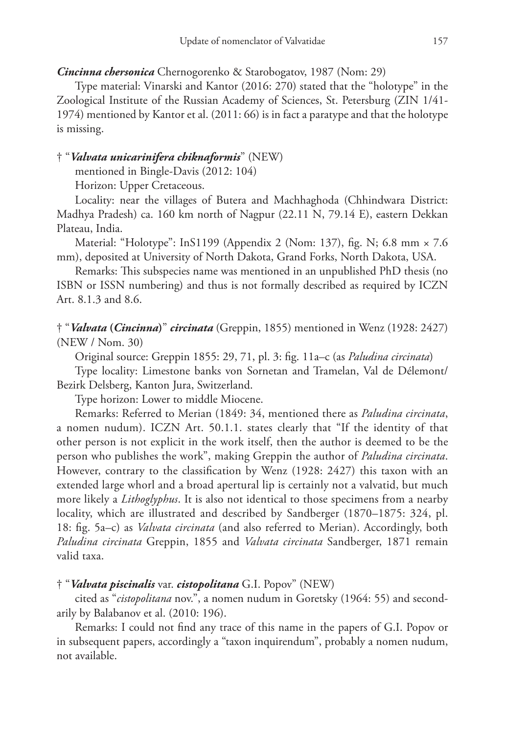***Cincinna chersonica*** Chernogorenko & Starobogatov, 1987 (Nom: 29)

Type material: Vinarski and Kantor (2016: 270) stated that the "holotype" in the Zoological Institute of the Russian Academy of Sciences, St. Petersburg (ZIN 1/41-1974) mentioned by Kantor et al. (2011: 66) is in fact a paratype and that the holotype is missing.

† "***Valvata unicarinifera chiknaformis***" (NEW)

mentioned in Bingle-Davis (2012: 104)

Horizon: Upper Cretaceous.

Locality: near the villages of Butera and Machhaghoda (Chhindwara District: Madhya Pradesh) ca. 160 km north of Nagpur (22.11 N, 79.14 E), eastern Dekkan Plateau, India.

Material: "Holotype": InS1199 (Appendix 2 (Nom: 137), fig. N; 6.8 mm × 7.6 mm), deposited at University of North Dakota, Grand Forks, North Dakota, USA.

Remarks: This subspecies name was mentioned in an unpublished PhD thesis (no ISBN or ISSN numbering) and thus is not formally described as required by ICZN Art. 8.1.3 and 8.6.

† "***Valvata* (*Cincinna*)**" ***circinata*** (Greppin, 1855) mentioned in Wenz (1928: 2427) (NEW / Nom. 30)

Original source: Greppin 1855: 29, 71, pl. 3: fig. 11a–c (as *Paludina circinata*)

Type locality: Limestone banks von Sornetan and Tramelan, Val de Délemont/ Bezirk Delsberg, Kanton Jura, Switzerland.

Type horizon: Lower to middle Miocene.

Remarks: Referred to Merian (1849: 34, mentioned there as *Paludina circinata*, a nomen nudum). ICZN Art. 50.1.1. states clearly that "If the identity of that other person is not explicit in the work itself, then the author is deemed to be the person who publishes the work", making Greppin the author of *Paludina circinata*. However, contrary to the classification by Wenz (1928: 2427) this taxon with an extended large whorl and a broad apertural lip is certainly not a valvatid, but much more likely a *Lithoglyphus*. It is also not identical to those specimens from a nearby locality, which are illustrated and described by Sandberger (1870–1875: 324, pl. 18: fig. 5a–c) as *Valvata circinata* (and also referred to Merian). Accordingly, both *Paludina circinata* Greppin, 1855 and *Valvata circinata* Sandberger, 1871 remain valid taxa.

† "***Valvata piscinalis*** var. ***cistopolitana*** G.I. Popov" (NEW)

cited as "*cistopolitana* nov.", a nomen nudum in Goretsky (1964: 55) and secondarily by Balabanov et al. (2010: 196).

Remarks: I could not find any trace of this name in the papers of G.I. Popov or in subsequent papers, accordingly a "taxon inquirendum", probably a nomen nudum, not available.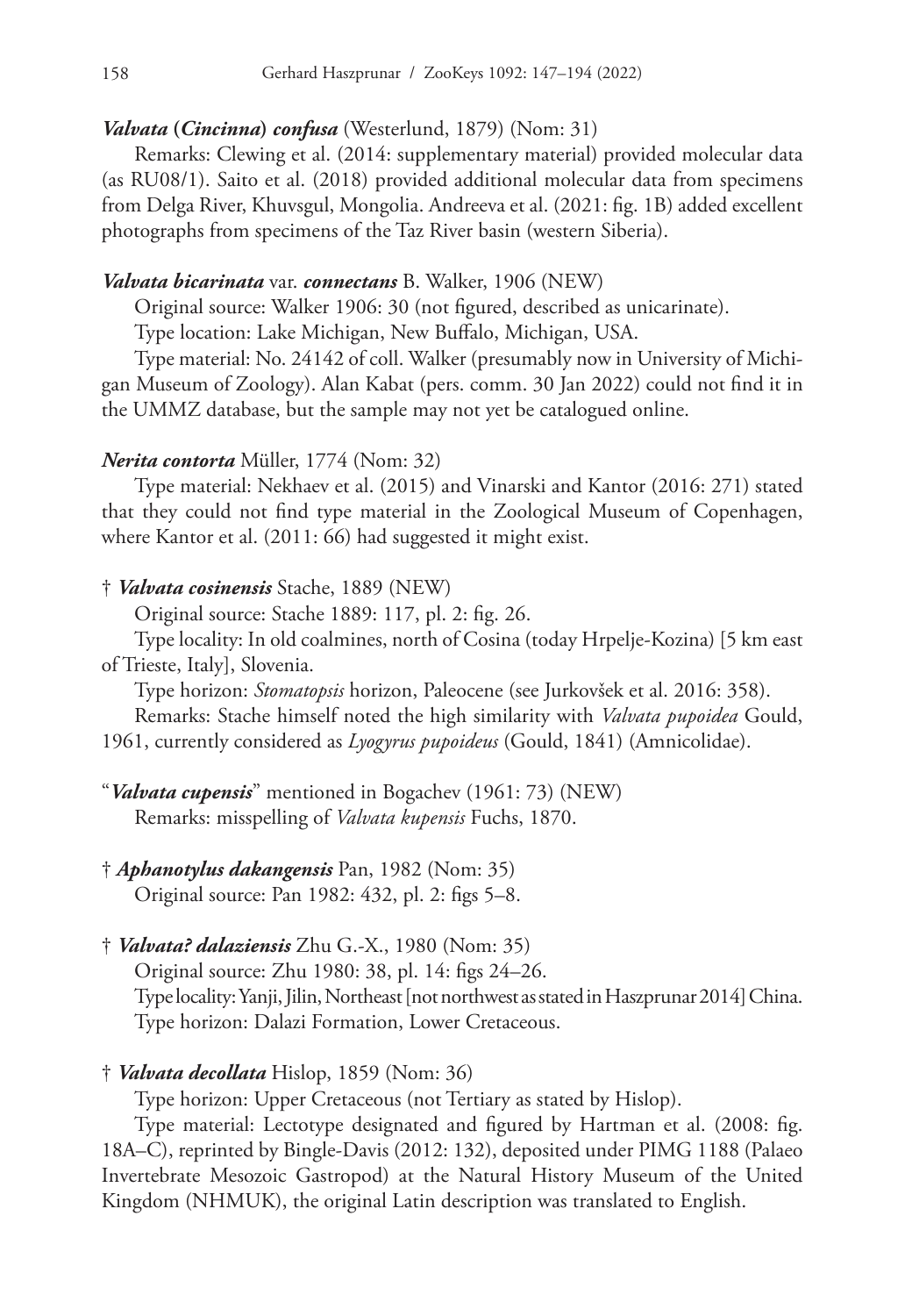***Valvata* (*Cincinna*) *confusa*** (Westerlund, 1879) (Nom: 31)

Remarks: Clewing et al. (2014: supplementary material) provided molecular data (as RU08/1). Saito et al. (2018) provided additional molecular data from specimens from Delga River, Khuvsgul, Mongolia. Andreeva et al. (2021: fig. 1B) added excellent photographs from specimens of the Taz River basin (western Siberia).

***Valvata bicarinata* var. *connectans*** B. Walker, 1906 (NEW)

Original source: Walker 1906: 30 (not figured, described as unicarinate).

Type location: Lake Michigan, New Buffalo, Michigan, USA.

Type material: No. 24142 of coll. Walker (presumably now in University of Michigan Museum of Zoology). Alan Kabat (pers. comm. 30 Jan 2022) could not find it in the UMMZ database, but the sample may not yet be catalogued online.

***Nerita contorta*** Müller, 1774 (Nom: 32)

Type material: Nekhaev et al. (2015) and Vinarski and Kantor (2016: 271) stated that they could not find type material in the Zoological Museum of Copenhagen, where Kantor et al. (2011: 66) had suggested it might exist.

† ***Valvata cosinensis*** Stache, 1889 (NEW)

Original source: Stache 1889: 117, pl. 2: fig. 26.

Type locality: In old coalmines, north of Cosina (today Hrpelje-Kozina) [5 km east of Trieste, Italy], Slovenia.

Type horizon: *Stomatopsis* horizon, Paleocene (see Jurkovšek et al. 2016: 358).

Remarks: Stache himself noted the high similarity with *Valvata pupoidea* Gould, 1961, currently considered as *Lyogyrus pupoideus* (Gould, 1841) (Amnicolidae).

"***Valvata cupensis***" mentioned in Bogachev (1961: 73) (NEW)

Remarks: misspelling of *Valvata kupensis* Fuchs, 1870.

† ***Aphanotylus dakangensis*** Pan, 1982 (Nom: 35)

Original source: Pan 1982: 432, pl. 2: figs 5–8.

† ***Valvata? dalaziensis*** Zhu G.-X., 1980 (Nom: 35)

Original source: Zhu 1980: 38, pl. 14: figs 24–26.

Type locality: Yanji, Jilin, Northeast [not northwest as stated in Haszprunar 2014] China.

Type horizon: Dalazi Formation, Lower Cretaceous.

† ***Valvata decollata*** Hislop, 1859 (Nom: 36)

Type horizon: Upper Cretaceous (not Tertiary as stated by Hislop).

Type material: Lectotype designated and figured by Hartman et al. (2008: fig. 18A–C), reprinted by Bingle-Davis (2012: 132), deposited under PIMG 1188 (Palaeo Invertebrate Mesozoic Gastropod) at the Natural History Museum of the United Kingdom (NHMUK), the original Latin description was translated to English.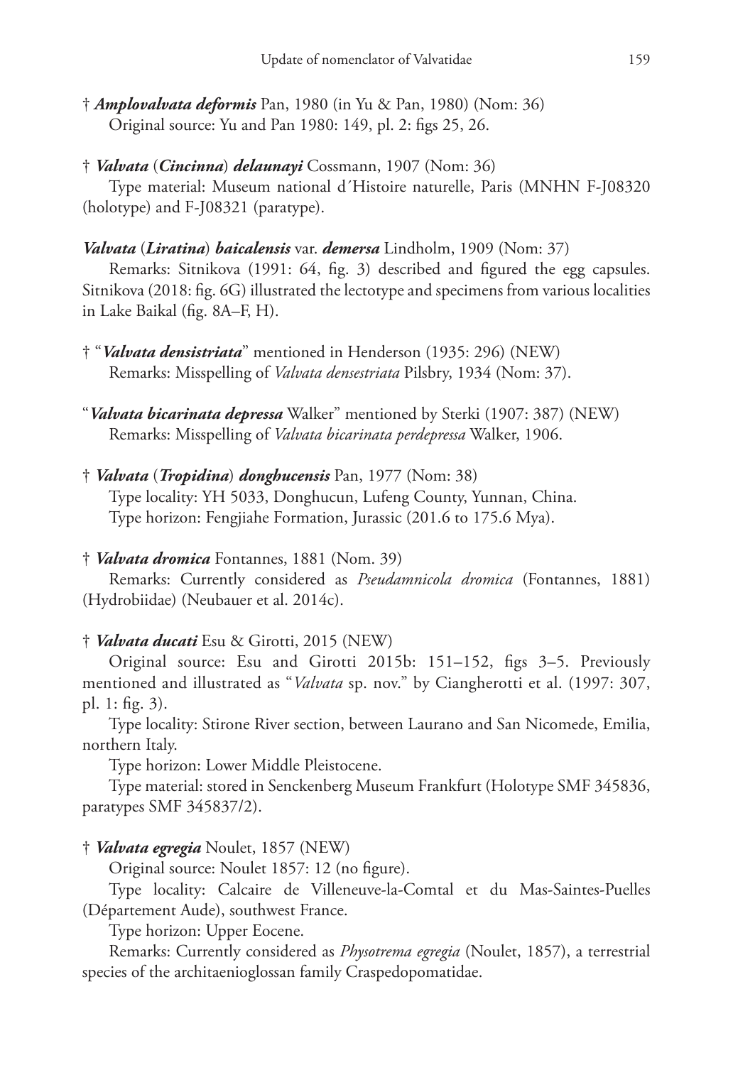† ***Amplovalvata deformis*** Pan, 1980 (in Yu & Pan, 1980) (Nom: 36)
Original source: Yu and Pan 1980: 149, pl. 2: figs 25, 26.

† ***Valvata*** (***Cincinna***) ***delaunayi*** Cossmann, 1907 (Nom: 36)
Type material: Museum national d´Histoire naturelle, Paris (MNHN F-J08320 (holotype) and F-J08321 (paratype).

***Valvata*** (***Liratina***) ***baicalensis*** var. ***demersa*** Lindholm, 1909 (Nom: 37)
Remarks: Sitnikova (1991: 64, fig. 3) described and figured the egg capsules. Sitnikova (2018: fig. 6G) illustrated the lectotype and specimens from various localities in Lake Baikal (fig. 8A–F, H).

† "***Valvata densistriata***" mentioned in Henderson (1935: 296) (NEW)
Remarks: Misspelling of *Valvata densestriata* Pilsbry, 1934 (Nom: 37).

"***Valvata bicarinata depressa*** Walker" mentioned by Sterki (1907: 387) (NEW)
Remarks: Misspelling of *Valvata bicarinata perdepressa* Walker, 1906.

† ***Valvata*** (***Tropidina***) ***donghucensis*** Pan, 1977 (Nom: 38)
Type locality: YH 5033, Donghucun, Lufeng County, Yunnan, China.
Type horizon: Fengjiahe Formation, Jurassic (201.6 to 175.6 Mya).

† ***Valvata dromica*** Fontannes, 1881 (Nom. 39)
Remarks: Currently considered as *Pseudamnicola dromica* (Fontannes, 1881) (Hydrobiidae) (Neubauer et al. 2014c).

† ***Valvata ducati*** Esu & Girotti, 2015 (NEW)
Original source: Esu and Girotti 2015b: 151–152, figs 3–5. Previously mentioned and illustrated as "*Valvata* sp. nov." by Ciangherotti et al. (1997: 307, pl. 1: fig. 3).
Type locality: Stirone River section, between Laurano and San Nicomede, Emilia, northern Italy.
Type horizon: Lower Middle Pleistocene.
Type material: stored in Senckenberg Museum Frankfurt (Holotype SMF 345836, paratypes SMF 345837/2).

† ***Valvata egregia*** Noulet, 1857 (NEW)
Original source: Noulet 1857: 12 (no figure).
Type locality: Calcaire de Villeneuve-la-Comtal et du Mas-Saintes-Puelles (Département Aude), southwest France.
Type horizon: Upper Eocene.
Remarks: Currently considered as *Physotrema egregia* (Noulet, 1857), a terrestrial species of the architaenioglossan family Craspedopomatidae.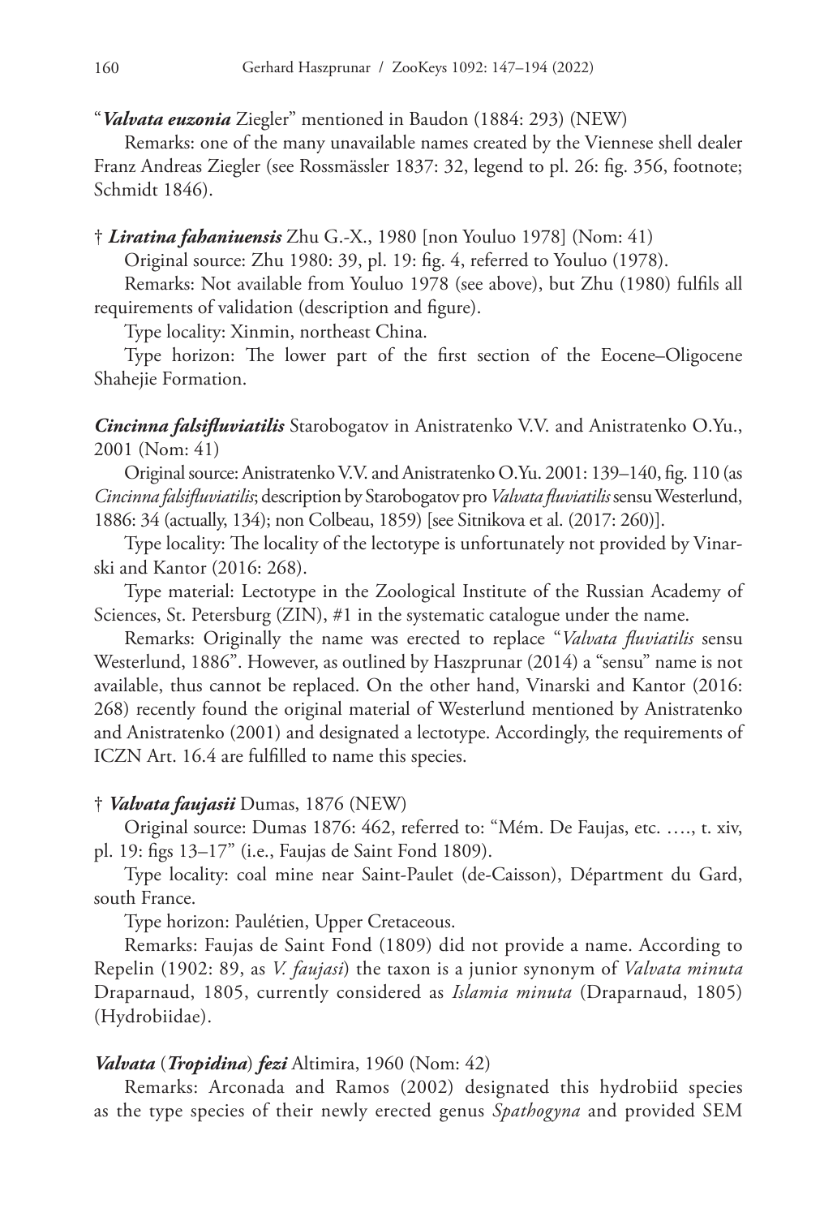"***Valvata euzonia*** Ziegler" mentioned in Baudon (1884: 293) (NEW)

Remarks: one of the many unavailable names created by the Viennese shell dealer Franz Andreas Ziegler (see Rossmässler 1837: 32, legend to pl. 26: fig. 356, footnote; Schmidt 1846).

† ***Liratina fahaniuensis*** Zhu G.-X., 1980 [non Youluo 1978] (Nom: 41)

Original source: Zhu 1980: 39, pl. 19: fig. 4, referred to Youluo (1978).

Remarks: Not available from Youluo 1978 (see above), but Zhu (1980) fulfils all requirements of validation (description and figure).

Type locality: Xinmin, northeast China.

Type horizon: The lower part of the first section of the Eocene–Oligocene Shahejie Formation.

***Cincinna falsifluviatilis*** Starobogatov in Anistratenko V.V. and Anistratenko O.Yu., 2001 (Nom: 41)

Original source: Anistratenko V.V. and Anistratenko O.Yu. 2001: 139–140, fig. 110 (as *Cincinna falsifluviatilis*; description by Starobogatov pro *Valvata fluviatilis* sensu Westerlund, 1886: 34 (actually, 134); non Colbeau, 1859) [see Sitnikova et al. (2017: 260)].

Type locality: The locality of the lectotype is unfortunately not provided by Vinarski and Kantor (2016: 268).

Type material: Lectotype in the Zoological Institute of the Russian Academy of Sciences, St. Petersburg (ZIN), #1 in the systematic catalogue under the name.

Remarks: Originally the name was erected to replace "*Valvata fluviatilis* sensu Westerlund, 1886". However, as outlined by Haszprunar (2014) a "sensu" name is not available, thus cannot be replaced. On the other hand, Vinarski and Kantor (2016: 268) recently found the original material of Westerlund mentioned by Anistratenko and Anistratenko (2001) and designated a lectotype. Accordingly, the requirements of ICZN Art. 16.4 are fulfilled to name this species.

† ***Valvata faujasii*** Dumas, 1876 (NEW)

Original source: Dumas 1876: 462, referred to: "Mém. De Faujas, etc. …., t. xiv, pl. 19: figs 13–17" (i.e., Faujas de Saint Fond 1809).

Type locality: coal mine near Saint-Paulet (de-Caisson), Départment du Gard, south France.

Type horizon: Paulétien, Upper Cretaceous.

Remarks: Faujas de Saint Fond (1809) did not provide a name. According to Repelin (1902: 89, as *V. faujasi*) the taxon is a junior synonym of *Valvata minuta* Draparnaud, 1805, currently considered as *Islamia minuta* (Draparnaud, 1805) (Hydrobiidae).

***Valvata*** (***Tropidina***) ***fezi*** Altimira, 1960 (Nom: 42)

Remarks: Arconada and Ramos (2002) designated this hydrobiid species as the type species of their newly erected genus *Spathogyna* and provided SEM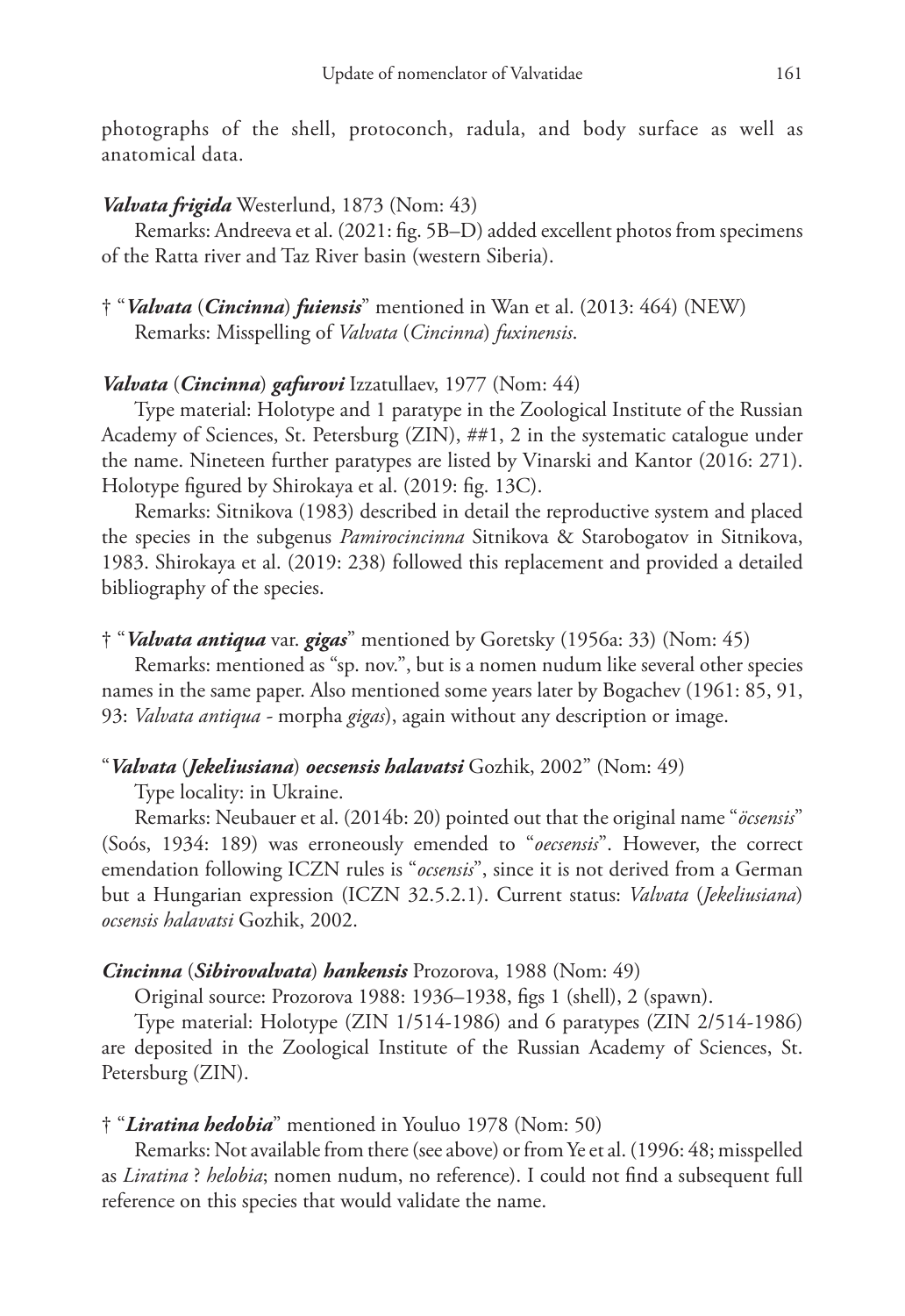photographs of the shell, protoconch, radula, and body surface as well as anatomical data.

***Valvata frigida*** Westerlund, 1873 (Nom: 43)

Remarks: Andreeva et al. (2021: fig. 5B–D) added excellent photos from specimens of the Ratta river and Taz River basin (western Siberia).

† "***Valvata* (*Cincinna*) *fuiensis***" mentioned in Wan et al. (2013: 464) (NEW)

Remarks: Misspelling of *Valvata* (*Cincinna*) *fuxinensis*.

***Valvata* (*Cincinna*) *gafurovi*** Izzatullaev, 1977 (Nom: 44)

Type material: Holotype and 1 paratype in the Zoological Institute of the Russian Academy of Sciences, St. Petersburg (ZIN), ##1, 2 in the systematic catalogue under the name. Nineteen further paratypes are listed by Vinarski and Kantor (2016: 271). Holotype figured by Shirokaya et al. (2019: fig. 13C).

Remarks: Sitnikova (1983) described in detail the reproductive system and placed the species in the subgenus *Pamirocincinna* Sitnikova & Starobogatov in Sitnikova, 1983. Shirokaya et al. (2019: 238) followed this replacement and provided a detailed bibliography of the species.

† "***Valvata antiqua*** var. ***gigas***" mentioned by Goretsky (1956a: 33) (Nom: 45)

Remarks: mentioned as "sp. nov.", but is a nomen nudum like several other species names in the same paper. Also mentioned some years later by Bogachev (1961: 85, 91, 93: *Valvata antiqua* - morpha *gigas*), again without any description or image.

"***Valvata* (*Jekeliusiana*) *oecsensis halavatsi*** Gozhik, 2002" (Nom: 49)

Type locality: in Ukraine.

Remarks: Neubauer et al. (2014b: 20) pointed out that the original name "*öcsensis*" (Soós, 1934: 189) was erroneously emended to "*oecsensis*". However, the correct emendation following ICZN rules is "*ocsensis*", since it is not derived from a German but a Hungarian expression (ICZN 32.5.2.1). Current status: *Valvata* (*Jekeliusiana*) *ocsensis halavatsi* Gozhik, 2002.

***Cincinna* (*Sibirovalvata*) *hankensis*** Prozorova, 1988 (Nom: 49)

Original source: Prozorova 1988: 1936–1938, figs 1 (shell), 2 (spawn).

Type material: Holotype (ZIN 1/514-1986) and 6 paratypes (ZIN 2/514-1986) are deposited in the Zoological Institute of the Russian Academy of Sciences, St. Petersburg (ZIN).

† "***Liratina hedobia***" mentioned in Youluo 1978 (Nom: 50)

Remarks: Not available from there (see above) or from Ye et al. (1996: 48; misspelled as *Liratina* ? *helobia*; nomen nudum, no reference). I could not find a subsequent full reference on this species that would validate the name.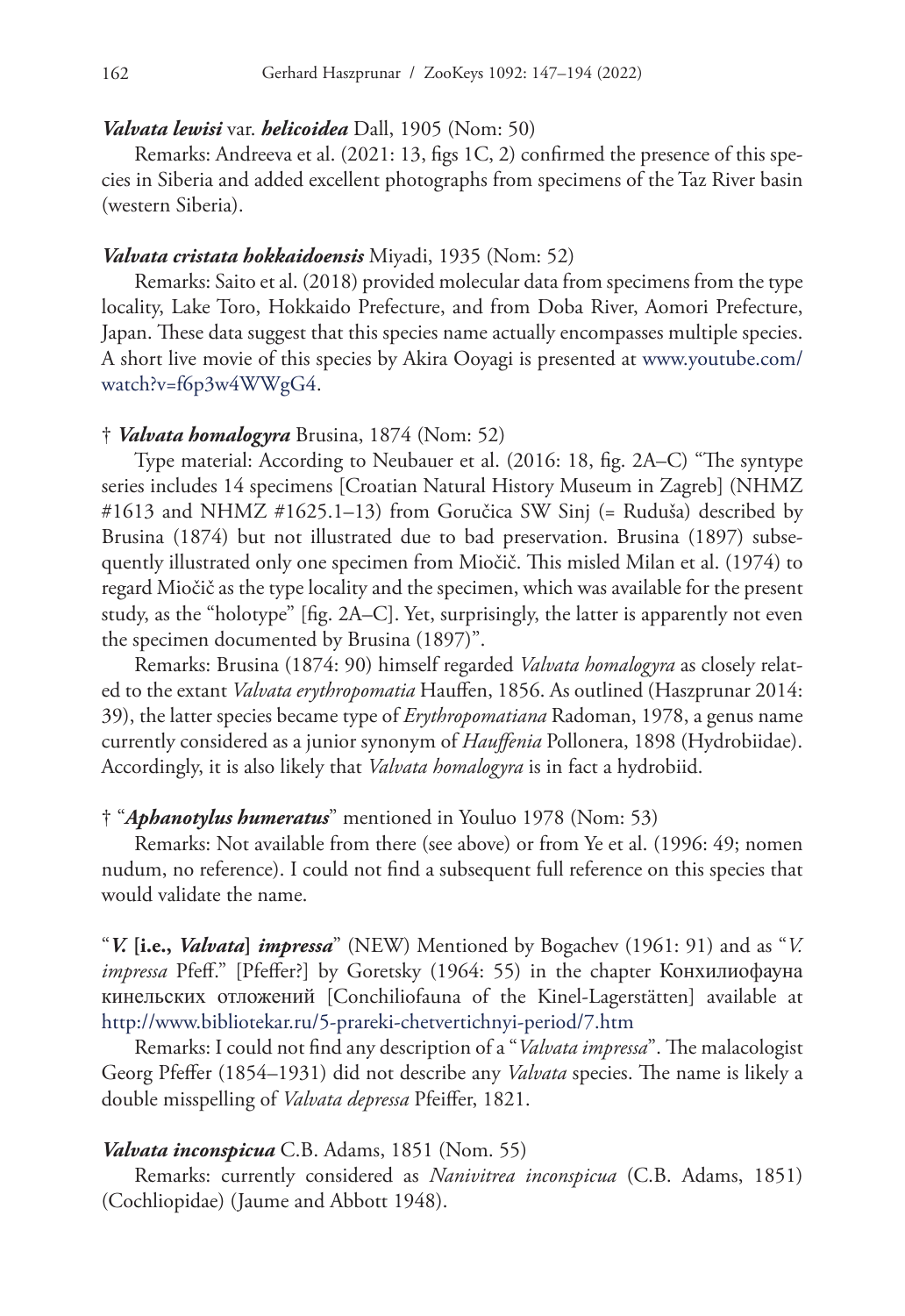***Valvata lewisi*** var. ***helicoidea*** Dall, 1905 (Nom: 50)

Remarks: Andreeva et al. (2021: 13, figs 1C, 2) confirmed the presence of this species in Siberia and added excellent photographs from specimens of the Taz River basin (western Siberia).

***Valvata cristata hokkaidoensis*** Miyadi, 1935 (Nom: 52)

Remarks: Saito et al. (2018) provided molecular data from specimens from the type locality, Lake Toro, Hokkaido Prefecture, and from Doba River, Aomori Prefecture, Japan. These data suggest that this species name actually encompasses multiple species. A short live movie of this species by Akira Ooyagi is presented at www.youtube.com/watch?v=f6p3w4WWgG4.

† ***Valvata homalogyra*** Brusina, 1874 (Nom: 52)

Type material: According to Neubauer et al. (2016: 18, fig. 2A–C) "The syntype series includes 14 specimens [Croatian Natural History Museum in Zagreb] (NHMZ #1613 and NHMZ #1625.1–13) from Goručica SW Sinj (= Ruduša) described by Brusina (1874) but not illustrated due to bad preservation. Brusina (1897) subsequently illustrated only one specimen from Miočič. This misled Milan et al. (1974) to regard Miočič as the type locality and the specimen, which was available for the present study, as the "holotype" [fig. 2A–C]. Yet, surprisingly, the latter is apparently not even the specimen documented by Brusina (1897)".

Remarks: Brusina (1874: 90) himself regarded *Valvata homalogyra* as closely related to the extant *Valvata erythropomatia* Hauffen, 1856. As outlined (Haszprunar 2014: 39), the latter species became type of *Erythropomatiana* Radoman, 1978, a genus name currently considered as a junior synonym of *Hauffenia* Pollonera, 1898 (Hydrobiidae). Accordingly, it is also likely that *Valvata homalogyra* is in fact a hydrobiid.

† "***Aphanotylus humeratus***" mentioned in Youluo 1978 (Nom: 53)

Remarks: Not available from there (see above) or from Ye et al. (1996: 49; nomen nudum, no reference). I could not find a subsequent full reference on this species that would validate the name.

"***V.* [i.e., *Valvata*] *impressa***" (NEW) Mentioned by Bogachev (1961: 91) and as "*V. impressa* Pfeff." [Pfeffer?] by Goretsky (1964: 55) in the chapter Конхилиофауна кинельских отложений [Conchiliofauna of the Kinel-Lagerstätten] available at http://www.bibliotekar.ru/5-prareki-chetvertichnyi-period/7.htm

Remarks: I could not find any description of a "*Valvata impressa*". The malacologist Georg Pfeffer (1854–1931) did not describe any *Valvata* species. The name is likely a double misspelling of *Valvata depressa* Pfeiffer, 1821.

***Valvata inconspicua*** C.B. Adams, 1851 (Nom. 55)

Remarks: currently considered as *Nanivitrea inconspicua* (C.B. Adams, 1851) (Cochliopidae) (Jaume and Abbott 1948).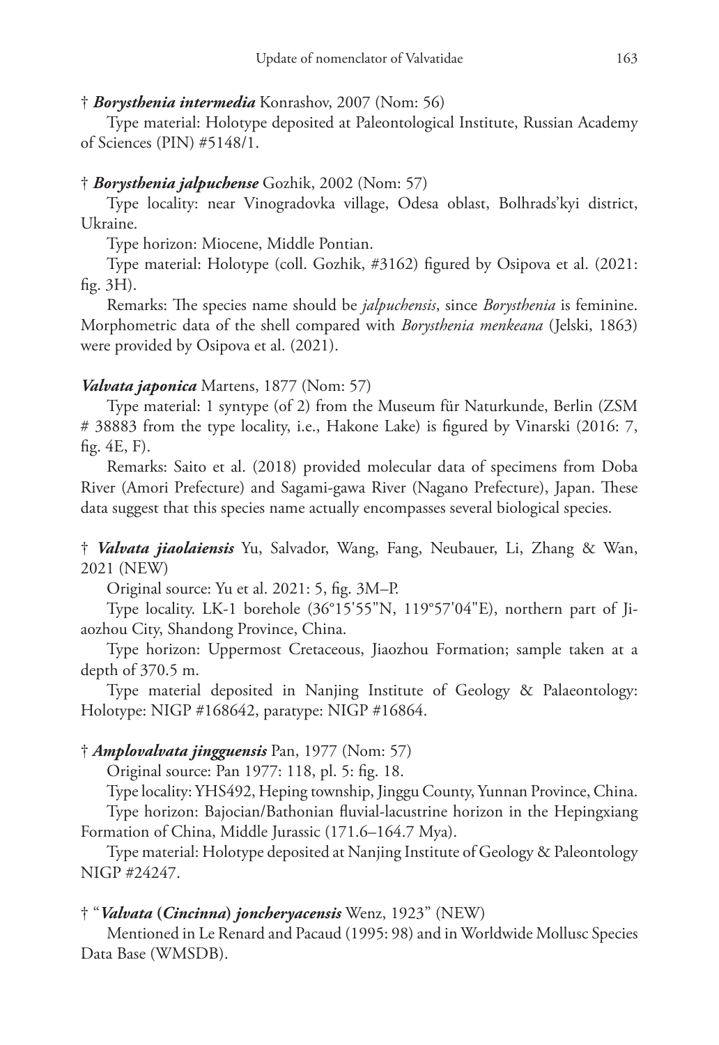† ***Borysthenia intermedia*** Konrashov, 2007 (Nom: 56)

Type material: Holotype deposited at Paleontological Institute, Russian Academy of Sciences (PIN) #5148/1.

† ***Borysthenia jalpuchense*** Gozhik, 2002 (Nom: 57)

Type locality: near Vinogradovka village, Odesa oblast, Bolhrads'kyi district, Ukraine.

Type horizon: Miocene, Middle Pontian.

Type material: Holotype (coll. Gozhik, #3162) figured by Osipova et al. (2021: fig. 3H).

Remarks: The species name should be *jalpuchensis*, since *Borysthenia* is feminine. Morphometric data of the shell compared with *Borysthenia menkeana* (Jelski, 1863) were provided by Osipova et al. (2021).

***Valvata japonica*** Martens, 1877 (Nom: 57)

Type material: 1 syntype (of 2) from the Museum für Naturkunde, Berlin (ZSM # 38883 from the type locality, i.e., Hakone Lake) is figured by Vinarski (2016: 7, fig. 4E, F).

Remarks: Saito et al. (2018) provided molecular data of specimens from Doba River (Amori Prefecture) and Sagami-gawa River (Nagano Prefecture), Japan. These data suggest that this species name actually encompasses several biological species.

† ***Valvata jiaolaiensis*** Yu, Salvador, Wang, Fang, Neubauer, Li, Zhang & Wan, 2021 (NEW)

Original source: Yu et al. 2021: 5, fig. 3M–P.

Type locality. LK-1 borehole (36°15'55"N, 119°57'04"E), northern part of Jiaozhou City, Shandong Province, China.

Type horizon: Uppermost Cretaceous, Jiaozhou Formation; sample taken at a depth of 370.5 m.

Type material deposited in Nanjing Institute of Geology & Palaeontology: Holotype: NIGP #168642, paratype: NIGP #16864.

† ***Amplovalvata jingguensis*** Pan, 1977 (Nom: 57)

Original source: Pan 1977: 118, pl. 5: fig. 18.

Type locality: YHS492, Heping township, Jinggu County, Yunnan Province, China.

Type horizon: Bajocian/Bathonian fluvial-lacustrine horizon in the Hepingxiang Formation of China, Middle Jurassic (171.6–164.7 Mya).

Type material: Holotype deposited at Nanjing Institute of Geology & Paleontology NIGP #24247.

† "***Valvata* (*Cincinna*) *joncheryacensis*** Wenz, 1923" (NEW)

Mentioned in Le Renard and Pacaud (1995: 98) and in Worldwide Mollusc Species Data Base (WMSDB).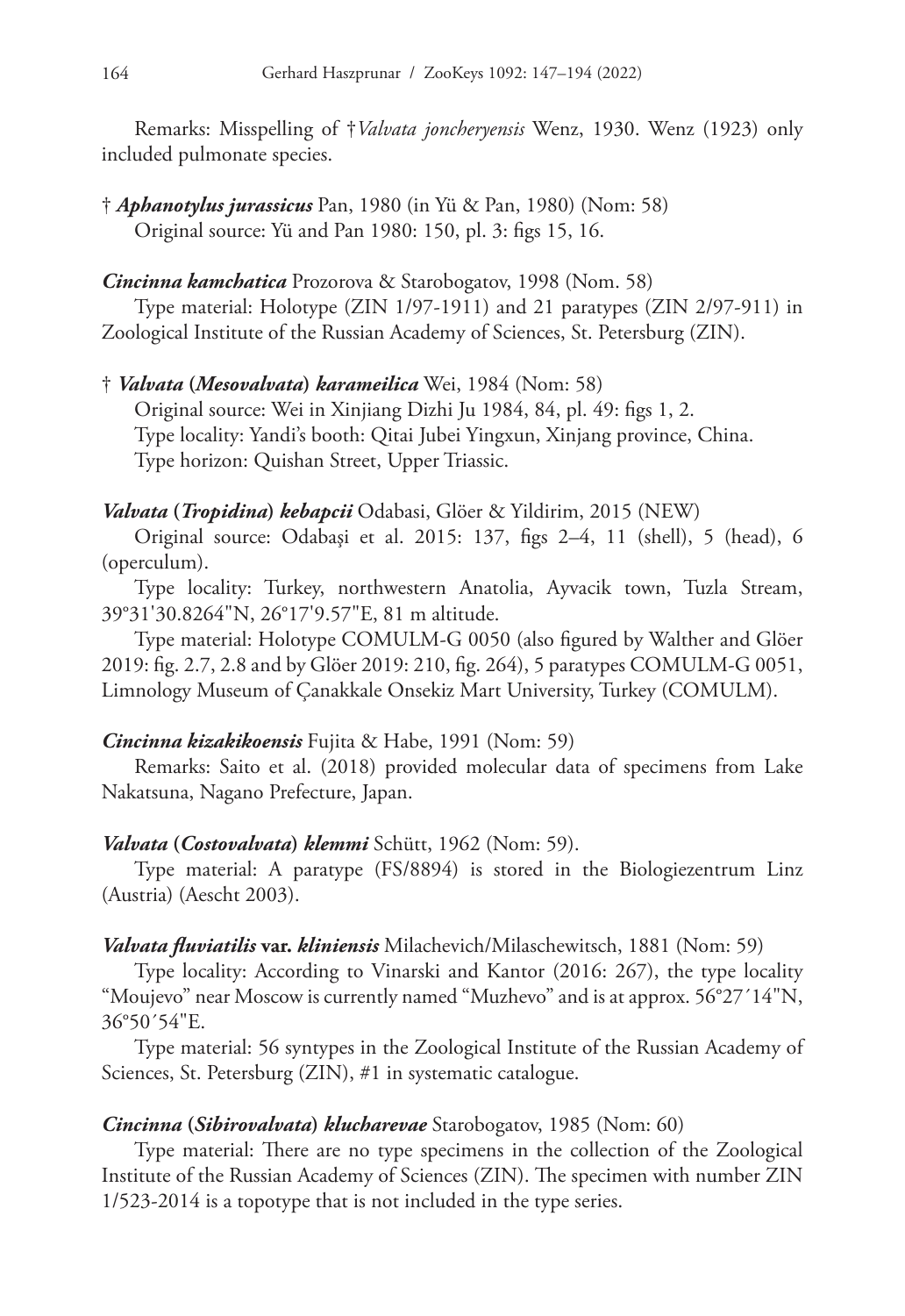Remarks: Misspelling of †*Valvata joncheryensis* Wenz, 1930. Wenz (1923) only included pulmonate species.

† ***Aphanotylus jurassicus*** Pan, 1980 (in Yü & Pan, 1980) (Nom: 58)
Original source: Yü and Pan 1980: 150, pl. 3: figs 15, 16.

***Cincinna kamchatica*** Prozorova & Starobogatov, 1998 (Nom. 58)
Type material: Holotype (ZIN 1/97-1911) and 21 paratypes (ZIN 2/97-911) in Zoological Institute of the Russian Academy of Sciences, St. Petersburg (ZIN).

† ***Valvata* (*Mesovalvata*) *karameilica*** Wei, 1984 (Nom: 58)
Original source: Wei in Xinjiang Dizhi Ju 1984, 84, pl. 49: figs 1, 2.
Type locality: Yandi's booth: Qitai Jubei Yingxun, Xinjang province, China.
Type horizon: Quishan Street, Upper Triassic.

***Valvata* (*Tropidina*) *kebapcii*** Odabasi, Glöer & Yildirim, 2015 (NEW)
Original source: Odabaşi et al. 2015: 137, figs 2–4, 11 (shell), 5 (head), 6 (operculum).
Type locality: Turkey, northwestern Anatolia, Ayvacik town, Tuzla Stream, 39°31'30.8264"N, 26°17'9.57"E, 81 m altitude.
Type material: Holotype COMULM-G 0050 (also figured by Walther and Glöer 2019: fig. 2.7, 2.8 and by Glöer 2019: 210, fig. 264), 5 paratypes COMULM-G 0051, Limnology Museum of Çanakkale Onsekiz Mart University, Turkey (COMULM).

***Cincinna kizakikoensis*** Fujita & Habe, 1991 (Nom: 59)
Remarks: Saito et al. (2018) provided molecular data of specimens from Lake Nakatsuna, Nagano Prefecture, Japan.

***Valvata* (*Costovalvata*) *klemmi*** Schütt, 1962 (Nom: 59).
Type material: A paratype (FS/8894) is stored in the Biologiezentrum Linz (Austria) (Aescht 2003).

***Valvata fluviatilis* var. *kliniensis*** Milachevich/Milaschewitsch, 1881 (Nom: 59)
Type locality: According to Vinarski and Kantor (2016: 267), the type locality "Moujevo" near Moscow is currently named "Muzhevo" and is at approx. 56°27´14"N, 36°50´54"E.
Type material: 56 syntypes in the Zoological Institute of the Russian Academy of Sciences, St. Petersburg (ZIN), #1 in systematic catalogue.

***Cincinna* (*Sibirovalvata*) *klucharevae*** Starobogatov, 1985 (Nom: 60)
Type material: There are no type specimens in the collection of the Zoological Institute of the Russian Academy of Sciences (ZIN). The specimen with number ZIN 1/523-2014 is a topotype that is not included in the type series.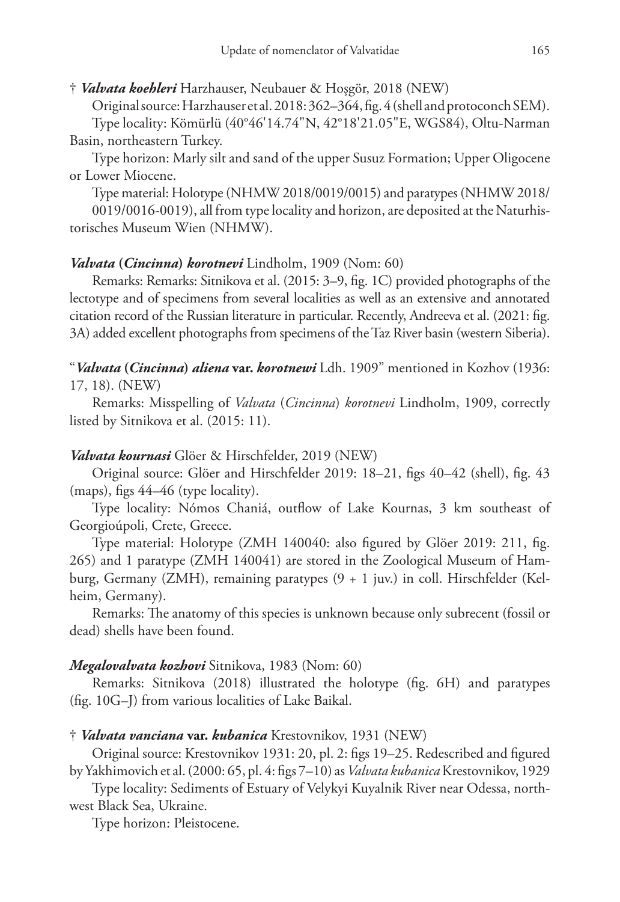† ***Valvata koehleri*** Harzhauser, Neubauer & Hoşgör, 2018 (NEW)

Original source: Harzhauser et al. 2018: 362–364, fig. 4 (shell and protoconch SEM).

Type locality: Kömürlü (40°46'14.74"N, 42°18'21.05"E, WGS84), Oltu-Narman Basin, northeastern Turkey.

Type horizon: Marly silt and sand of the upper Susuz Formation; Upper Oligocene or Lower Miocene.

Type material: Holotype (NHMW 2018/0019/0015) and paratypes (NHMW 2018/0019/0016-0019), all from type locality and horizon, are deposited at the Naturhistorisches Museum Wien (NHMW).

***Valvata* (*Cincinna*) *korotnevi*** Lindholm, 1909 (Nom: 60)

Remarks: Remarks: Sitnikova et al. (2015: 3–9, fig. 1C) provided photographs of the lectotype and of specimens from several localities as well as an extensive and annotated citation record of the Russian literature in particular. Recently, Andreeva et al. (2021: fig. 3A) added excellent photographs from specimens of the Taz River basin (western Siberia).

"***Valvata* (*Cincinna*) *aliena* var. *korotnewi*** Ldh. 1909" mentioned in Kozhov (1936: 17, 18). (NEW)

Remarks: Misspelling of *Valvata* (*Cincinna*) *korotnevi* Lindholm, 1909, correctly listed by Sitnikova et al. (2015: 11).

***Valvata kournasi*** Glöer & Hirschfelder, 2019 (NEW)

Original source: Glöer and Hirschfelder 2019: 18–21, figs 40–42 (shell), fig. 43 (maps), figs 44–46 (type locality).

Type locality: Nómos Chaniá, outflow of Lake Kournas, 3 km southeast of Georgioúpoli, Crete, Greece.

Type material: Holotype (ZMH 140040: also figured by Glöer 2019: 211, fig. 265) and 1 paratype (ZMH 140041) are stored in the Zoological Museum of Hamburg, Germany (ZMH), remaining paratypes (9 + 1 juv.) in coll. Hirschfelder (Kelheim, Germany).

Remarks: The anatomy of this species is unknown because only subrecent (fossil or dead) shells have been found.

***Megalovalvata kozhovi*** Sitnikova, 1983 (Nom: 60)

Remarks: Sitnikova (2018) illustrated the holotype (fig. 6H) and paratypes (fig. 10G–J) from various localities of Lake Baikal.

† ***Valvata vanciana* var. *kubanica*** Krestovnikov, 1931 (NEW)

Original source: Krestovnikov 1931: 20, pl. 2: figs 19–25. Redescribed and figured by Yakhimovich et al. (2000: 65, pl. 4: figs 7–10) as *Valvata kubanica* Krestovnikov, 1929

Type locality: Sediments of Estuary of Velykyi Kuyalnik River near Odessa, northwest Black Sea, Ukraine.

Type horizon: Pleistocene.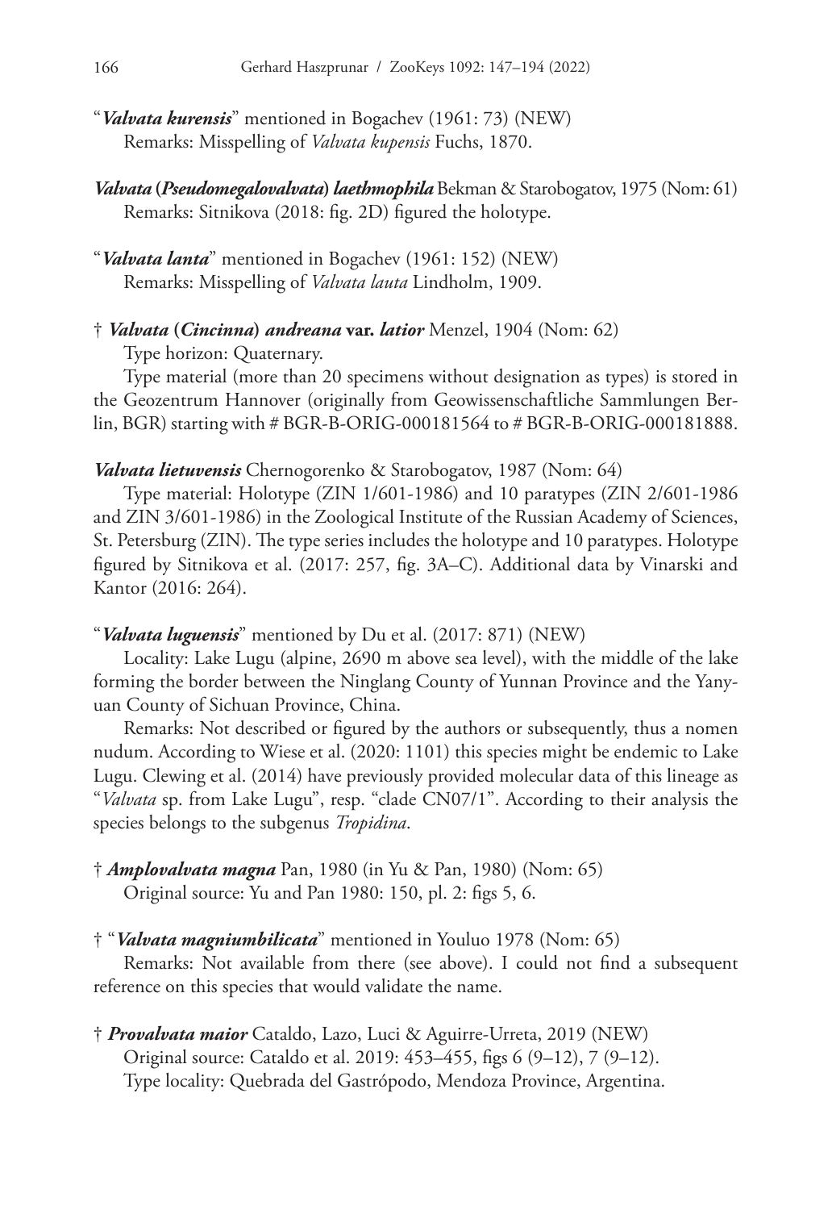"***Valvata kurensis***" mentioned in Bogachev (1961: 73) (NEW)
Remarks: Misspelling of *Valvata kupensis* Fuchs, 1870.

***Valvata* (*Pseudomegalovalvata*) *laethmophila*** Bekman & Starobogatov, 1975 (Nom: 61)
Remarks: Sitnikova (2018: fig. 2D) figured the holotype.

"***Valvata lanta***" mentioned in Bogachev (1961: 152) (NEW)
Remarks: Misspelling of *Valvata lauta* Lindholm, 1909.

† ***Valvata* (*Cincinna*) *andreana* var. *latior*** Menzel, 1904 (Nom: 62)
Type horizon: Quaternary.

Type material (more than 20 specimens without designation as types) is stored in the Geozentrum Hannover (originally from Geowissenschaftliche Sammlungen Berlin, BGR) starting with # BGR-B-ORIG-000181564 to # BGR-B-ORIG-000181888.

***Valvata lietuvensis*** Chernogorenko & Starobogatov, 1987 (Nom: 64)
Type material: Holotype (ZIN 1/601-1986) and 10 paratypes (ZIN 2/601-1986 and ZIN 3/601-1986) in the Zoological Institute of the Russian Academy of Sciences, St. Petersburg (ZIN). The type series includes the holotype and 10 paratypes. Holotype figured by Sitnikova et al. (2017: 257, fig. 3A–C). Additional data by Vinarski and Kantor (2016: 264).

"***Valvata luguensis***" mentioned by Du et al. (2017: 871) (NEW)
Locality: Lake Lugu (alpine, 2690 m above sea level), with the middle of the lake forming the border between the Ninglang County of Yunnan Province and the Yanyuan County of Sichuan Province, China.

Remarks: Not described or figured by the authors or subsequently, thus a nomen nudum. According to Wiese et al. (2020: 1101) this species might be endemic to Lake Lugu. Clewing et al. (2014) have previously provided molecular data of this lineage as "*Valvata* sp. from Lake Lugu", resp. "clade CN07/1". According to their analysis the species belongs to the subgenus *Tropidina*.

† ***Amplovalvata magna*** Pan, 1980 (in Yu & Pan, 1980) (Nom: 65)
Original source: Yu and Pan 1980: 150, pl. 2: figs 5, 6.

† "***Valvata magniumbilicata***" mentioned in Youluo 1978 (Nom: 65)
Remarks: Not available from there (see above). I could not find a subsequent reference on this species that would validate the name.

† ***Provalvata maior*** Cataldo, Lazo, Luci & Aguirre-Urreta, 2019 (NEW)
Original source: Cataldo et al. 2019: 453–455, figs 6 (9–12), 7 (9–12).
Type locality: Quebrada del Gastrópodo, Mendoza Province, Argentina.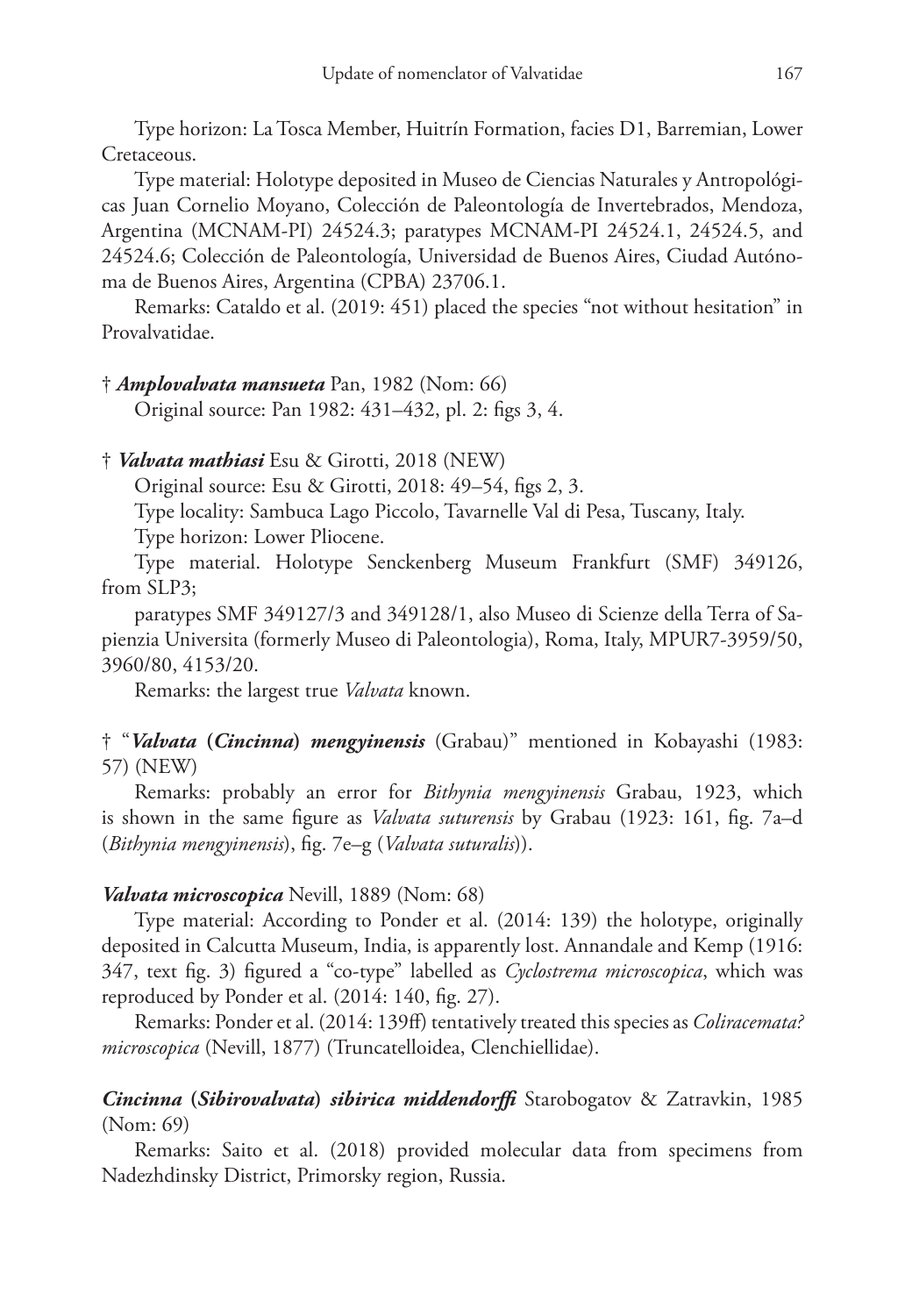Type horizon: La Tosca Member, Huitrín Formation, facies D1, Barremian, Lower Cretaceous.

Type material: Holotype deposited in Museo de Ciencias Naturales y Antropológicas Juan Cornelio Moyano, Colección de Paleontología de Invertebrados, Mendoza, Argentina (MCNAM-PI) 24524.3; paratypes MCNAM-PI 24524.1, 24524.5, and 24524.6; Colección de Paleontología, Universidad de Buenos Aires, Ciudad Autónoma de Buenos Aires, Argentina (CPBA) 23706.1.

Remarks: Cataldo et al. (2019: 451) placed the species "not without hesitation" in Provalvatidae.

† ***Amplovalvata mansueta*** Pan, 1982 (Nom: 66)

Original source: Pan 1982: 431–432, pl. 2: figs 3, 4.

† ***Valvata mathiasi*** Esu & Girotti, 2018 (NEW)

Original source: Esu & Girotti, 2018: 49–54, figs 2, 3.

Type locality: Sambuca Lago Piccolo, Tavarnelle Val di Pesa, Tuscany, Italy.

Type horizon: Lower Pliocene.

Type material. Holotype Senckenberg Museum Frankfurt (SMF) 349126, from SLP3;

paratypes SMF 349127/3 and 349128/1, also Museo di Scienze della Terra of Sapienzia Universita (formerly Museo di Paleontologia), Roma, Italy, MPUR7-3959/50, 3960/80, 4153/20.

Remarks: the largest true *Valvata* known.

† "***Valvata* (*Cincinna*) *mengyinensis*** (Grabau)" mentioned in Kobayashi (1983: 57) (NEW)

Remarks: probably an error for *Bithynia mengyinensis* Grabau, 1923, which is shown in the same figure as *Valvata suturensis* by Grabau (1923: 161, fig. 7a–d (*Bithynia mengyinensis*), fig. 7e–g (*Valvata suturalis*)).

***Valvata microscopica*** Nevill, 1889 (Nom: 68)

Type material: According to Ponder et al. (2014: 139) the holotype, originally deposited in Calcutta Museum, India, is apparently lost. Annandale and Kemp (1916: 347, text fig. 3) figured a "co-type" labelled as *Cyclostrema microscopica*, which was reproduced by Ponder et al. (2014: 140, fig. 27).

Remarks: Ponder et al. (2014: 139ff) tentatively treated this species as *Coliracemata? microscopica* (Nevill, 1877) (Truncatelloidea, Clenchiellidae).

***Cincinna* (*Sibirovalvata*) *sibirica middendorffi*** Starobogatov & Zatravkin, 1985 (Nom: 69)

Remarks: Saito et al. (2018) provided molecular data from specimens from Nadezhdinsky District, Primorsky region, Russia.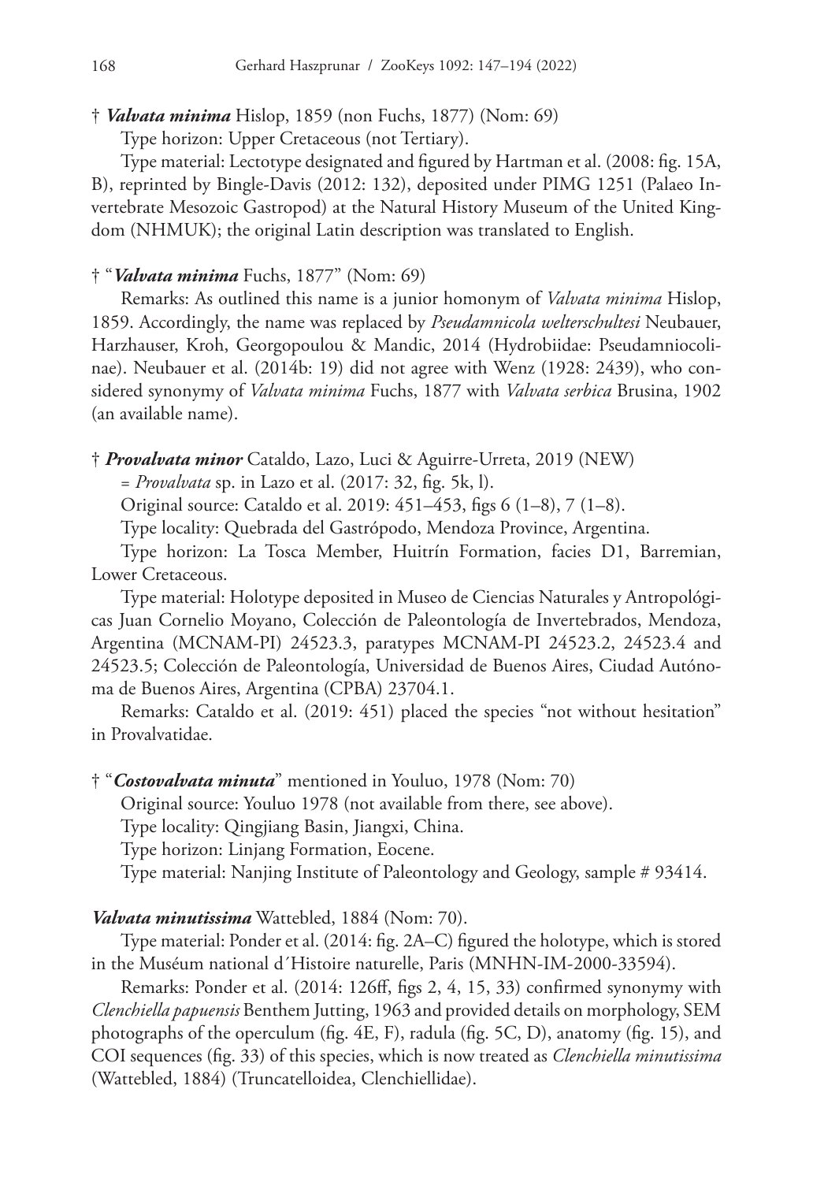† ***Valvata minima*** Hislop, 1859 (non Fuchs, 1877) (Nom: 69)

Type horizon: Upper Cretaceous (not Tertiary).

Type material: Lectotype designated and figured by Hartman et al. (2008: fig. 15A, B), reprinted by Bingle-Davis (2012: 132), deposited under PIMG 1251 (Palaeo Invertebrate Mesozoic Gastropod) at the Natural History Museum of the United Kingdom (NHMUK); the original Latin description was translated to English.

† "***Valvata minima*** Fuchs, 1877" (Nom: 69)

Remarks: As outlined this name is a junior homonym of *Valvata minima* Hislop, 1859. Accordingly, the name was replaced by *Pseudamnicola welterschultesi* Neubauer, Harzhauser, Kroh, Georgopoulou & Mandic, 2014 (Hydrobiidae: Pseudamniocolinae). Neubauer et al. (2014b: 19) did not agree with Wenz (1928: 2439), who considered synonymy of *Valvata minima* Fuchs, 1877 with *Valvata serbica* Brusina, 1902 (an available name).

† ***Provalvata minor*** Cataldo, Lazo, Luci & Aguirre-Urreta, 2019 (NEW)

= *Provalvata* sp. in Lazo et al. (2017: 32, fig. 5k, l).

Original source: Cataldo et al. 2019: 451–453, figs 6 (1–8), 7 (1–8).

Type locality: Quebrada del Gastrópodo, Mendoza Province, Argentina.

Type horizon: La Tosca Member, Huitrín Formation, facies D1, Barremian, Lower Cretaceous.

Type material: Holotype deposited in Museo de Ciencias Naturales y Antropológicas Juan Cornelio Moyano, Colección de Paleontología de Invertebrados, Mendoza, Argentina (MCNAM-PI) 24523.3, paratypes MCNAM-PI 24523.2, 24523.4 and 24523.5; Colección de Paleontología, Universidad de Buenos Aires, Ciudad Autónoma de Buenos Aires, Argentina (CPBA) 23704.1.

Remarks: Cataldo et al. (2019: 451) placed the species "not without hesitation" in Provalvatidae.

† "***Costovalvata minuta***" mentioned in Youluo, 1978 (Nom: 70)

Original source: Youluo 1978 (not available from there, see above).

Type locality: Qingjiang Basin, Jiangxi, China.

Type horizon: Linjang Formation, Eocene.

Type material: Nanjing Institute of Paleontology and Geology, sample # 93414.

***Valvata minutissima*** Wattebled, 1884 (Nom: 70).

Type material: Ponder et al. (2014: fig. 2A–C) figured the holotype, which is stored in the Muséum national d´Histoire naturelle, Paris (MNHN-IM-2000-33594).

Remarks: Ponder et al. (2014: 126ff, figs 2, 4, 15, 33) confirmed synonymy with *Clenchiella papuensis* Benthem Jutting, 1963 and provided details on morphology, SEM photographs of the operculum (fig. 4E, F), radula (fig. 5C, D), anatomy (fig. 15), and COI sequences (fig. 33) of this species, which is now treated as *Clenchiella minutissima* (Wattebled, 1884) (Truncatelloidea, Clenchiellidae).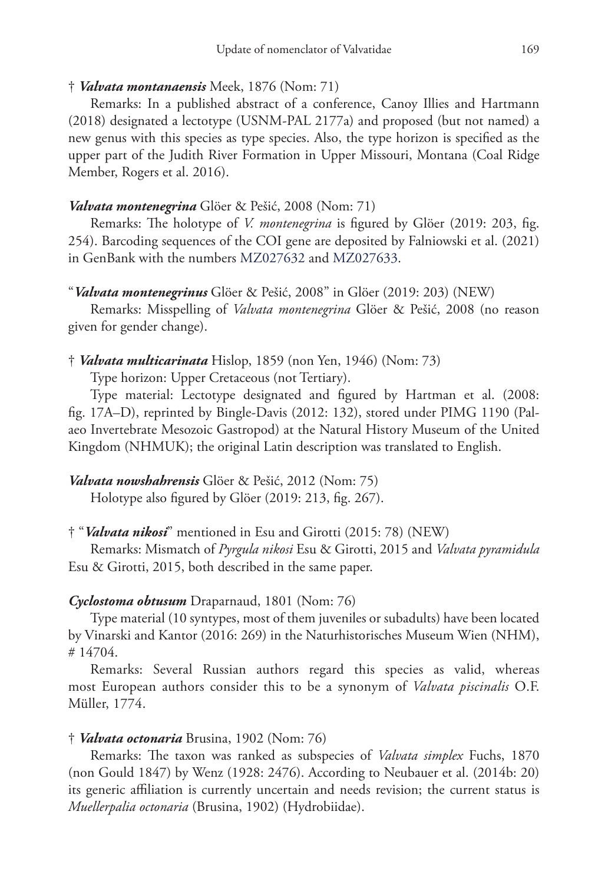† ***Valvata montanaensis*** Meek, 1876 (Nom: 71)

Remarks: In a published abstract of a conference, Canoy Illies and Hartmann (2018) designated a lectotype (USNM-PAL 2177a) and proposed (but not named) a new genus with this species as type species. Also, the type horizon is specified as the upper part of the Judith River Formation in Upper Missouri, Montana (Coal Ridge Member, Rogers et al. 2016).

***Valvata montenegrina*** Glöer & Pešić, 2008 (Nom: 71)

Remarks: The holotype of *V. montenegrina* is figured by Glöer (2019: 203, fig. 254). Barcoding sequences of the COI gene are deposited by Falniowski et al. (2021) in GenBank with the numbers MZ027632 and MZ027633.

"***Valvata montenegrinus*** Glöer & Pešić, 2008" in Glöer (2019: 203) (NEW)

Remarks: Misspelling of *Valvata montenegrina* Glöer & Pešić, 2008 (no reason given for gender change).

† ***Valvata multicarinata*** Hislop, 1859 (non Yen, 1946) (Nom: 73)

Type horizon: Upper Cretaceous (not Tertiary).

Type material: Lectotype designated and figured by Hartman et al. (2008: fig. 17A–D), reprinted by Bingle-Davis (2012: 132), stored under PIMG 1190 (Palaeo Invertebrate Mesozoic Gastropod) at the Natural History Museum of the United Kingdom (NHMUK); the original Latin description was translated to English.

***Valvata nowshahrensis*** Glöer & Pešić, 2012 (Nom: 75)

Holotype also figured by Glöer (2019: 213, fig. 267).

† "***Valvata nikosi***" mentioned in Esu and Girotti (2015: 78) (NEW)

Remarks: Mismatch of *Pyrgula nikosi* Esu & Girotti, 2015 and *Valvata pyramidula* Esu & Girotti, 2015, both described in the same paper.

***Cyclostoma obtusum*** Draparnaud, 1801 (Nom: 76)

Type material (10 syntypes, most of them juveniles or subadults) have been located by Vinarski and Kantor (2016: 269) in the Naturhistorisches Museum Wien (NHM), # 14704.

Remarks: Several Russian authors regard this species as valid, whereas most European authors consider this to be a synonym of *Valvata piscinalis* O.F. Müller, 1774.

† ***Valvata octonaria*** Brusina, 1902 (Nom: 76)

Remarks: The taxon was ranked as subspecies of *Valvata simplex* Fuchs, 1870 (non Gould 1847) by Wenz (1928: 2476). According to Neubauer et al. (2014b: 20) its generic affiliation is currently uncertain and needs revision; the current status is *Muellerpalia octonaria* (Brusina, 1902) (Hydrobiidae).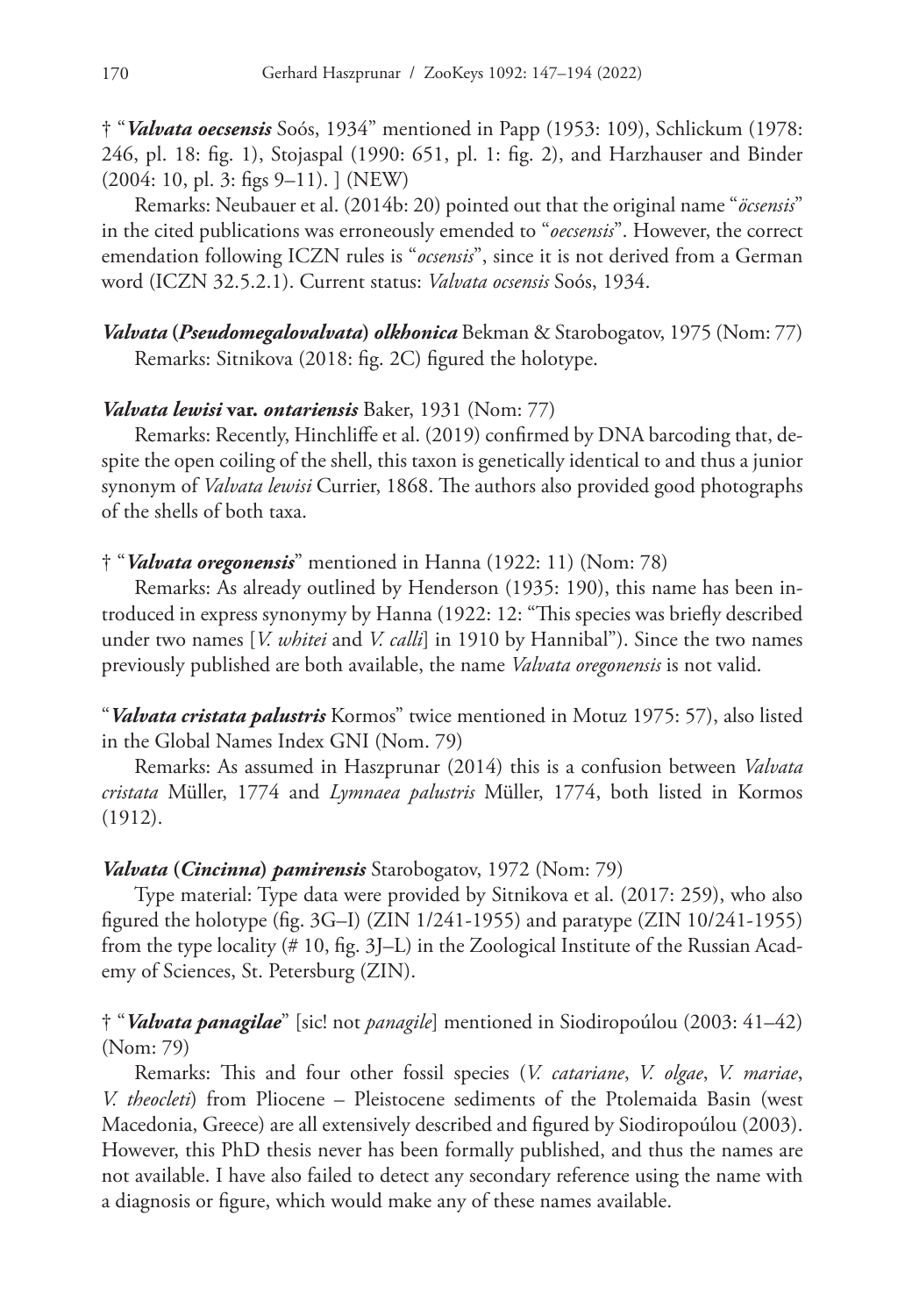† "***Valvata oecsensis*** Soós, 1934" mentioned in Papp (1953: 109), Schlickum (1978: 246, pl. 18: fig. 1), Stojaspal (1990: 651, pl. 1: fig. 2), and Harzhauser and Binder (2004: 10, pl. 3: figs 9–11). ] (NEW)

Remarks: Neubauer et al. (2014b: 20) pointed out that the original name "*öcsensis*" in the cited publications was erroneously emended to "*oecsensis*". However, the correct emendation following ICZN rules is "*ocsensis*", since it is not derived from a German word (ICZN 32.5.2.1). Current status: *Valvata ocsensis* Soós, 1934.

***Valvata* (*Pseudomegalovalvata*) *olkhonica*** Bekman & Starobogatov, 1975 (Nom: 77)

Remarks: Sitnikova (2018: fig. 2C) figured the holotype.

***Valvata lewisi* var. *ontariensis*** Baker, 1931 (Nom: 77)

Remarks: Recently, Hinchliffe et al. (2019) confirmed by DNA barcoding that, despite the open coiling of the shell, this taxon is genetically identical to and thus a junior synonym of *Valvata lewisi* Currier, 1868. The authors also provided good photographs of the shells of both taxa.

† "***Valvata oregonensis***" mentioned in Hanna (1922: 11) (Nom: 78)

Remarks: As already outlined by Henderson (1935: 190), this name has been introduced in express synonymy by Hanna (1922: 12: "This species was briefly described under two names [*V. whitei* and *V. calli*] in 1910 by Hannibal"). Since the two names previously published are both available, the name *Valvata oregonensis* is not valid.

"***Valvata cristata palustris*** Kormos" twice mentioned in Motuz 1975: 57), also listed in the Global Names Index GNI (Nom. 79)

Remarks: As assumed in Haszprunar (2014) this is a confusion between *Valvata cristata* Müller, 1774 and *Lymnaea palustris* Müller, 1774, both listed in Kormos (1912).

***Valvata* (*Cincinna*) *pamirensis*** Starobogatov, 1972 (Nom: 79)

Type material: Type data were provided by Sitnikova et al. (2017: 259), who also figured the holotype (fig. 3G–I) (ZIN 1/241-1955) and paratype (ZIN 10/241-1955) from the type locality (# 10, fig. 3J–L) in the Zoological Institute of the Russian Academy of Sciences, St. Petersburg (ZIN).

† "***Valvata panagilae***" [sic! not *panagile*] mentioned in Siodiropoúlou (2003: 41–42) (Nom: 79)

Remarks: This and four other fossil species (*V. catariane*, *V. olgae*, *V. mariae*, *V. theocleti*) from Pliocene – Pleistocene sediments of the Ptolemaida Basin (west Macedonia, Greece) are all extensively described and figured by Siodiropoúlou (2003). However, this PhD thesis never has been formally published, and thus the names are not available. I have also failed to detect any secondary reference using the name with a diagnosis or figure, which would make any of these names available.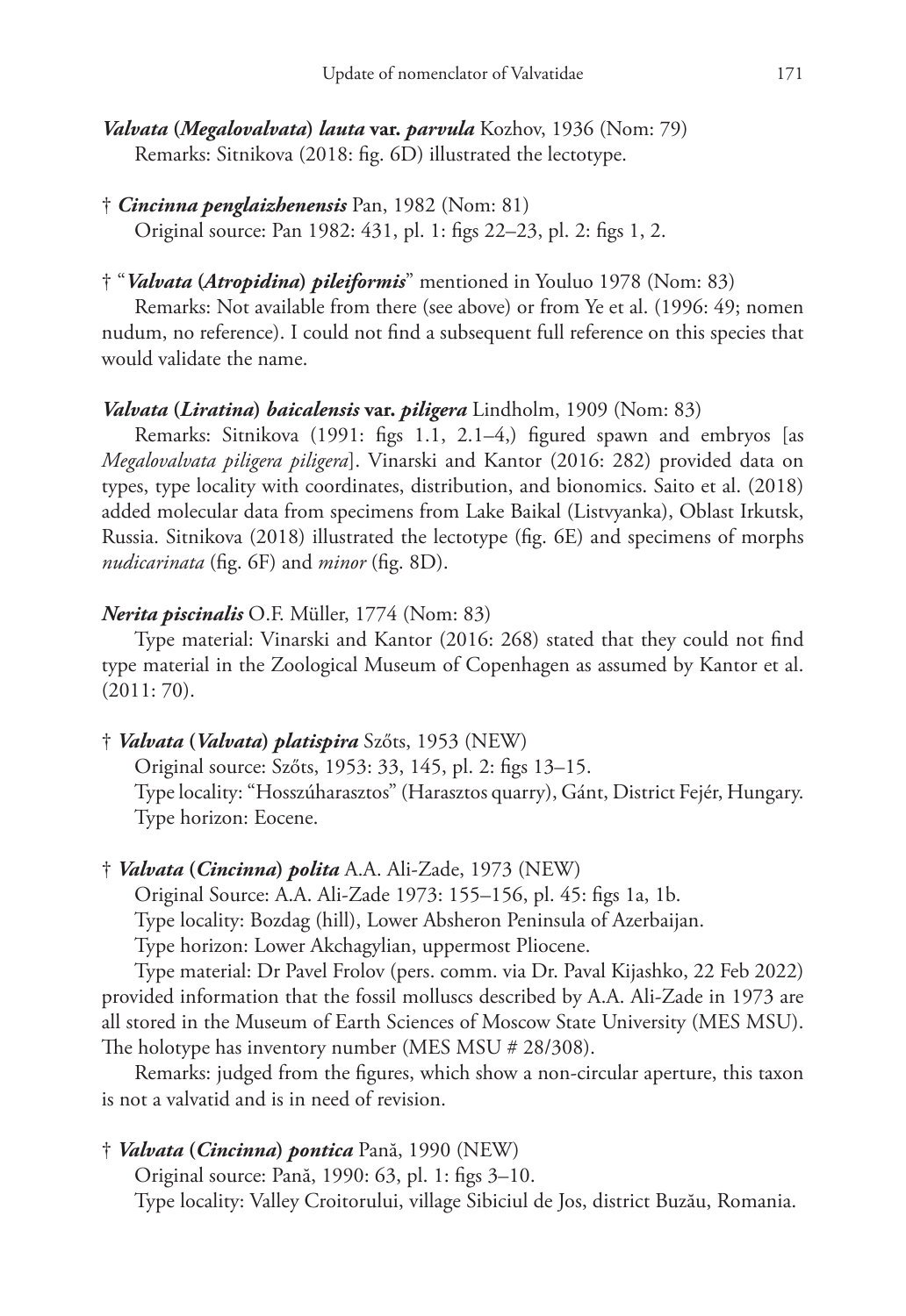***Valvata* (*Megalovalvata*) *lauta* var. *parvula*** Kozhov, 1936 (Nom: 79)
Remarks: Sitnikova (2018: fig. 6D) illustrated the lectotype.

† ***Cincinna penglaizhenensis*** Pan, 1982 (Nom: 81)
Original source: Pan 1982: 431, pl. 1: figs 22–23, pl. 2: figs 1, 2.

† "***Valvata* (*Atropidina*) *pileiformis***" mentioned in Youluo 1978 (Nom: 83)
Remarks: Not available from there (see above) or from Ye et al. (1996: 49; nomen nudum, no reference). I could not find a subsequent full reference on this species that would validate the name.

***Valvata* (*Liratina*) *baicalensis* var. *piligera*** Lindholm, 1909 (Nom: 83)
Remarks: Sitnikova (1991: figs 1.1, 2.1–4,) figured spawn and embryos [as *Megalovalvata piligera piligera*]. Vinarski and Kantor (2016: 282) provided data on types, type locality with coordinates, distribution, and bionomics. Saito et al. (2018) added molecular data from specimens from Lake Baikal (Listvyanka), Oblast Irkutsk, Russia. Sitnikova (2018) illustrated the lectotype (fig. 6E) and specimens of morphs *nudicarinata* (fig. 6F) and *minor* (fig. 8D).

***Nerita piscinalis*** O.F. Müller, 1774 (Nom: 83)
Type material: Vinarski and Kantor (2016: 268) stated that they could not find type material in the Zoological Museum of Copenhagen as assumed by Kantor et al. (2011: 70).

† ***Valvata* (*Valvata*) *platispira*** Szőts, 1953 (NEW)
Original source: Szőts, 1953: 33, 145, pl. 2: figs 13–15.
Type locality: "Hosszúharasztos" (Harasztos quarry), Gánt, District Fejér, Hungary.
Type horizon: Eocene.

† ***Valvata* (*Cincinna*) *polita*** A.A. Ali-Zade, 1973 (NEW)
Original Source: A.A. Ali-Zade 1973: 155–156, pl. 45: figs 1a, 1b.
Type locality: Bozdag (hill), Lower Absheron Peninsula of Azerbaijan.
Type horizon: Lower Akchagylian, uppermost Pliocene.
Type material: Dr Pavel Frolov (pers. comm. via Dr. Paval Kijashko, 22 Feb 2022) provided information that the fossil molluscs described by A.A. Ali-Zade in 1973 are all stored in the Museum of Earth Sciences of Moscow State University (MES MSU). The holotype has inventory number (MES MSU # 28/308).
Remarks: judged from the figures, which show a non-circular aperture, this taxon is not a valvatid and is in need of revision.

† ***Valvata* (*Cincinna*) *pontica*** Pană, 1990 (NEW)
Original source: Pană, 1990: 63, pl. 1: figs 3–10.
Type locality: Valley Croitorului, village Sibiciul de Jos, district Buzău, Romania.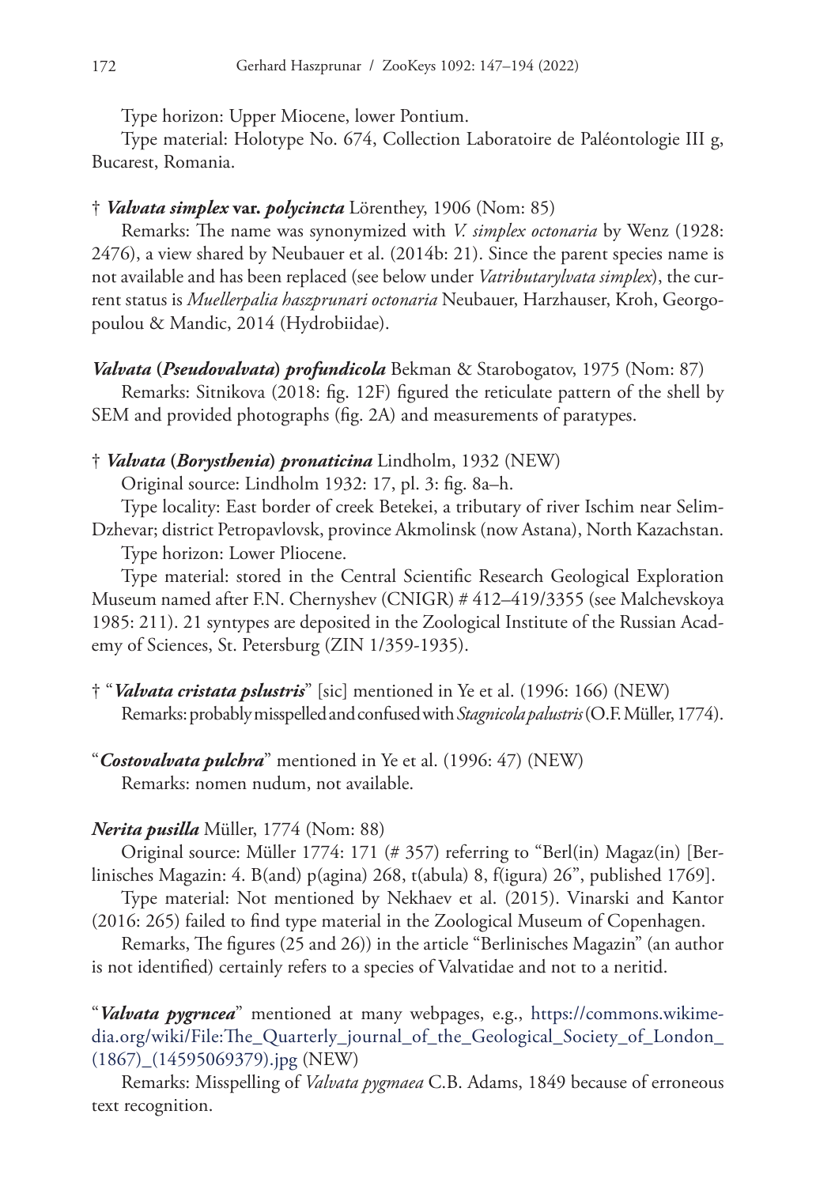Type horizon: Upper Miocene, lower Pontium.

Type material: Holotype No. 674, Collection Laboratoire de Paléontologie III g, Bucarest, Romania.

† ***Valvata simplex* var. *polycincta*** Lörenthey, 1906 (Nom: 85)

Remarks: The name was synonymized with *V. simplex octonaria* by Wenz (1928: 2476), a view shared by Neubauer et al. (2014b: 21). Since the parent species name is not available and has been replaced (see below under *Vatributarylvata simplex*), the current status is *Muellerpalia haszprunari octonaria* Neubauer, Harzhauser, Kroh, Georgopoulou & Mandic, 2014 (Hydrobiidae).

***Valvata* (*Pseudovalvata*) *profundicola*** Bekman & Starobogatov, 1975 (Nom: 87)

Remarks: Sitnikova (2018: fig. 12F) figured the reticulate pattern of the shell by SEM and provided photographs (fig. 2A) and measurements of paratypes.

† ***Valvata* (*Borysthenia*) *pronaticina*** Lindholm, 1932 (NEW)

Original source: Lindholm 1932: 17, pl. 3: fig. 8a–h.

Type locality: East border of creek Betekei, a tributary of river Ischim near Selim-Dzhevar; district Petropavlovsk, province Akmolinsk (now Astana), North Kazachstan.

Type horizon: Lower Pliocene.

Type material: stored in the Central Scientific Research Geological Exploration Museum named after F.N. Chernyshev (CNIGR) # 412–419/3355 (see Malchevskoya 1985: 211). 21 syntypes are deposited in the Zoological Institute of the Russian Academy of Sciences, St. Petersburg (ZIN 1/359-1935).

† "***Valvata cristata pslustris***" [sic] mentioned in Ye et al. (1996: 166) (NEW)

Remarks: probably misspelled and confused with *Stagnicola palustris* (O.F. Müller, 1774).

"***Costovalvata pulchra***" mentioned in Ye et al. (1996: 47) (NEW)

Remarks: nomen nudum, not available.

***Nerita pusilla*** Müller, 1774 (Nom: 88)

Original source: Müller 1774: 171 (# 357) referring to "Berl(in) Magaz(in) [Berlinisches Magazin: 4. B(and) p(agina) 268, t(abula) 8, f(igura) 26", published 1769].

Type material: Not mentioned by Nekhaev et al. (2015). Vinarski and Kantor (2016: 265) failed to find type material in the Zoological Museum of Copenhagen.

Remarks, The figures (25 and 26)) in the article "Berlinisches Magazin" (an author is not identified) certainly refers to a species of Valvatidae and not to a neritid.

"***Valvata pygrncea***" mentioned at many webpages, e.g., https://commons.wikimedia.org/wiki/File:The_Quarterly_journal_of_the_Geological_Society_of_London_(1867)_(14595069379).jpg (NEW)

Remarks: Misspelling of *Valvata pygmaea* C.B. Adams, 1849 because of erroneous text recognition.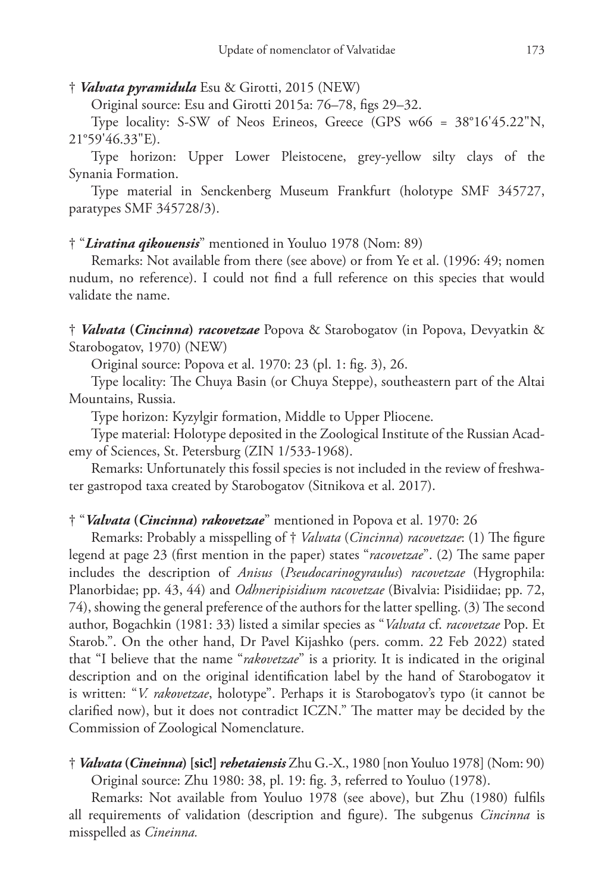† ***Valvata pyramidula*** Esu & Girotti, 2015 (NEW)

Original source: Esu and Girotti 2015a: 76–78, figs 29–32.

Type locality: S-SW of Neos Erineos, Greece (GPS w66 = 38°16'45.22"N, 21°59'46.33"E).

Type horizon: Upper Lower Pleistocene, grey-yellow silty clays of the Synania Formation.

Type material in Senckenberg Museum Frankfurt (holotype SMF 345727, paratypes SMF 345728/3).

† "***Liratina qikouensis***" mentioned in Youluo 1978 (Nom: 89)

Remarks: Not available from there (see above) or from Ye et al. (1996: 49; nomen nudum, no reference). I could not find a full reference on this species that would validate the name.

† ***Valvata (Cincinna) racovetzae*** Popova & Starobogatov (in Popova, Devyatkin & Starobogatov, 1970) (NEW)

Original source: Popova et al. 1970: 23 (pl. 1: fig. 3), 26.

Type locality: The Chuya Basin (or Chuya Steppe), southeastern part of the Altai Mountains, Russia.

Type horizon: Kyzylgir formation, Middle to Upper Pliocene.

Type material: Holotype deposited in the Zoological Institute of the Russian Academy of Sciences, St. Petersburg (ZIN 1/533-1968).

Remarks: Unfortunately this fossil species is not included in the review of freshwater gastropod taxa created by Starobogatov (Sitnikova et al. 2017).

† "***Valvata (Cincinna) rakovetzae***" mentioned in Popova et al. 1970: 26

Remarks: Probably a misspelling of † *Valvata* (*Cincinna*) *racovetzae*: (1) The figure legend at page 23 (first mention in the paper) states "*racovetzae*". (2) The same paper includes the description of *Anisus* (*Pseudocarinogyraulus*) *racovetzae* (Hygrophila: Planorbidae; pp. 43, 44) and *Odhneripisidium racovetzae* (Bivalvia: Pisidiidae; pp. 72, 74), showing the general preference of the authors for the latter spelling. (3) The second author, Bogachkin (1981: 33) listed a similar species as "*Valvata* cf. *racovetzae* Pop. Et Starob.". On the other hand, Dr Pavel Kijashko (pers. comm. 22 Feb 2022) stated that "I believe that the name "*rakovetzae*" is a priority. It is indicated in the original description and on the original identification label by the hand of Starobogatov it is written: "*V. rakovetzae*, holotype". Perhaps it is Starobogatov's typo (it cannot be clarified now), but it does not contradict ICZN." The matter may be decided by the Commission of Zoological Nomenclature.

† ***Valvata (Cineinna) [sic!] rehetaiensis*** Zhu G.-X., 1980 [non Youluo 1978] (Nom: 90)

Original source: Zhu 1980: 38, pl. 19: fig. 3, referred to Youluo (1978).

Remarks: Not available from Youluo 1978 (see above), but Zhu (1980) fulfils all requirements of validation (description and figure). The subgenus *Cincinna* is misspelled as *Cineinna.*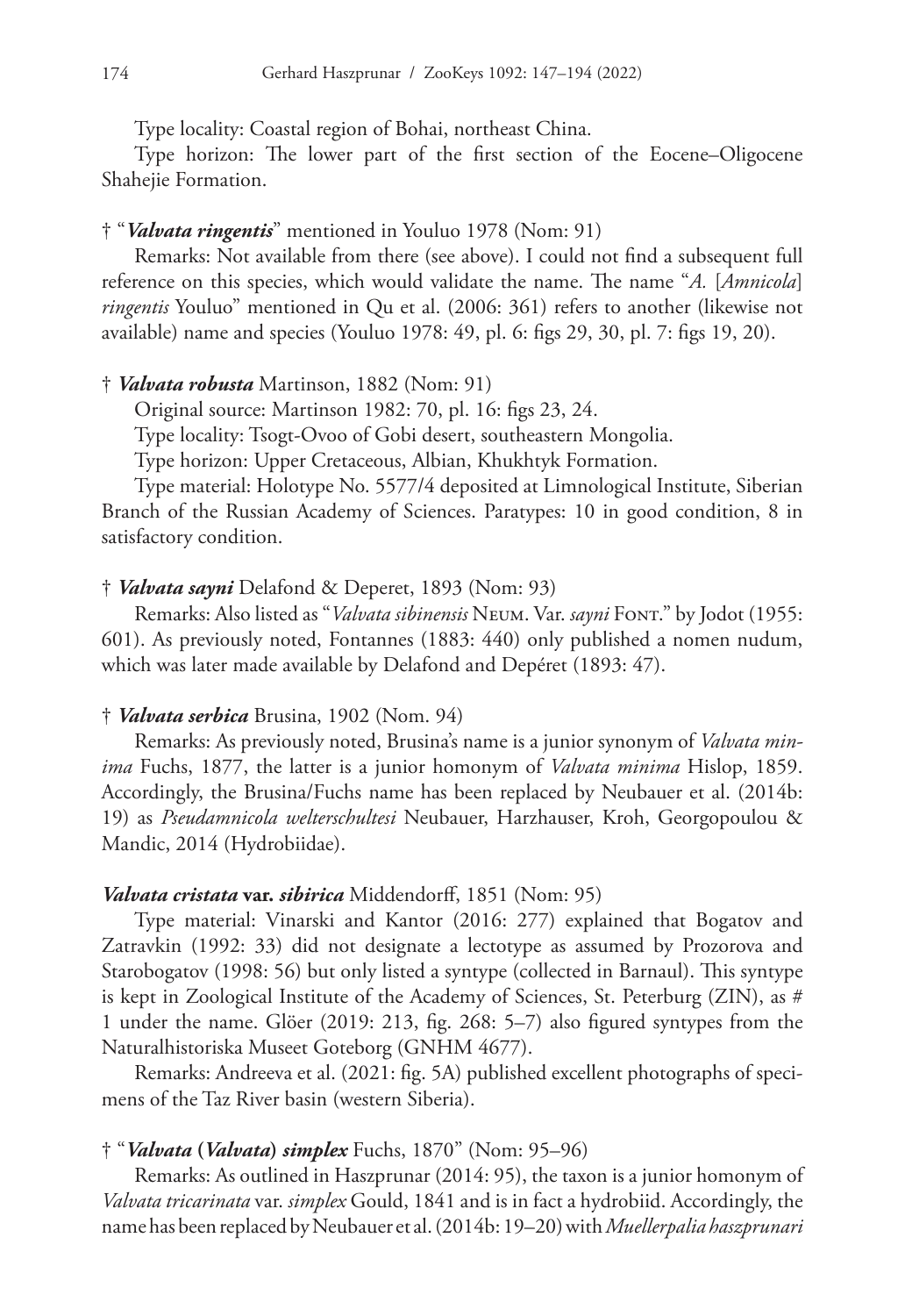Type locality: Coastal region of Bohai, northeast China.

Type horizon: The lower part of the first section of the Eocene–Oligocene Shahejie Formation.

† "***Valvata ringentis***" mentioned in Youluo 1978 (Nom: 91)

Remarks: Not available from there (see above). I could not find a subsequent full reference on this species, which would validate the name. The name "*A.* [*Amnicola*] *ringentis* Youluo" mentioned in Qu et al. (2006: 361) refers to another (likewise not available) name and species (Youluo 1978: 49, pl. 6: figs 29, 30, pl. 7: figs 19, 20).

† ***Valvata robusta*** Martinson, 1882 (Nom: 91)

Original source: Martinson 1982: 70, pl. 16: figs 23, 24.

Type locality: Tsogt-Ovoo of Gobi desert, southeastern Mongolia.

Type horizon: Upper Cretaceous, Albian, Khukhtyk Formation.

Type material: Holotype No. 5577/4 deposited at Limnological Institute, Siberian Branch of the Russian Academy of Sciences. Paratypes: 10 in good condition, 8 in satisfactory condition.

† ***Valvata sayni*** Delafond & Deperet, 1893 (Nom: 93)

Remarks: Also listed as "*Valvata sibinensis* Neum. Var. *sayni* Font." by Jodot (1955: 601). As previously noted, Fontannes (1883: 440) only published a nomen nudum, which was later made available by Delafond and Depéret (1893: 47).

† ***Valvata serbica*** Brusina, 1902 (Nom. 94)

Remarks: As previously noted, Brusina's name is a junior synonym of *Valvata minima* Fuchs, 1877, the latter is a junior homonym of *Valvata minima* Hislop, 1859. Accordingly, the Brusina/Fuchs name has been replaced by Neubauer et al. (2014b: 19) as *Pseudamnicola welterschultesi* Neubauer, Harzhauser, Kroh, Georgopoulou & Mandic, 2014 (Hydrobiidae).

***Valvata cristata* var. *sibirica*** Middendorff, 1851 (Nom: 95)

Type material: Vinarski and Kantor (2016: 277) explained that Bogatov and Zatravkin (1992: 33) did not designate a lectotype as assumed by Prozorova and Starobogatov (1998: 56) but only listed a syntype (collected in Barnaul). This syntype is kept in Zoological Institute of the Academy of Sciences, St. Peterburg (ZIN), as # 1 under the name. Glöer (2019: 213, fig. 268: 5–7) also figured syntypes from the Naturalhistoriska Museet Goteborg (GNHM 4677).

Remarks: Andreeva et al. (2021: fig. 5A) published excellent photographs of specimens of the Taz River basin (western Siberia).

† "***Valvata* (*Valvata*) *simplex*** **Fuchs, 1870**" (Nom: 95–96)

Remarks: As outlined in Haszprunar (2014: 95), the taxon is a junior homonym of *Valvata tricarinata* var. *simplex* Gould, 1841 and is in fact a hydrobiid. Accordingly, the name has been replaced by Neubauer et al. (2014b: 19–20) with *Muellerpalia haszprunari*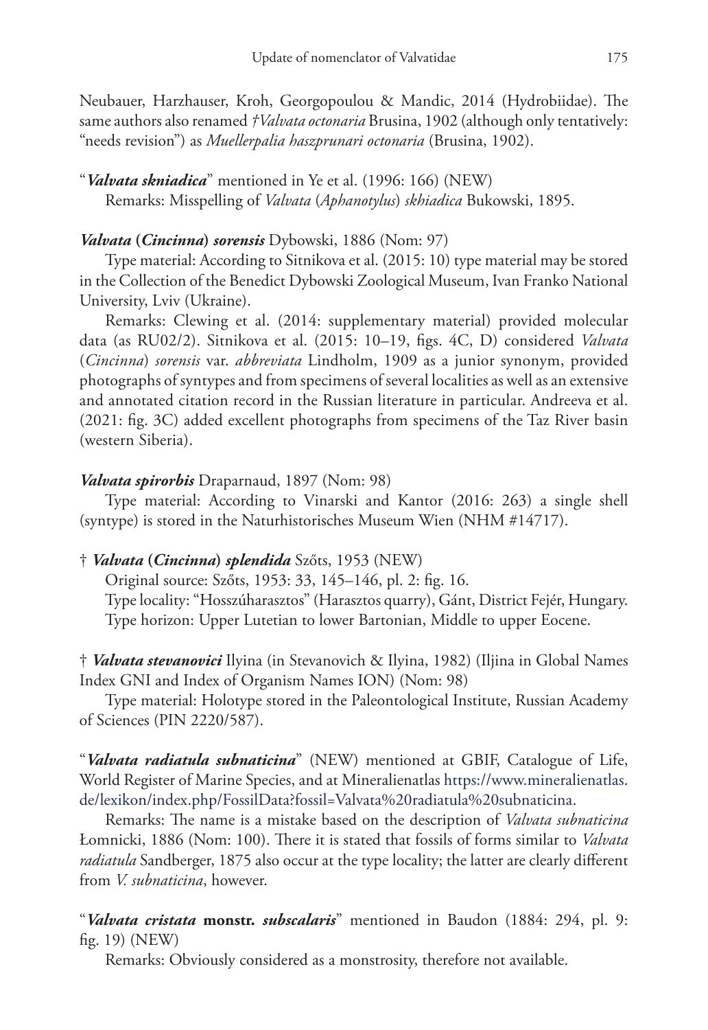Neubauer, Harzhauser, Kroh, Georgopoulou & Mandic, 2014 (Hydrobiidae). The same authors also renamed *†Valvata octonaria* Brusina, 1902 (although only tentatively: "needs revision") as *Muellerpalia haszprunari octonaria* (Brusina, 1902).

"***Valvata skniadica***" mentioned in Ye et al. (1996: 166) (NEW)

Remarks: Misspelling of *Valvata* (*Aphanotylus*) *skhiadica* Bukowski, 1895.

***Valvata* (*Cincinna*) *sorensis*** Dybowski, 1886 (Nom: 97)

Type material: According to Sitnikova et al. (2015: 10) type material may be stored in the Collection of the Benedict Dybowski Zoological Museum, Ivan Franko National University, Lviv (Ukraine).

Remarks: Clewing et al. (2014: supplementary material) provided molecular data (as RU02/2). Sitnikova et al. (2015: 10–19, figs. 4C, D) considered *Valvata* (*Cincinna*) *sorensis* var. *abbreviata* Lindholm, 1909 as a junior synonym, provided photographs of syntypes and from specimens of several localities as well as an extensive and annotated citation record in the Russian literature in particular. Andreeva et al. (2021: fig. 3C) added excellent photographs from specimens of the Taz River basin (western Siberia).

***Valvata spirorbis*** Draparnaud, 1897 (Nom: 98)

Type material: According to Vinarski and Kantor (2016: 263) a single shell (syntype) is stored in the Naturhistorisches Museum Wien (NHM #14717).

† ***Valvata* (*Cincinna*) *splendida*** Szőts, 1953 (NEW)

Original source: Szőts, 1953: 33, 145–146, pl. 2: fig. 16.

Type locality: "Hosszúharasztos" (Harasztos quarry), Gánt, District Fejér, Hungary.

Type horizon: Upper Lutetian to lower Bartonian, Middle to upper Eocene.

† ***Valvata stevanovici*** Ilyina (in Stevanovich & Ilyina, 1982) (Iljina in Global Names Index GNI and Index of Organism Names ION) (Nom: 98)

Type material: Holotype stored in the Paleontological Institute, Russian Academy of Sciences (PIN 2220/587).

"***Valvata radiatula subnaticina***" (NEW) mentioned at GBIF, Catalogue of Life, World Register of Marine Species, and at Mineralienatlas https://www.mineralienatlas.de/lexikon/index.php/FossilData?fossil=Valvata%20radiatula%20subnaticina.

Remarks: The name is a mistake based on the description of *Valvata subnaticina* Łomnicki, 1886 (Nom: 100). There it is stated that fossils of forms similar to *Valvata radiatula* Sandberger, 1875 also occur at the type locality; the latter are clearly different from *V. subnaticina*, however.

"***Valvata cristata* monstr. *subscalaris***" mentioned in Baudon (1884: 294, pl. 9: fig. 19) (NEW)

Remarks: Obviously considered as a monstrosity, therefore not available.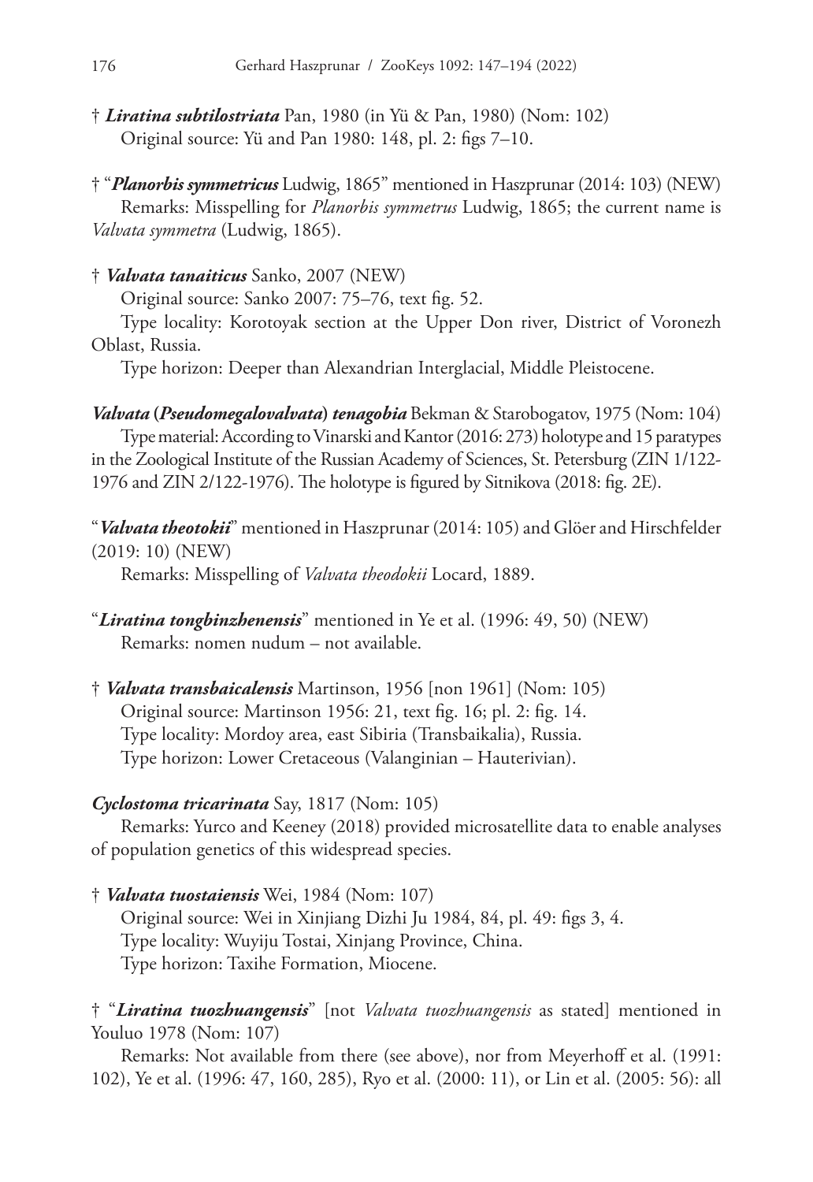† ***Liratina subtilostriata*** Pan, 1980 (in Yü & Pan, 1980) (Nom: 102)
Original source: Yü and Pan 1980: 148, pl. 2: figs 7–10.

† "***Planorbis symmetricus*** Ludwig, 1865" mentioned in Haszprunar (2014: 103) (NEW)
Remarks: Misspelling for *Planorbis symmetrus* Ludwig, 1865; the current name is *Valvata symmetra* (Ludwig, 1865).

† ***Valvata tanaiticus*** Sanko, 2007 (NEW)
Original source: Sanko 2007: 75–76, text fig. 52.
Type locality: Korotoyak section at the Upper Don river, District of Voronezh Oblast, Russia.
Type horizon: Deeper than Alexandrian Interglacial, Middle Pleistocene.

***Valvata* (*Pseudomegalovalvata*) *tenagobia*** Bekman & Starobogatov, 1975 (Nom: 104)
Type material: According to Vinarski and Kantor (2016: 273) holotype and 15 paratypes in the Zoological Institute of the Russian Academy of Sciences, St. Petersburg (ZIN 1/122-1976 and ZIN 2/122-1976). The holotype is figured by Sitnikova (2018: fig. 2E).

"***Valvata theotokii***" mentioned in Haszprunar (2014: 105) and Glöer and Hirschfelder (2019: 10) (NEW)
Remarks: Misspelling of *Valvata theodokii* Locard, 1889.

"***Liratina tongbinzhenensis***" mentioned in Ye et al. (1996: 49, 50) (NEW)
Remarks: nomen nudum – not available.

† ***Valvata transbaicalensis*** Martinson, 1956 [non 1961] (Nom: 105)
Original source: Martinson 1956: 21, text fig. 16; pl. 2: fig. 14.
Type locality: Mordoy area, east Sibiria (Transbaikalia), Russia.
Type horizon: Lower Cretaceous (Valanginian – Hauterivian).

***Cyclostoma tricarinata*** Say, 1817 (Nom: 105)
Remarks: Yurco and Keeney (2018) provided microsatellite data to enable analyses of population genetics of this widespread species.

† ***Valvata tuostaiensis*** Wei, 1984 (Nom: 107)
Original source: Wei in Xinjiang Dizhi Ju 1984, 84, pl. 49: figs 3, 4.
Type locality: Wuyiju Tostai, Xinjang Province, China.
Type horizon: Taxihe Formation, Miocene.

† "***Liratina tuozhuangensis***" [not *Valvata tuozhuangensis* as stated] mentioned in Youluo 1978 (Nom: 107)
Remarks: Not available from there (see above), nor from Meyerhoff et al. (1991: 102), Ye et al. (1996: 47, 160, 285), Ryo et al. (2000: 11), or Lin et al. (2005: 56): all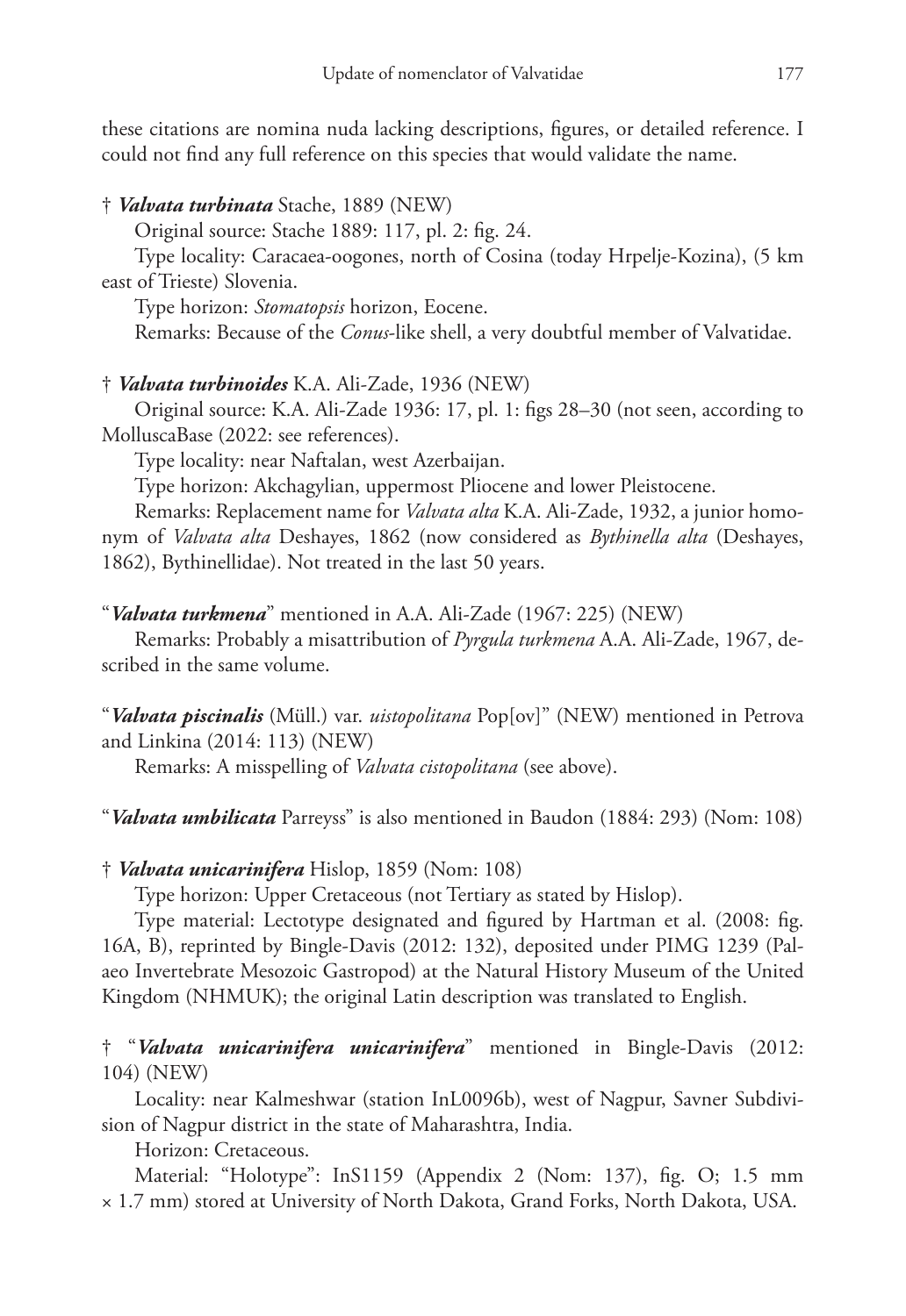these citations are nomina nuda lacking descriptions, figures, or detailed reference. I could not find any full reference on this species that would validate the name.

† ***Valvata turbinata*** Stache, 1889 (NEW)

Original source: Stache 1889: 117, pl. 2: fig. 24.

Type locality: Caracaea-oogones, north of Cosina (today Hrpelje-Kozina), (5 km east of Trieste) Slovenia.

Type horizon: *Stomatopsis* horizon, Eocene.

Remarks: Because of the *Conus*-like shell, a very doubtful member of Valvatidae.

† ***Valvata turbinoides*** K.A. Ali-Zade, 1936 (NEW)

Original source: K.A. Ali-Zade 1936: 17, pl. 1: figs 28–30 (not seen, according to MolluscaBase (2022: see references).

Type locality: near Naftalan, west Azerbaijan.

Type horizon: Akchagylian, uppermost Pliocene and lower Pleistocene.

Remarks: Replacement name for *Valvata alta* K.A. Ali-Zade, 1932, a junior homonym of *Valvata alta* Deshayes, 1862 (now considered as *Bythinella alta* (Deshayes, 1862), Bythinellidae). Not treated in the last 50 years.

"***Valvata turkmena***" mentioned in A.A. Ali-Zade (1967: 225) (NEW)

Remarks: Probably a misattribution of *Pyrgula turkmena* A.A. Ali-Zade, 1967, described in the same volume.

"***Valvata piscinalis*** (Müll.) var. *uistopolitana* Pop[ov]" (NEW) mentioned in Petrova and Linkina (2014: 113) (NEW)

Remarks: A misspelling of *Valvata cistopolitana* (see above).

"***Valvata umbilicata*** Parreyss" is also mentioned in Baudon (1884: 293) (Nom: 108)

† ***Valvata unicarinifera*** Hislop, 1859 (Nom: 108)

Type horizon: Upper Cretaceous (not Tertiary as stated by Hislop).

Type material: Lectotype designated and figured by Hartman et al. (2008: fig. 16A, B), reprinted by Bingle-Davis (2012: 132), deposited under PIMG 1239 (Palaeo Invertebrate Mesozoic Gastropod) at the Natural History Museum of the United Kingdom (NHMUK); the original Latin description was translated to English.

† "***Valvata unicarinifera unicarinifera***" mentioned in Bingle-Davis (2012: 104) (NEW)

Locality: near Kalmeshwar (station InL0096b), west of Nagpur, Savner Subdivision of Nagpur district in the state of Maharashtra, India.

Horizon: Cretaceous.

Material: "Holotype": InS1159 (Appendix 2 (Nom: 137), fig. O; 1.5 mm × 1.7 mm) stored at University of North Dakota, Grand Forks, North Dakota, USA.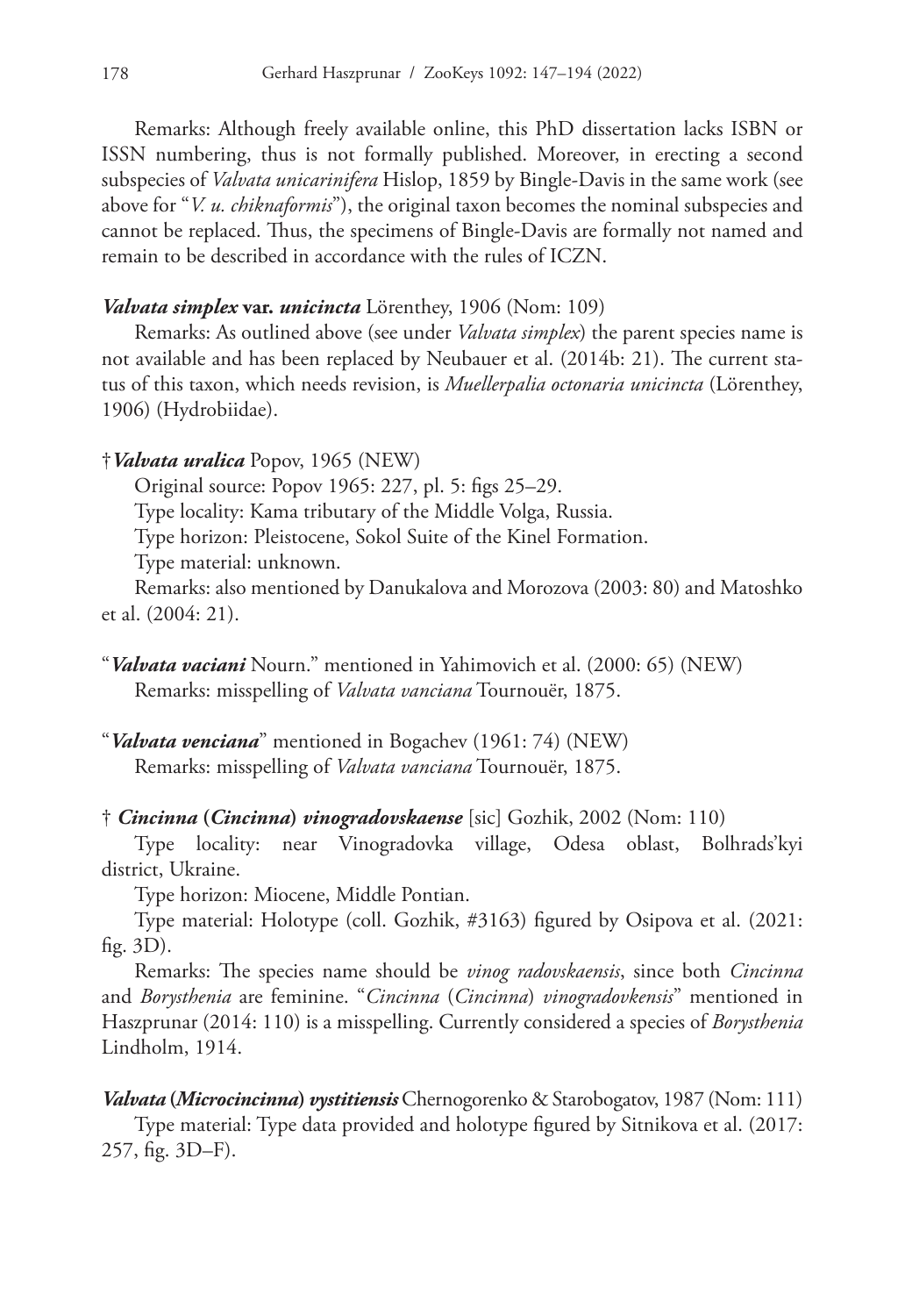Remarks: Although freely available online, this PhD dissertation lacks ISBN or ISSN numbering, thus is not formally published. Moreover, in erecting a second subspecies of *Valvata unicarinifera* Hislop, 1859 by Bingle-Davis in the same work (see above for "*V. u. chiknaformis*"), the original taxon becomes the nominal subspecies and cannot be replaced. Thus, the specimens of Bingle-Davis are formally not named and remain to be described in accordance with the rules of ICZN.

***Valvata simplex* var. *unicincta*** Lörenthey, 1906 (Nom: 109)

Remarks: As outlined above (see under *Valvata simplex*) the parent species name is not available and has been replaced by Neubauer et al. (2014b: 21). The current status of this taxon, which needs revision, is *Muellerpalia octonaria unicincta* (Lörenthey, 1906) (Hydrobiidae).

†***Valvata uralica*** Popov, 1965 (NEW)

Original source: Popov 1965: 227, pl. 5: figs 25–29.

Type locality: Kama tributary of the Middle Volga, Russia.

Type horizon: Pleistocene, Sokol Suite of the Kinel Formation.

Type material: unknown.

Remarks: also mentioned by Danukalova and Morozova (2003: 80) and Matoshko et al. (2004: 21).

"***Valvata vaciani*** Nourn." mentioned in Yahimovich et al. (2000: 65) (NEW)

Remarks: misspelling of *Valvata vanciana* Tournouër, 1875.

"***Valvata venciana***" mentioned in Bogachev (1961: 74) (NEW)

Remarks: misspelling of *Valvata vanciana* Tournouër, 1875.

† ***Cincinna* (*Cincinna*) *vinogradovskaense*** [sic] Gozhik, 2002 (Nom: 110)

Type locality: near Vinogradovka village, Odesa oblast, Bolhrads'kyi district, Ukraine.

Type horizon: Miocene, Middle Pontian.

Type material: Holotype (coll. Gozhik, #3163) figured by Osipova et al. (2021: fig. 3D).

Remarks: The species name should be *vinog radovskaensis*, since both *Cincinna* and *Borysthenia* are feminine. "*Cincinna* (*Cincinna*) *vinogradovkensis*" mentioned in Haszprunar (2014: 110) is a misspelling. Currently considered a species of *Borysthenia* Lindholm, 1914.

***Valvata* (*Microcincinna*) *vystitiensis*** Chernogorenko & Starobogatov, 1987 (Nom: 111)

Type material: Type data provided and holotype figured by Sitnikova et al. (2017: 257, fig. 3D–F).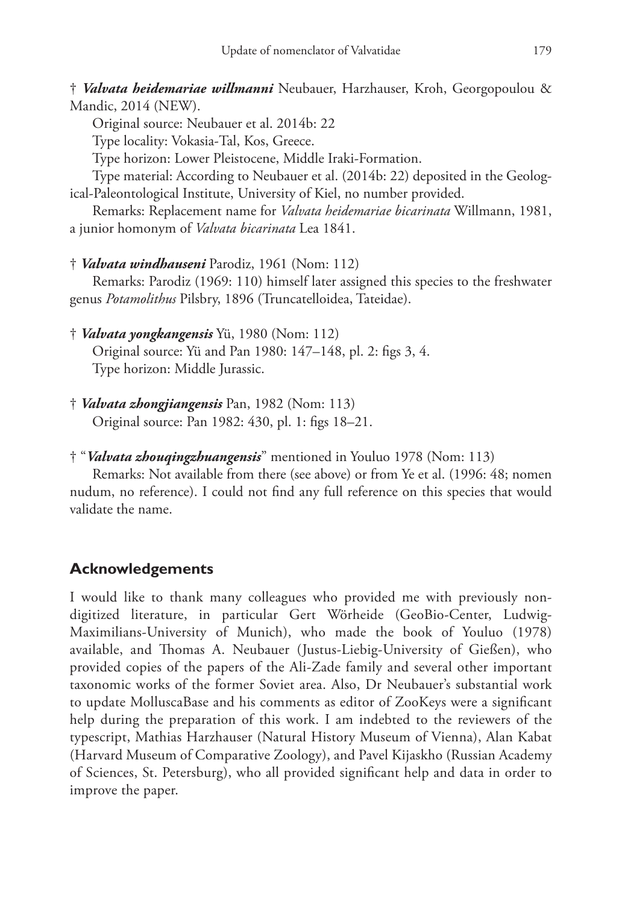† ***Valvata heidemariae willmanni*** Neubauer, Harzhauser, Kroh, Georgopoulou & Mandic, 2014 (NEW).

Original source: Neubauer et al. 2014b: 22

Type locality: Vokasia-Tal, Kos, Greece.

Type horizon: Lower Pleistocene, Middle Iraki-Formation.

Type material: According to Neubauer et al. (2014b: 22) deposited in the Geological-Paleontological Institute, University of Kiel, no number provided.

Remarks: Replacement name for *Valvata heidemariae bicarinata* Willmann, 1981, a junior homonym of *Valvata bicarinata* Lea 1841.

† ***Valvata windhauseni*** Parodiz, 1961 (Nom: 112)

Remarks: Parodiz (1969: 110) himself later assigned this species to the freshwater genus *Potamolithus* Pilsbry, 1896 (Truncatelloidea, Tateidae).

† ***Valvata yongkangensis*** Yü, 1980 (Nom: 112)

Original source: Yü and Pan 1980: 147–148, pl. 2: figs 3, 4.

Type horizon: Middle Jurassic.

† ***Valvata zhongjiangensis*** Pan, 1982 (Nom: 113)

Original source: Pan 1982: 430, pl. 1: figs 18–21.

† "***Valvata zhouqingzhuangensis***" mentioned in Youluo 1978 (Nom: 113)

Remarks: Not available from there (see above) or from Ye et al. (1996: 48; nomen nudum, no reference). I could not find any full reference on this species that would validate the name.

## Acknowledgements

I would like to thank many colleagues who provided me with previously non-digitized literature, in particular Gert Wörheide (GeoBio-Center, Ludwig-Maximilians-University of Munich), who made the book of Youluo (1978) available, and Thomas A. Neubauer (Justus-Liebig-University of Gießen), who provided copies of the papers of the Ali-Zade family and several other important taxonomic works of the former Soviet area. Also, Dr Neubauer's substantial work to update MolluscaBase and his comments as editor of ZooKeys were a significant help during the preparation of this work. I am indebted to the reviewers of the typescript, Mathias Harzhauser (Natural History Museum of Vienna), Alan Kabat (Harvard Museum of Comparative Zoology), and Pavel Kijaskho (Russian Academy of Sciences, St. Petersburg), who all provided significant help and data in order to improve the paper.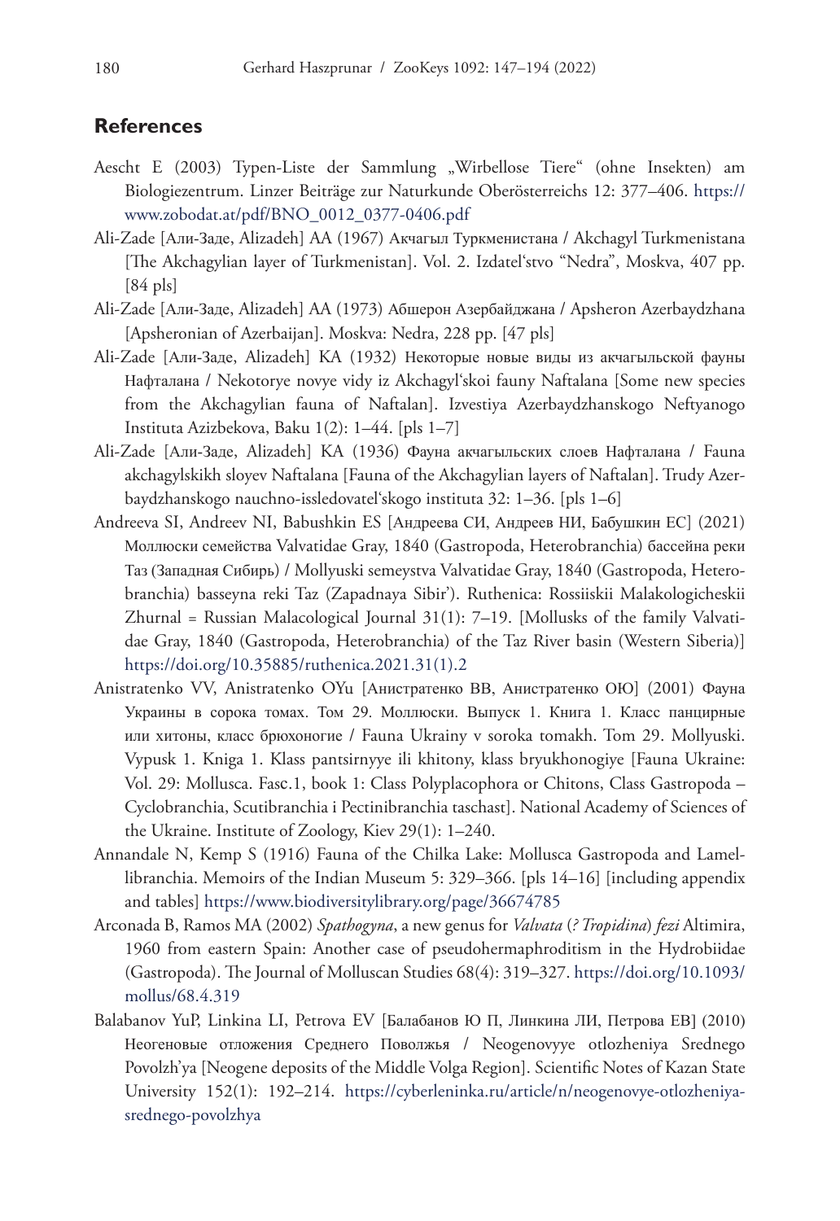## References

Aescht E (2003) Typen-Liste der Sammlung „Wirbellose Tiere“ (ohne Insekten) am Biologiezentrum. Linzer Beiträge zur Naturkunde Oberösterreichs 12: 377–406. https://www.zobodat.at/pdf/BNO_0012_0377-0406.pdf

Ali-Zade [Али-Заде, Alizadeh] AA (1967) Акчагыл Туркменистана / Akchagyl Turkmenistana [The Akchagylian layer of Turkmenistan]. Vol. 2. Izdatel‘stvo “Nedra”, Moskva, 407 pp. [84 pls]

Ali-Zade [Али-Заде, Alizadeh] AA (1973) Абшерон Азербайджана / Apsheron Azerbaydzhana [Apsheronian of Azerbaijan]. Moskva: Nedra, 228 pp. [47 pls]

Ali-Zade [Али-Заде, Alizadeh] KA (1932) Некоторые новые виды из акчагыльской фауны Нафталана / Nekotorye novye vidy iz Akchagyl‘skoi fauny Naftalana [Some new species from the Akchagylian fauna of Naftalan]. Izvestiya Azerbaydzhanskogo Neftyanogo Instituta Azizbekova, Baku 1(2): 1–44. [pls 1–7]

Ali-Zade [Али-Заде, Alizadeh] KA (1936) Фауна акчагыльских слоев Нафталана / Fauna akchagylskikh sloyev Naftalana [Fauna of the Akchagylian layers of Naftalan]. Trudy Azerbaydzhanskogo nauchno-issledovatel‘skogo instituta 32: 1–36. [pls 1–6]

Andreeva SI, Andreev NI, Babushkin ES [Андреева СИ, Андреев НИ, Бабушкин ЕС] (2021) Моллюски семейства Valvatidae Gray, 1840 (Gastropoda, Heterobranchia) бассейна реки Таз (Западная Сибирь) / Mollyuski semeystva Valvatidae Gray, 1840 (Gastropoda, Heterobranchia) basseyna reki Taz (Zapadnaya Sibir’). Ruthenica: Rossiiskii Malakologicheskii Zhurnal = Russian Malacological Journal 31(1): 7–19. [Mollusks of the family Valvatidae Gray, 1840 (Gastropoda, Heterobranchia) of the Taz River basin (Western Siberia)] https://doi.org/10.35885/ruthenica.2021.31(1).2

Anistratenko VV, Anistratenko OYu [Анистратенко ВВ, Анистратенко ОЮ] (2001) Фауна Украины в сорока томах. Том 29. Моллюски. Выпуск 1. Книга 1. Класс панцирные или хитоны, класс брюхоногие / Fauna Ukrainy v soroka tomakh. Tom 29. Mollyuski. Vypusk 1. Kniga 1. Klass pantsirnyye ili khitony, klass bryukhonogiye [Fauna Ukraine: Vol. 29: Mollusca. Fasc.1, book 1: Class Polyplacophora or Chitons, Class Gastropoda – Cyclobranchia, Scutibranchia i Pectinibranchia taschast]. National Academy of Sciences of the Ukraine. Institute of Zoology, Kiev 29(1): 1–240.

Annandale N, Kemp S (1916) Fauna of the Chilka Lake: Mollusca Gastropoda and Lamellibranchia. Memoirs of the Indian Museum 5: 329–366. [pls 14–16] [including appendix and tables] https://www.biodiversitylibrary.org/page/36674785

Arconada B, Ramos MA (2002) *Spathogyna*, a new genus for *Valvata* (*? Tropidina*) *fezi* Altimira, 1960 from eastern Spain: Another case of pseudohermaphroditism in the Hydrobiidae (Gastropoda). The Journal of Molluscan Studies 68(4): 319–327. https://doi.org/10.1093/mollus/68.4.319

Balabanov YuP, Linkina LI, Petrova EV [Балабанов Ю П, Линкина ЛИ, Петрова ЕВ] (2010) Неогеновые отложения Среднего Поволжья / Neogenovyye otlozheniya Srednego Povolzh’ya [Neogene deposits of the Middle Volga Region]. Scientific Notes of Kazan State University 152(1): 192–214. https://cyberleninka.ru/article/n/neogenovye-otlozheniya-srednego-povolzhya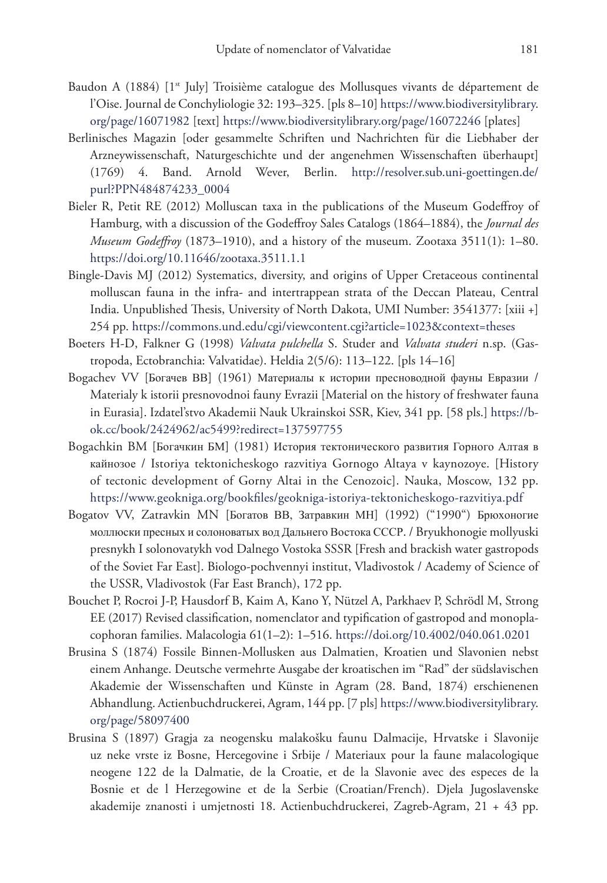Baudon A (1884) [1st July] Troisième catalogue des Mollusques vivants de département de l'Oise. Journal de Conchyliologie 32: 193–325. [pls 8–10] https://www.biodiversitylibrary.org/page/16071982 [text] https://www.biodiversitylibrary.org/page/16072246 [plates]

Berlinisches Magazin [oder gesammelte Schriften und Nachrichten für die Liebhaber der Arzneywissenschaft, Naturgeschichte und der angenehmen Wissenschaften überhaupt] (1769) 4. Band. Arnold Wever, Berlin. http://resolver.sub.uni-goettingen.de/purl?PPN484874233_0004

Bieler R, Petit RE (2012) Molluscan taxa in the publications of the Museum Godeffroy of Hamburg, with a discussion of the Godeffroy Sales Catalogs (1864–1884), the *Journal des Museum Godeffroy* (1873–1910), and a history of the museum. Zootaxa 3511(1): 1–80. https://doi.org/10.11646/zootaxa.3511.1.1

Bingle-Davis MJ (2012) Systematics, diversity, and origins of Upper Cretaceous continental molluscan fauna in the infra- and intertrappean strata of the Deccan Plateau, Central India. Unpublished Thesis, University of North Dakota, UMI Number: 3541377: [xiii +] 254 pp. https://commons.und.edu/cgi/viewcontent.cgi?article=1023&context=theses

Boeters H-D, Falkner G (1998) *Valvata pulchella* S. Studer and *Valvata studeri* n.sp. (Gastropoda, Ectobranchia: Valvatidae). Heldia 2(5/6): 113–122. [pls 14–16]

Bogachev VV [Богачев ВВ] (1961) Материалы к истории пресноводной фауны Евразии / Materialy k istorii presnovodnoi fauny Evrazii [Material on the history of freshwater fauna in Eurasia]. Izdatel'stvo Akademii Nauk Ukrainskoi SSR, Kiev, 341 pp. [58 pls.] https://b-ok.cc/book/2424962/ac5499?redirect=137597755

Bogachkin BM [Богачкин БМ] (1981) История тектонического развития Горного Алтая в кайнозое / Istoriya tektonicheskogo razvitiya Gornogo Altaya v kaynozoye. [History of tectonic development of Gorny Altai in the Cenozoic]. Nauka, Moscow, 132 pp. https://www.geokniga.org/bookfiles/geokniga-istoriya-tektonicheskogo-razvitiya.pdf

Bogatov VV, Zatravkin MN [Богатов ВВ, Затравкин МН] (1992) ("1990") Брюхоногие моллюски пресных и солоноватых вод Дальнего Востока СССР. / Bryukhonogie mollyuski presnykh I solonovatykh vod Dalnego Vostoka SSSR [Fresh and brackish water gastropods of the Soviet Far East]. Biologo-pochvennyi institut, Vladivostok / Academy of Science of the USSR, Vladivostok (Far East Branch), 172 pp.

Bouchet P, Rocroi J-P, Hausdorf B, Kaim A, Kano Y, Nützel A, Parkhaev P, Schrödl M, Strong EE (2017) Revised classification, nomenclator and typification of gastropod and monoplacophoran families. Malacologia 61(1–2): 1–516. https://doi.org/10.4002/040.061.0201

Brusina S (1874) Fossile Binnen-Mollusken aus Dalmatien, Kroatien und Slavonien nebst einem Anhange. Deutsche vermehrte Ausgabe der kroatischen im "Rad" der südslavischen Akademie der Wissenschaften und Künste in Agram (28. Band, 1874) erschienenen Abhandlung. Actienbuchdruckerei, Agram, 144 pp. [7 pls] https://www.biodiversitylibrary.org/page/58097400

Brusina S (1897) Gragja za neogensku malakošku faunu Dalmacije, Hrvatske i Slavonije uz neke vrste iz Bosne, Hercegovine i Srbije / Materiaux pour la faune malacologique neogene 122 de la Dalmatie, de la Croatie, et de la Slavonie avec des especes de la Bosnie et de l Herzegowine et de la Serbie (Croatian/French). Djela Jugoslavenske akademije znanosti i umjetnosti 18. Actienbuchdruckerei, Zagreb-Agram, 21 + 43 pp.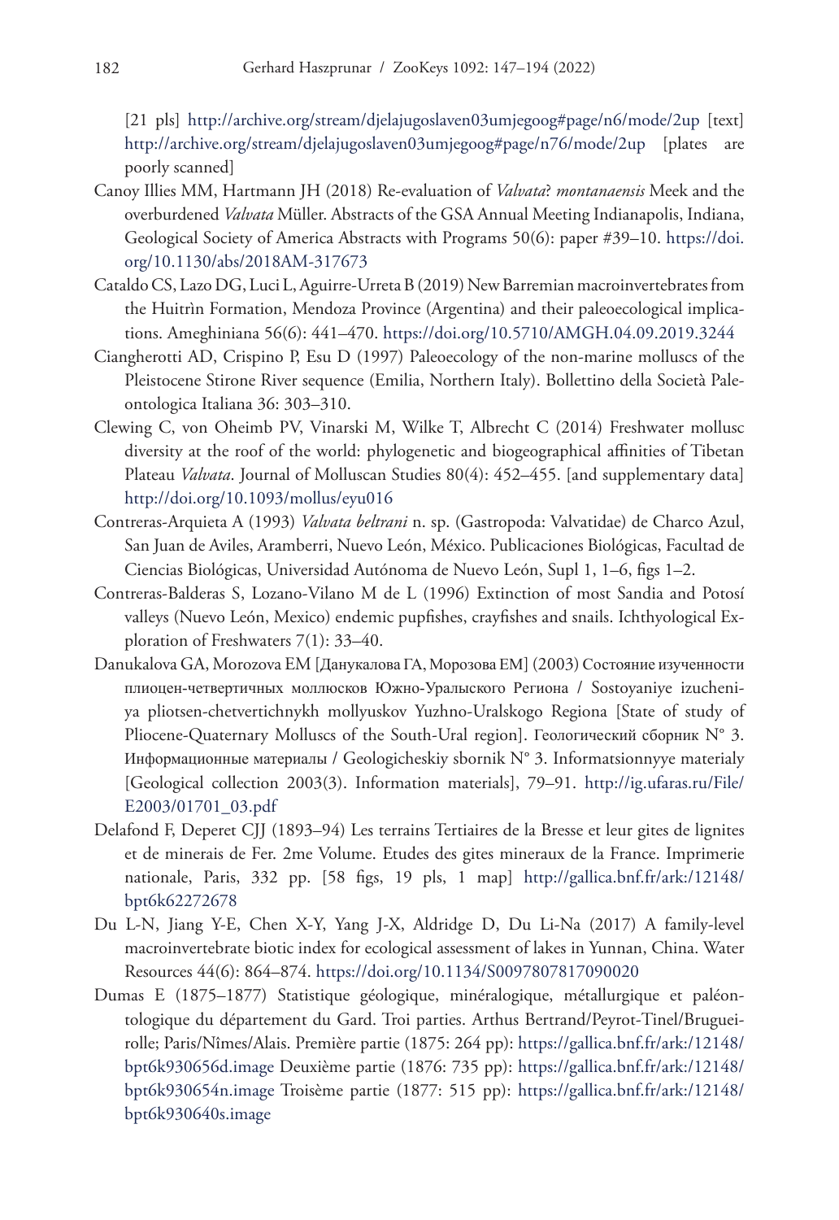[21 pls] http://archive.org/stream/djelajugoslaven03umjegoog#page/n6/mode/2up [text] http://archive.org/stream/djelajugoslaven03umjegoog#page/n76/mode/2up [plates are poorly scanned]

Canoy Illies MM, Hartmann JH (2018) Re-evaluation of *Valvata*? *montanaensis* Meek and the overburdened *Valvata* Müller. Abstracts of the GSA Annual Meeting Indianapolis, Indiana, Geological Society of America Abstracts with Programs 50(6): paper #39–10. https://doi.org/10.1130/abs/2018AM-317673

Cataldo CS, Lazo DG, Luci L, Aguirre-Urreta B (2019) New Barremian macroinvertebrates from the Huitrìn Formation, Mendoza Province (Argentina) and their paleoecological implications. Ameghiniana 56(6): 441–470. https://doi.org/10.5710/AMGH.04.09.2019.3244

Ciangherotti AD, Crispino P, Esu D (1997) Paleoecology of the non-marine molluscs of the Pleistocene Stirone River sequence (Emilia, Northern Italy). Bollettino della Società Paleontologica Italiana 36: 303–310.

Clewing C, von Oheimb PV, Vinarski M, Wilke T, Albrecht C (2014) Freshwater mollusc diversity at the roof of the world: phylogenetic and biogeographical affinities of Tibetan Plateau *Valvata*. Journal of Molluscan Studies 80(4): 452–455. [and supplementary data] http://doi.org/10.1093/mollus/eyu016

Contreras-Arquieta A (1993) *Valvata beltrani* n. sp. (Gastropoda: Valvatidae) de Charco Azul, San Juan de Aviles, Aramberri, Nuevo León, México. Publicaciones Biológicas, Facultad de Ciencias Biológicas, Universidad Autónoma de Nuevo León, Supl 1, 1–6, figs 1–2.

Contreras-Balderas S, Lozano-Vilano M de L (1996) Extinction of most Sandia and Potosí valleys (Nuevo León, Mexico) endemic pupfishes, crayfishes and snails. Ichthyological Exploration of Freshwaters 7(1): 33–40.

Danukalova GA, Morozova EM [Данукалова ГА, Морозова ЕМ] (2003) Состояние изученности плиоцен-четвертичных моллюсков Южно-Уралыского Региона / Sostoyaniye izucheniya pliotsen-chetvertichnykh mollyuskov Yuzhno-Uralskogo Regiona [State of study of Pliocene-Quaternary Molluscs of the South-Ural region]. Геологический сборник N° 3. Информационные материалы / Geologicheskiy sbornik N° 3. Informatsionnyye materialy [Geological collection 2003(3). Information materials], 79–91. http://ig.ufaras.ru/File/E2003/01701_03.pdf

Delafond F, Deperet CJJ (1893–94) Les terrains Tertiaires de la Bresse et leur gites de lignites et de minerais de Fer. 2me Volume. Etudes des gites mineraux de la France. Imprimerie nationale, Paris, 332 pp. [58 figs, 19 pls, 1 map] http://gallica.bnf.fr/ark:/12148/bpt6k62272678

Du L-N, Jiang Y-E, Chen X-Y, Yang J-X, Aldridge D, Du Li-Na (2017) A family-level macroinvertebrate biotic index for ecological assessment of lakes in Yunnan, China. Water Resources 44(6): 864–874. https://doi.org/10.1134/S0097807817090020

Dumas E (1875–1877) Statistique géologique, minéralogique, métallurgique et paléontologique du département du Gard. Troi parties. Arthus Bertrand/Peyrot-Tinel/Brugueirolle; Paris/Nîmes/Alais. Première partie (1875: 264 pp): https://gallica.bnf.fr/ark:/12148/bpt6k930656d.image Deuxième partie (1876: 735 pp): https://gallica.bnf.fr/ark:/12148/bpt6k930654n.image Troisème partie (1877: 515 pp): https://gallica.bnf.fr/ark:/12148/bpt6k930640s.image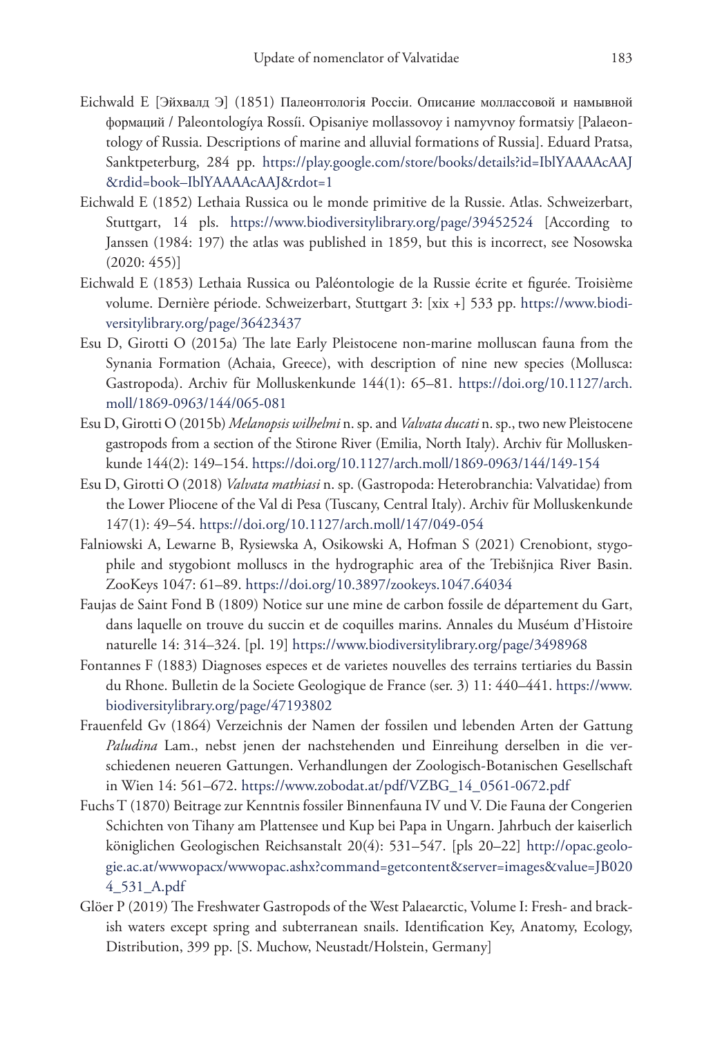Eichwald E [Эйхвалд Э] (1851) Палеонтологія Россіи. Описание моллассовой и намывной формаций / Paleontologíya Rossíi. Opisaniye mollassovoy i namyvnoy formatsiy [Palaeontology of Russia. Descriptions of marine and alluvial formations of Russia]. Eduard Pratsa, Sanktpeterburg, 284 pp. https://play.google.com/store/books/details?id=IblYAAAAcAAJ&rdid=book–IblYAAAAcAAJ&rdot=1

Eichwald E (1852) Lethaia Russica ou le monde primitive de la Russie. Atlas. Schweizerbart, Stuttgart, 14 pls. https://www.biodiversitylibrary.org/page/39452524 [According to Janssen (1984: 197) the atlas was published in 1859, but this is incorrect, see Nosowska (2020: 455)]

Eichwald E (1853) Lethaia Russica ou Paléontologie de la Russie écrite et figurée. Troisième volume. Dernière période. Schweizerbart, Stuttgart 3: [xix +] 533 pp. https://www.biodiversitylibrary.org/page/36423437

Esu D, Girotti O (2015a) The late Early Pleistocene non-marine molluscan fauna from the Synania Formation (Achaia, Greece), with description of nine new species (Mollusca: Gastropoda). Archiv für Molluskenkunde 144(1): 65–81. https://doi.org/10.1127/arch.moll/1869-0963/144/065-081

Esu D, Girotti O (2015b) *Melanopsis wilhelmi* n. sp. and *Valvata ducati* n. sp., two new Pleistocene gastropods from a section of the Stirone River (Emilia, North Italy). Archiv für Molluskenkunde 144(2): 149–154. https://doi.org/10.1127/arch.moll/1869-0963/144/149-154

Esu D, Girotti O (2018) *Valvata mathiasi* n. sp. (Gastropoda: Heterobranchia: Valvatidae) from the Lower Pliocene of the Val di Pesa (Tuscany, Central Italy). Archiv für Molluskenkunde 147(1): 49–54. https://doi.org/10.1127/arch.moll/147/049-054

Falniowski A, Lewarne B, Rysiewska A, Osikowski A, Hofman S (2021) Crenobiont, stygophile and stygobiont molluscs in the hydrographic area of the Trebišnjica River Basin. ZooKeys 1047: 61–89. https://doi.org/10.3897/zookeys.1047.64034

Faujas de Saint Fond B (1809) Notice sur une mine de carbon fossile de département du Gart, dans laquelle on trouve du succin et de coquilles marins. Annales du Muséum d'Histoire naturelle 14: 314–324. [pl. 19] https://www.biodiversitylibrary.org/page/3498968

Fontannes F (1883) Diagnoses especes et de varietes nouvelles des terrains tertiaries du Bassin du Rhone. Bulletin de la Societe Geologique de France (ser. 3) 11: 440–441. https://www.biodiversitylibrary.org/page/47193802

Frauenfeld Gv (1864) Verzeichnis der Namen der fossilen und lebenden Arten der Gattung *Paludina* Lam., nebst jenen der nachstehenden und Einreihung derselben in die verschiedenen neueren Gattungen. Verhandlungen der Zoologisch-Botanischen Gesellschaft in Wien 14: 561–672. https://www.zobodat.at/pdf/VZBG_14_0561-0672.pdf

Fuchs T (1870) Beitrage zur Kenntnis fossiler Binnenfauna IV und V. Die Fauna der Congerien Schichten von Tihany am Plattensee und Kup bei Papa in Ungarn. Jahrbuch der kaiserlich königlichen Geologischen Reichsanstalt 20(4): 531–547. [pls 20–22] http://opac.geologie.ac.at/wwwopacx/wwwopac.ashx?command=getcontent&server=images&value=JB0204_531_A.pdf

Glöer P (2019) The Freshwater Gastropods of the West Palaearctic, Volume I: Fresh- and brackish waters except spring and subterranean snails. Identification Key, Anatomy, Ecology, Distribution, 399 pp. [S. Muchow, Neustadt/Holstein, Germany]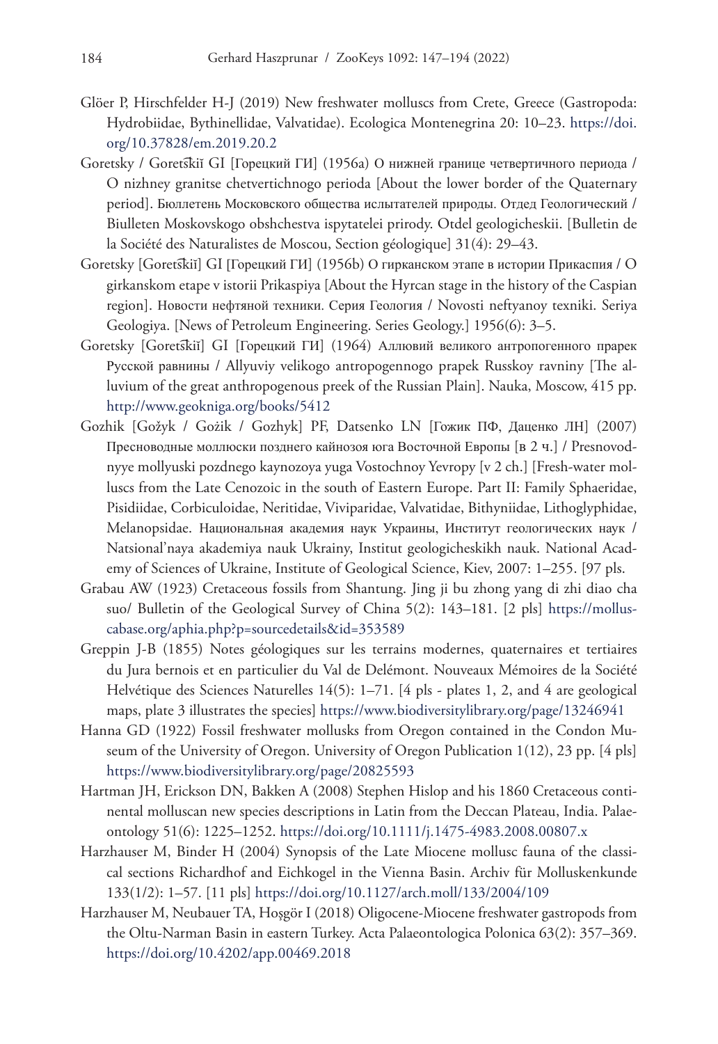Glöer P, Hirschfelder H-J (2019) New freshwater molluscs from Crete, Greece (Gastropoda: Hydrobiidae, Bythinellidae, Valvatidae). Ecologica Montenegrina 20: 10–23. https://doi.org/10.37828/em.2019.20.2

Goretsky / Goretŝkiĭ GI [Горецкий ГИ] (1956a) О нижней границе четвертичного периода / O nizhney granitse chetvertichnogo perioda [About the lower border of the Quaternary period]. Бюллетень Московского общества испытателей природы. Отдед Геологический / Biulleten Moskovskogo obshchestva ispytatelei prirody. Otdel geologicheskii. [Bulletin de la Société des Naturalistes de Moscou, Section géologique] 31(4): 29–43.

Goretsky [Goretŝkiĭ] GI [Горецкий ГИ] (1956b) О гирканском этапе в истории Прикаспия / O girkanskom etape v istorii Prikaspiya [About the Hyrcan stage in the history of the Caspian region]. Новости нефтяной техники. Серия Геология / Novosti neftyanoy texniki. Seriya Geologiya. [News of Petroleum Engineering. Series Geology.] 1956(6): 3–5.

Goretsky [Goretŝkiĭ] GI [Горецкий ГИ] (1964) Аллювий великого антропогенного прарек Русской равнины / Allyuviy velikogo antropogennogo prapek Russkoy ravniny [The alluvium of the great anthropogenous preek of the Russian Plain]. Nauka, Moscow, 415 pp. http://www.geokniga.org/books/5412

Gozhik [Gožyk / Gožik / Gozhyk] PF, Datsenko LN [Гожик ПФ, Даценко ЛН] (2007) Пресноводные моллюски позднего кайнозоя юга Восточной Европы [в 2 ч.] / Presnovodnyye mollyuski pozdnego kaynozoya yuga Vostochnoy Yevropy [v 2 ch.] [Fresh-water molluscs from the Late Cenozoic in the south of Eastern Europe. Part II: Family Sphaeridae, Pisidiidae, Corbiculoidae, Neritidae, Viviparidae, Valvatidae, Bithyniidae, Lithoglyphidae, Melanopsidae. Национальная академия наук Украины, Институт геологических наук / Natsional'naya akademiya nauk Ukrainy, Institut geologicheskikh nauk. National Academy of Sciences of Ukraine, Institute of Geological Science, Kiev, 2007: 1–255. [97 pls.

Grabau AW (1923) Cretaceous fossils from Shantung. Jing ji bu zhong yang di zhi diao cha suo/ Bulletin of the Geological Survey of China 5(2): 143–181. [2 pls] https://molluscabase.org/aphia.php?p=sourcedetails&id=353589

Greppin J-B (1855) Notes géologiques sur les terrains modernes, quaternaires et tertiaires du Jura bernois et en particulier du Val de Delémont. Nouveaux Mémoires de la Société Helvétique des Sciences Naturelles 14(5): 1–71. [4 pls - plates 1, 2, and 4 are geological maps, plate 3 illustrates the species] https://www.biodiversitylibrary.org/page/13246941

Hanna GD (1922) Fossil freshwater mollusks from Oregon contained in the Condon Museum of the University of Oregon. University of Oregon Publication 1(12), 23 pp. [4 pls] https://www.biodiversitylibrary.org/page/20825593

Hartman JH, Erickson DN, Bakken A (2008) Stephen Hislop and his 1860 Cretaceous continental molluscan new species descriptions in Latin from the Deccan Plateau, India. Palaeontology 51(6): 1225–1252. https://doi.org/10.1111/j.1475-4983.2008.00807.x

Harzhauser M, Binder H (2004) Synopsis of the Late Miocene mollusc fauna of the classical sections Richardhof and Eichkogel in the Vienna Basin. Archiv für Molluskenkunde 133(1/2): 1–57. [11 pls] https://doi.org/10.1127/arch.moll/133/2004/109

Harzhauser M, Neubauer TA, Hoşgör I (2018) Oligocene-Miocene freshwater gastropods from the Oltu-Narman Basin in eastern Turkey. Acta Palaeontologica Polonica 63(2): 357–369. https://doi.org/10.4202/app.00469.2018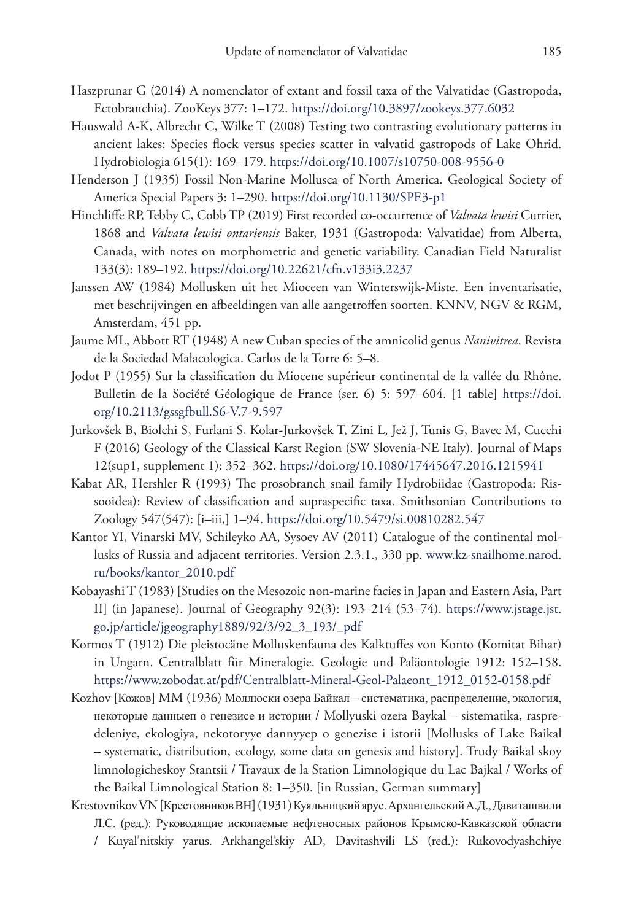Haszprunar G (2014) A nomenclator of extant and fossil taxa of the Valvatidae (Gastropoda, Ectobranchia). ZooKeys 377: 1–172. https://doi.org/10.3897/zookeys.377.6032

Hauswald A-K, Albrecht C, Wilke T (2008) Testing two contrasting evolutionary patterns in ancient lakes: Species flock versus species scatter in valvatid gastropods of Lake Ohrid. Hydrobiologia 615(1): 169–179. https://doi.org/10.1007/s10750-008-9556-0

Henderson J (1935) Fossil Non-Marine Mollusca of North America. Geological Society of America Special Papers 3: 1–290. https://doi.org/10.1130/SPE3-p1

Hinchliffe RP, Tebby C, Cobb TP (2019) First recorded co-occurrence of *Valvata lewisi* Currier, 1868 and *Valvata lewisi ontariensis* Baker, 1931 (Gastropoda: Valvatidae) from Alberta, Canada, with notes on morphometric and genetic variability. Canadian Field Naturalist 133(3): 189–192. https://doi.org/10.22621/cfn.v133i3.2237

Janssen AW (1984) Mollusken uit het Mioceen van Winterswijk-Miste. Een inventarisatie, met beschrijvingen en afbeeldingen van alle aangetroffen soorten. KNNV, NGV & RGM, Amsterdam, 451 pp.

Jaume ML, Abbott RT (1948) A new Cuban species of the amnicolid genus *Nanivitrea*. Revista de la Sociedad Malacologica. Carlos de la Torre 6: 5–8.

Jodot P (1955) Sur la classification du Miocene supérieur continental de la vallée du Rhône. Bulletin de la Société Géologique de France (ser. 6) 5: 597–604. [1 table] https://doi.org/10.2113/gssgfbull.S6-V.7-9.597

Jurkovšek B, Biolchi S, Furlani S, Kolar-Jurkovšek T, Zini L, Jež J, Tunis G, Bavec M, Cucchi F (2016) Geology of the Classical Karst Region (SW Slovenia-NE Italy). Journal of Maps 12(sup1, supplement 1): 352–362. https://doi.org/10.1080/17445647.2016.1215941

Kabat AR, Hershler R (1993) The prosobranch snail family Hydrobiidae (Gastropoda: Rissooidea): Review of classification and supraspecific taxa. Smithsonian Contributions to Zoology 547(547): [i–iii,] 1–94. https://doi.org/10.5479/si.00810282.547

Kantor YI, Vinarski MV, Schileyko AA, Sysoev AV (2011) Catalogue of the continental mollusks of Russia and adjacent territories. Version 2.3.1., 330 pp. www.kz-snailhome.narod.ru/books/kantor_2010.pdf

Kobayashi T (1983) [Studies on the Mesozoic non-marine facies in Japan and Eastern Asia, Part II] (in Japanese). Journal of Geography 92(3): 193–214 (53–74). https://www.jstage.jst.go.jp/article/jgeography1889/92/3/92_3_193/_pdf

Kormos T (1912) Die pleistocäne Molluskenfauna des Kalktuffes von Konto (Komitat Bihar) in Ungarn. Centralblatt für Mineralogie. Geologie und Paläontologie 1912: 152–158. https://www.zobodat.at/pdf/Centralblatt-Mineral-Geol-Palaeont_1912_0152-0158.pdf

Kozhov [Кожов] MM (1936) Моллюски озера Байкал – систематика, распределение, экология, некоторые данныеп о генезисе и истории / Mollyuski ozera Baykal – sistematika, raspredeleniye, ekologiya, nekotoryye dannyyep o genezise i istorii [Mollusks of Lake Baikal – systematic, distribution, ecology, some data on genesis and history]. Trudy Baikal skoy limnologicheskoy Stantsii / Travaux de la Station Limnologique du Lac Bajkal / Works of the Baikal Limnological Station 8: 1–350. [in Russian, German summary]

Krestovnikov VN [Крестовников ВН] (1931) Куяльницкий ярус. Архангельский А.Д., Давиташвили Л.С. (ред.): Руководящие ископаемые нефтеносных районов Крымско-Кавказской области / Kuyal'nitskiy yarus. Arkhangel'skiy AD, Davitashvili LS (red.): Rukovodyashchiye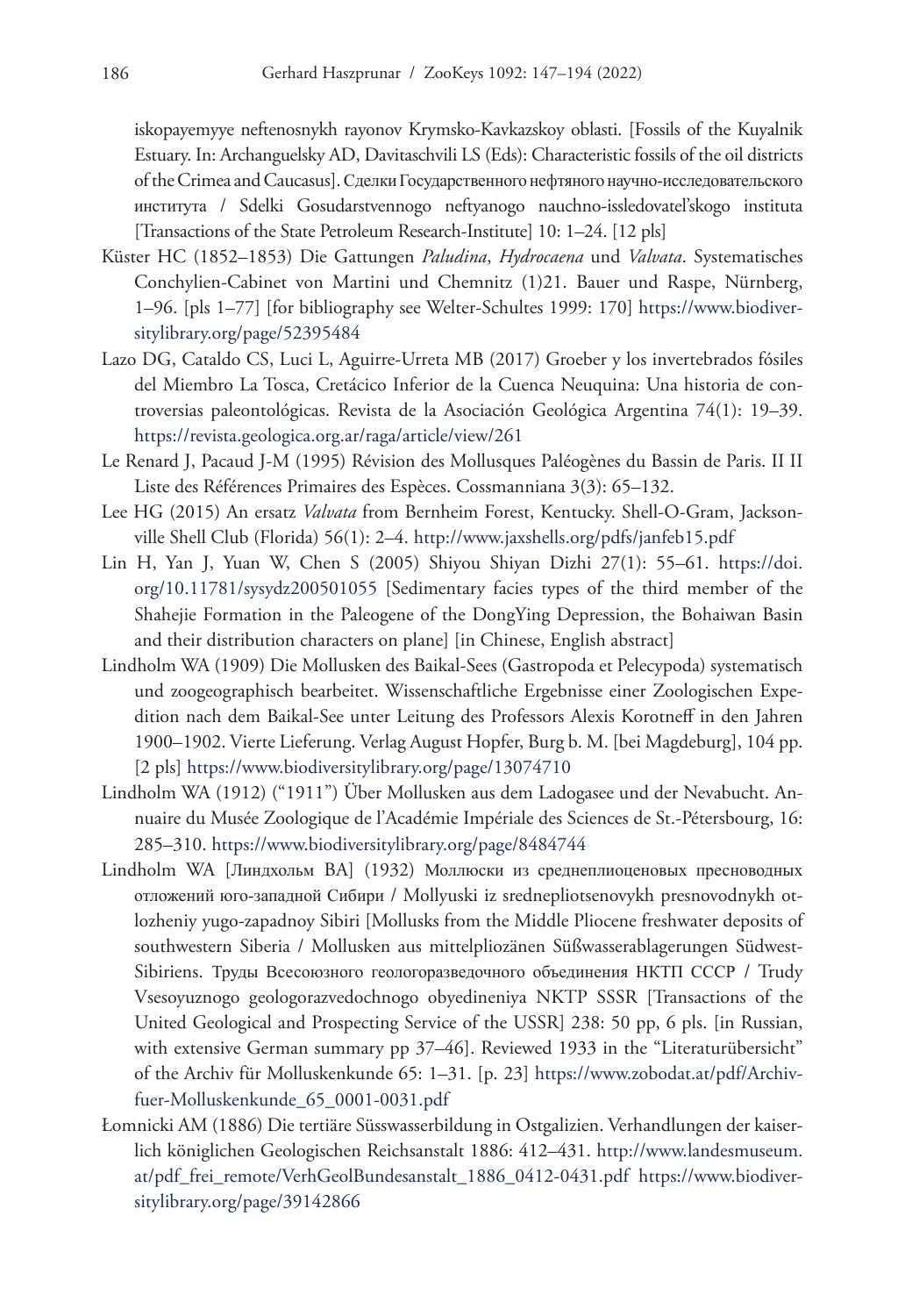iskopayemyye neftenosnykh rayonov Krymsko-Kavkazskoy oblasti. [Fossils of the Kuyalnik Estuary. In: Archanguelsky AD, Davitaschvili LS (Eds): Characteristic fossils of the oil districts of the Crimea and Caucasus]. Сделки Государственного нефтяного научно-исследовательского института / Sdelki Gosudarstvennogo neftyanogo nauchno-issledovatel'skogo instituta [Transactions of the State Petroleum Research-Institute] 10: 1–24. [12 pls]

Küster HC (1852–1853) Die Gattungen *Paludina*, *Hydrocaena* und *Valvata*. Systematisches Conchylien-Cabinet von Martini und Chemnitz (1)21. Bauer und Raspe, Nürnberg, 1–96. [pls 1–77] [for bibliography see Welter-Schultes 1999: 170] https://www.biodiversitylibrary.org/page/52395484

Lazo DG, Cataldo CS, Luci L, Aguirre-Urreta MB (2017) Groeber y los invertebrados fósiles del Miembro La Tosca, Cretácico Inferior de la Cuenca Neuquina: Una historia de controversias paleontológicas. Revista de la Asociación Geológica Argentina 74(1): 19–39. https://revista.geologica.org.ar/raga/article/view/261

Le Renard J, Pacaud J-M (1995) Révision des Mollusques Paléogènes du Bassin de Paris. II II Liste des Références Primaires des Espèces. Cossmanniana 3(3): 65–132.

Lee HG (2015) An ersatz *Valvata* from Bernheim Forest, Kentucky. Shell-O-Gram, Jacksonville Shell Club (Florida) 56(1): 2–4. http://www.jaxshells.org/pdfs/janfeb15.pdf

Lin H, Yan J, Yuan W, Chen S (2005) Shiyou Shiyan Dizhi 27(1): 55–61. https://doi.org/10.11781/sysydz200501055 [Sedimentary facies types of the third member of the Shahejie Formation in the Paleogene of the DongYing Depression, the Bohaiwan Basin and their distribution characters on plane] [in Chinese, English abstract]

Lindholm WA (1909) Die Mollusken des Baikal-Sees (Gastropoda et Pelecypoda) systematisch und zoogeographisch bearbeitet. Wissenschaftliche Ergebnisse einer Zoologischen Expedition nach dem Baikal-See unter Leitung des Professors Alexis Korotneff in den Jahren 1900–1902. Vierte Lieferung. Verlag August Hopfer, Burg b. M. [bei Magdeburg], 104 pp. [2 pls] https://www.biodiversitylibrary.org/page/13074710

Lindholm WA (1912) ("1911") Über Mollusken aus dem Ladogasee und der Nevabucht. Annuaire du Musée Zoologique de l'Académie Impériale des Sciences de St.-Pétersbourg, 16: 285–310. https://www.biodiversitylibrary.org/page/8484744

Lindholm WA [Линдхольм ВА] (1932) Моллюски из среднеплиоценовых пресноводных отложений юго-западной Сибири / Mollyuski iz srednepliotsenovykh presnovodnykh otlozheniy yugo-zapadnoy Sibiri [Mollusks from the Middle Pliocene freshwater deposits of southwestern Siberia / Mollusken aus mittelpliozänen Süßwasserablagerungen Südwest-Sibiriens. Труды Всесоюзного геологоразведочного объединения НКТП СССР / Trudy Vsesoyuznogo geologorazvedochnogo obyedineniya NKTP SSSR [Transactions of the United Geological and Prospecting Service of the USSR] 238: 50 pp, 6 pls. [in Russian, with extensive German summary pp 37–46]. Reviewed 1933 in the "Literaturübersicht" of the Archiv für Molluskenkunde 65: 1–31. [p. 23] https://www.zobodat.at/pdf/Archiv-fuer-Molluskenkunde_65_0001-0031.pdf

Łomnicki AM (1886) Die tertiäre Süsswasserbildung in Ostgalizien. Verhandlungen der kaiserlich königlichen Geologischen Reichsanstalt 1886: 412–431. http://www.landesmuseum.at/pdf_frei_remote/VerhGeolBundesanstalt_1886_0412-0431.pdf https://www.biodiversitylibrary.org/page/39142866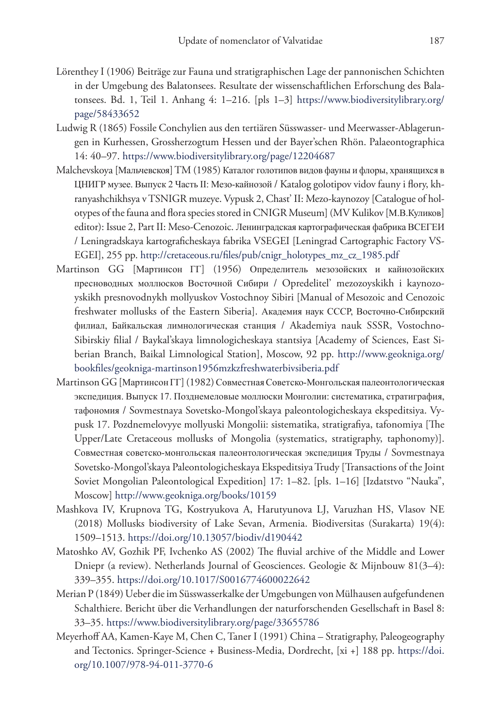Lörenthey I (1906) Beiträge zur Fauna und stratigraphischen Lage der pannonischen Schichten in der Umgebung des Balatonsees. Resultate der wissenschaftlichen Erforschung des Balatonsees. Bd. 1, Teil 1. Anhang 4: 1–216. [pls 1–3] https://www.biodiversitylibrary.org/page/58433652

Ludwig R (1865) Fossile Conchylien aus den tertiären Süsswasser- und Meerwasser-Ablagerungen in Kurhessen, Grossherzogtum Hessen und der Bayer'schen Rhön. Palaeontographica 14: 40–97. https://www.biodiversitylibrary.org/page/12204687

Malchevskoya [Мальчевской] TM (1985) Каталог голотипов видов фауны и флоры, хранящихся в ЦНИГР музее. Выпуск 2 Часть II: Мезо-кайнозой / Katalog golotipov vidov fauny i flory, khranyashchikhsya v TSNIGR muzeye. Vypusk 2, Chast' II: Mezo-kaynozoy [Catalogue of holotypes of the fauna and flora species stored in CNIGR Museum] (MV Kulikov [М.В.Куликов] editor): Issue 2, Part II: Meso-Cenozoic. Ленинградская картографическая фабрика ВСЕГЕИ / Leningradskaya kartograficheskaya fabrika VSEGEI [Leningrad Cartographic Factory VSEGEI], 255 pp. http://cretaceous.ru/files/pub/cnigr_holotypes_mz_cz_1985.pdf

Martinson GG [Мартинсон ГГ] (1956) Определитель мезозойских и кайнозойских пресноводных моллюсков Восточной Сибири / Opredelitel' mezozoyskikh i kaynozoyskikh presnovodnykh mollyuskov Vostochnoy Sibiri [Manual of Mesozoic and Cenozoic freshwater mollusks of the Eastern Siberia]. Академия наук СССР, Восточно-Сибирский филиал, Байкальская лимнологическая станция / Akademiya nauk SSSR, Vostochno-Sibirskiy filial / Baykal'skaya limnologicheskaya stantsiya [Academy of Sciences, East Siberian Branch, Baikal Limnological Station], Moscow, 92 pp. http://www.geokniga.org/bookfiles/geokniga-martinson1956mzkzfreshwaterbivsiberia.pdf

Martinson GG [Мартинсон ГГ] (1982) Совместная Советско-Монгольская палеонтологическая экспедиция. Выпуск 17. Позднемеловые моллюски Монголии: систематика, стратиграфия, тафономия / Sovmestnaya Sovetsko-Mongol'skaya paleontologicheskaya ekspeditsiya. Vypusk 17. Pozdnemelovyye mollyuski Mongolii: sistematika, stratigrafiya, tafonomiya [The Upper/Late Cretaceous mollusks of Mongolia (systematics, stratigraphy, taphonomy)]. Совместная советско-монгольская палеонтологическая экспедиция Труды / Sovmestnaya Sovetsko-Mongol'skaya Paleontologicheskaya Ekspeditsiya Trudy [Transactions of the Joint Soviet Mongolian Paleontological Expedition] 17: 1–82. [pls. 1–16] [Izdatstvo "Nauka", Moscow] http://www.geokniga.org/books/10159

Mashkova IV, Krupnova TG, Kostryukova A, Harutyunova LJ, Varuzhan HS, Vlasov NE (2018) Mollusks biodiversity of Lake Sevan, Armenia. Biodiversitas (Surakarta) 19(4): 1509–1513. https://doi.org/10.13057/biodiv/d190442

Matoshko AV, Gozhik PF, Ivchenko AS (2002) The fluvial archive of the Middle and Lower Dniepr (a review). Netherlands Journal of Geosciences. Geologie & Mijnbouw 81(3–4): 339–355. https://doi.org/10.1017/S0016774600022642

Merian P (1849) Ueber die im Süsswasserkalke der Umgebungen von Mülhausen aufgefundenen Schalthiere. Bericht über die Verhandlungen der naturforschenden Gesellschaft in Basel 8: 33–35. https://www.biodiversitylibrary.org/page/33655786

Meyerhoff AA, Kamen-Kaye M, Chen C, Taner I (1991) China – Stratigraphy, Paleogeography and Tectonics. Springer-Science + Business-Media, Dordrecht, [xi +] 188 pp. https://doi.org/10.1007/978-94-011-3770-6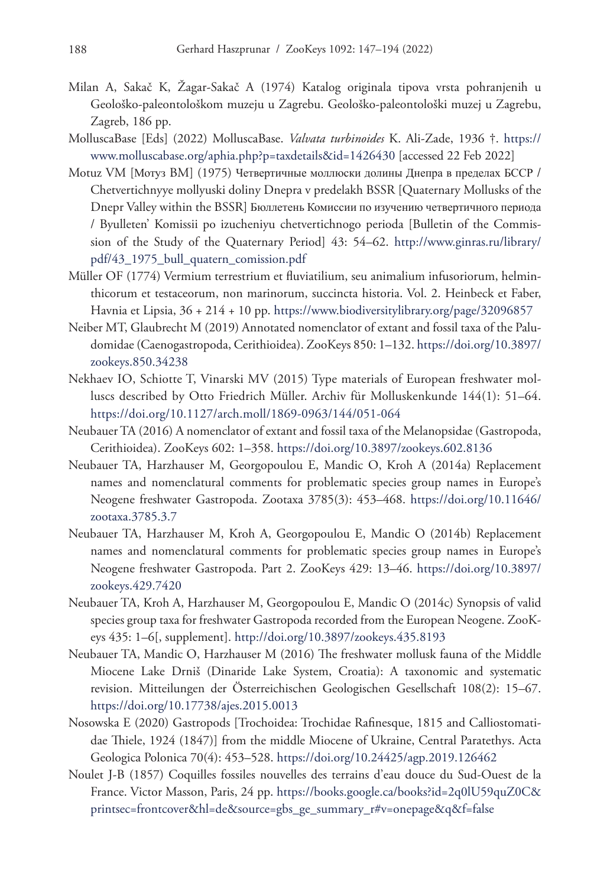Milan A, Sakač K, Žagar-Sakač A (1974) Katalog originala tipova vrsta pohranjenih u Geološko-paleontološkom muzeju u Zagrebu. Geološko-paleontološki muzej u Zagrebu, Zagreb, 186 pp.

MolluscaBase [Eds] (2022) MolluscaBase. *Valvata turbinoides* K. Ali-Zade, 1936 †. https://www.molluscabase.org/aphia.php?p=taxdetails&id=1426430 [accessed 22 Feb 2022]

Motuz VM [Мотуз ВМ] (1975) Четвертичные моллюски долины Днепра в пределах БССР / Chetvertichnyye mollyuski doliny Dnepra v predelakh BSSR [Quaternary Mollusks of the Dnepr Valley within the BSSR] Бюллетень Комиссии по изучению четвертичного периода / Byulleten' Komissii po izucheniyu chetvertichnogo perioda [Bulletin of the Commission of the Study of the Quaternary Period] 43: 54–62. http://www.ginras.ru/library/pdf/43_1975_bull_quatern_comission.pdf

Müller OF (1774) Vermium terrestrium et fluviatilium, seu animalium infusoriorum, helminthicorum et testaceorum, non marinorum, succincta historia. Vol. 2. Heinbeck et Faber, Havnia et Lipsia, 36 + 214 + 10 pp. https://www.biodiversitylibrary.org/page/32096857

Neiber MT, Glaubrecht M (2019) Annotated nomenclator of extant and fossil taxa of the Paludomidae (Caenogastropoda, Cerithioidea). ZooKeys 850: 1–132. https://doi.org/10.3897/zookeys.850.34238

Nekhaev IO, Schiotte T, Vinarski MV (2015) Type materials of European freshwater molluscs described by Otto Friedrich Müller. Archiv für Molluskenkunde 144(1): 51–64. https://doi.org/10.1127/arch.moll/1869-0963/144/051-064

Neubauer TA (2016) A nomenclator of extant and fossil taxa of the Melanopsidae (Gastropoda, Cerithioidea). ZooKeys 602: 1–358. https://doi.org/10.3897/zookeys.602.8136

Neubauer TA, Harzhauser M, Georgopoulou E, Mandic O, Kroh A (2014a) Replacement names and nomenclatural comments for problematic species group names in Europe's Neogene freshwater Gastropoda. Zootaxa 3785(3): 453–468. https://doi.org/10.11646/zootaxa.3785.3.7

Neubauer TA, Harzhauser M, Kroh A, Georgopoulou E, Mandic O (2014b) Replacement names and nomenclatural comments for problematic species group names in Europe's Neogene freshwater Gastropoda. Part 2. ZooKeys 429: 13–46. https://doi.org/10.3897/zookeys.429.7420

Neubauer TA, Kroh A, Harzhauser M, Georgopoulou E, Mandic O (2014c) Synopsis of valid species group taxa for freshwater Gastropoda recorded from the European Neogene. ZooKeys 435: 1–6[, supplement]. http://doi.org/10.3897/zookeys.435.8193

Neubauer TA, Mandic O, Harzhauser M (2016) The freshwater mollusk fauna of the Middle Miocene Lake Drniš (Dinaride Lake System, Croatia): A taxonomic and systematic revision. Mitteilungen der Österreichischen Geologischen Gesellschaft 108(2): 15–67. https://doi.org/10.17738/ajes.2015.0013

Nosowska E (2020) Gastropods [Trochoidea: Trochidae Rafinesque, 1815 and Calliostomatidae Thiele, 1924 (1847)] from the middle Miocene of Ukraine, Central Paratethys. Acta Geologica Polonica 70(4): 453–528. https://doi.org/10.24425/agp.2019.126462

Noulet J-B (1857) Coquilles fossiles nouvelles des terrains d'eau douce du Sud-Ouest de la France. Victor Masson, Paris, 24 pp. https://books.google.ca/books?id=2q0lU59quZ0C&printsec=frontcover&hl=de&source=gbs_ge_summary_r#v=onepage&q&f=false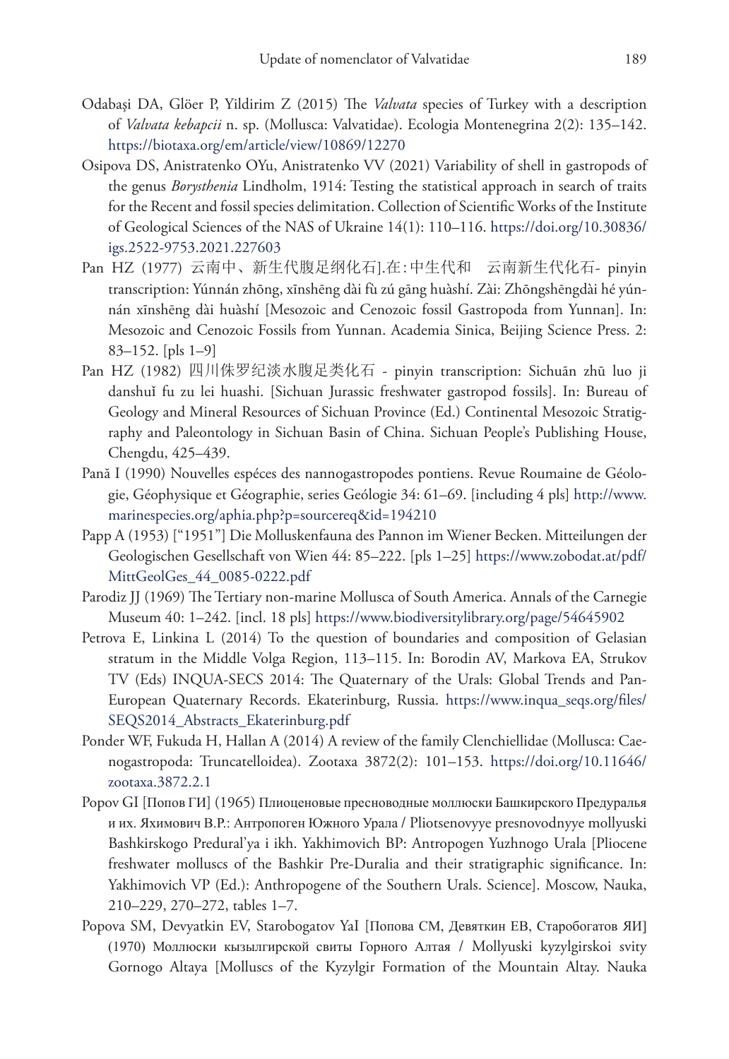Odabaşi DA, Glöer P, Yildirim Z (2015) The *Valvata* species of Turkey with a description of *Valvata kebapcii* n. sp. (Mollusca: Valvatidae). Ecologia Montenegrina 2(2): 135–142. https://biotaxa.org/em/article/view/10869/12270

Osipova DS, Anistratenko OYu, Anistratenko VV (2021) Variability of shell in gastropods of the genus *Borysthenia* Lindholm, 1914: Testing the statistical approach in search of traits for the Recent and fossil species delimitation. Collection of Scientific Works of the Institute of Geological Sciences of the NAS of Ukraine 14(1): 110–116. https://doi.org/10.30836/igs.2522-9753.2021.227603

Pan HZ (1977) 云南中、新生代腹足纲化石].在:中生代和　云南新生代化石- pinyin transcription: Yúnnán zhōng, xīnshēng dài fù zú gāng huàshí. Zài: Zhōngshēngdài hé yúnnán xīnshēng dài huàshí [Mesozoic and Cenozoic fossil Gastropoda from Yunnan]. In: Mesozoic and Cenozoic Fossils from Yunnan. Academia Sinica, Beijing Science Press. 2: 83–152. [pls 1–9]

Pan HZ (1982) 四川侏罗纪淡水腹足类化石 - pinyin transcription: Sichuān zhū luo ji danshuǐ fu zu lei huashi. [Sichuan Jurassic freshwater gastropod fossils]. In: Bureau of Geology and Mineral Resources of Sichuan Province (Ed.) Continental Mesozoic Stratigraphy and Paleontology in Sichuan Basin of China. Sichuan People's Publishing House, Chengdu, 425–439.

Pană I (1990) Nouvelles espéces des nannogastropodes pontiens. Revue Roumaine de Géologie, Géophysique et Géographie, series Geólogie 34: 61–69. [including 4 pls] http://www.marinespecies.org/aphia.php?p=sourcereq&id=194210

Papp A (1953) ["1951"] Die Molluskenfauna des Pannon im Wiener Becken. Mitteilungen der Geologischen Gesellschaft von Wien 44: 85–222. [pls 1–25] https://www.zobodat.at/pdf/MittGeolGes_44_0085-0222.pdf

Parodiz JJ (1969) The Tertiary non-marine Mollusca of South America. Annals of the Carnegie Museum 40: 1–242. [incl. 18 pls] https://www.biodiversitylibrary.org/page/54645902

Petrova E, Linkina L (2014) To the question of boundaries and composition of Gelasian stratum in the Middle Volga Region, 113–115. In: Borodin AV, Markova EA, Strukov TV (Eds) INQUA-SECS 2014: The Quaternary of the Urals: Global Trends and Pan-European Quaternary Records. Ekaterinburg, Russia. https://www.inqua_seqs.org/files/SEQS2014_Abstracts_Ekaterinburg.pdf

Ponder WF, Fukuda H, Hallan A (2014) A review of the family Clenchiellidae (Mollusca: Caenogastropoda: Truncatelloidea). Zootaxa 3872(2): 101–153. https://doi.org/10.11646/zootaxa.3872.2.1

Popov GI [Попов ГИ] (1965) Плиоценовые пресноводные моллюски Башкирского Предуралья и их. Яхимович В.Р.: Антропоген Южного Урала / Pliotsenovyye presnovodnyye mollyuski Bashkirskogo Predural'ya i ikh. Yakhimovich BP: Antropogen Yuzhnogo Urala [Pliocene freshwater molluscs of the Bashkir Pre-Duralia and their stratigraphic significance. In: Yakhimovich VP (Ed.): Anthropogene of the Southern Urals. Science]. Moscow, Nauka, 210–229, 270–272, tables 1–7.

Popova SM, Devyatkin EV, Starobogatov YaI [Попова СМ, Девяткин ЕВ, Старобогатов ЯИ] (1970) Моллюски кызылгирской свиты Горного Алтая / Mollyuski kyzylgirskoi svity Gornogo Altaya [Molluscs of the Kyzylgir Formation of the Mountain Altay. Nauka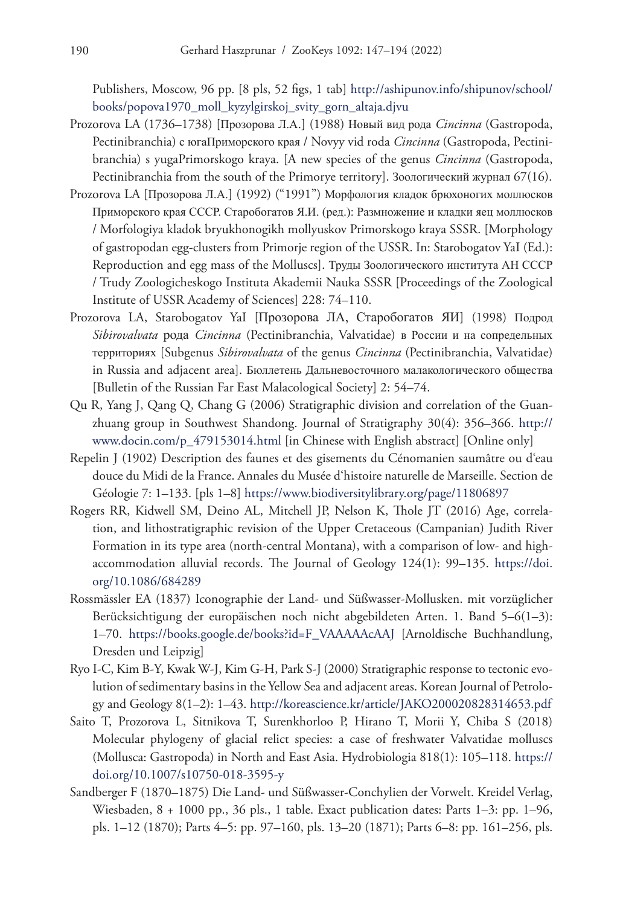Publishers, Moscow, 96 pp. [8 pls, 52 figs, 1 tab] http://ashipunov.info/shipunov/school/books/popova1970_moll_kyzylgirskoj_svity_gorn_altaja.djvu

Prozorova LA (1736–1738) [Прозорова Л.А.] (1988) Новый вид рода *Cincinna* (Gastropoda, Pectinibranchia) с югаПриморского края / Novyy vid roda *Cincinna* (Gastropoda, Pectinibranchia) s yugaPrimorskogo kraya. [A new species of the genus *Cincinna* (Gastropoda, Pectinibranchia from the south of the Primorye territory]. Зоологический журнал 67(16).

Prozorova LA [Прозорова Л.А.] (1992) ("1991") Морфология кладок брюхоногих моллюсков Приморского края СССР. Старобогатов Я.И. (ред.): Размножение и кладки яец моллюсков / Morfologiya kladok bryukhonogikh mollyuskov Primorskogo kraya SSSR. [Morphology of gastropodan egg-clusters from Primorje region of the USSR. In: Starobogatov YaI (Ed.): Reproduction and egg mass of the Molluscs]. Труды Зоологического института АН СССР / Trudy Zoologicheskogo Instituta Akademii Nauka SSSR [Proceedings of the Zoological Institute of USSR Academy of Sciences] 228: 74–110.

Prozorova LA, Starobogatov YaI [Прозорова ЛА, Старобогатов ЯИ] (1998) Подрод *Sibirovalvata* рода *Cincinna* (Pectinibranchia, Valvatidae) в России и на сопредельных территориях [Subgenus *Sibirovalvata* of the genus *Cincinna* (Pectinibranchia, Valvatidae) in Russia and adjacent area]. Бюллетень Дальневосточного малакологического общества [Bulletin of the Russian Far East Malacological Society] 2: 54–74.

Qu R, Yang J, Qang Q, Chang G (2006) Stratigraphic division and correlation of the Guanzhuang group in Southwest Shandong. Journal of Stratigraphy 30(4): 356–366. http://www.docin.com/p_479153014.html [in Chinese with English abstract] [Online only]

Repelin J (1902) Description des faunes et des gisements du Cénomanien saumâtre ou d'eau douce du Midi de la France. Annales du Musée d'histoire naturelle de Marseille. Section de Géologie 7: 1–133. [pls 1–8] https://www.biodiversitylibrary.org/page/11806897

Rogers RR, Kidwell SM, Deino AL, Mitchell JP, Nelson K, Thole JT (2016) Age, correlation, and lithostratigraphic revision of the Upper Cretaceous (Campanian) Judith River Formation in its type area (north-central Montana), with a comparison of low- and high-accommodation alluvial records. The Journal of Geology 124(1): 99–135. https://doi.org/10.1086/684289

Rossmässler EA (1837) Iconographie der Land- und Süßwasser-Mollusken. mit vorzüglicher Berücksichtigung der europäischen noch nicht abgebildeten Arten. 1. Band 5–6(1–3): 1–70. https://books.google.de/books?id=F_VAAAAAcAAJ [Arnoldische Buchhandlung, Dresden und Leipzig]

Ryo I-C, Kim B-Y, Kwak W-J, Kim G-H, Park S-J (2000) Stratigraphic response to tectonic evolution of sedimentary basins in the Yellow Sea and adjacent areas. Korean Journal of Petrology and Geology 8(1–2): 1–43. http://koreascience.kr/article/JAKO200020828314653.pdf

Saito T, Prozorova L, Sitnikova T, Surenkhorloo P, Hirano T, Morii Y, Chiba S (2018) Molecular phylogeny of glacial relict species: a case of freshwater Valvatidae molluscs (Mollusca: Gastropoda) in North and East Asia. Hydrobiologia 818(1): 105–118. https://doi.org/10.1007/s10750-018-3595-y

Sandberger F (1870–1875) Die Land- und Süßwasser-Conchylien der Vorwelt. Kreidel Verlag, Wiesbaden, 8 + 1000 pp., 36 pls., 1 table. Exact publication dates: Parts 1–3: pp. 1–96, pls. 1–12 (1870); Parts 4–5: pp. 97–160, pls. 13–20 (1871); Parts 6–8: pp. 161–256, pls.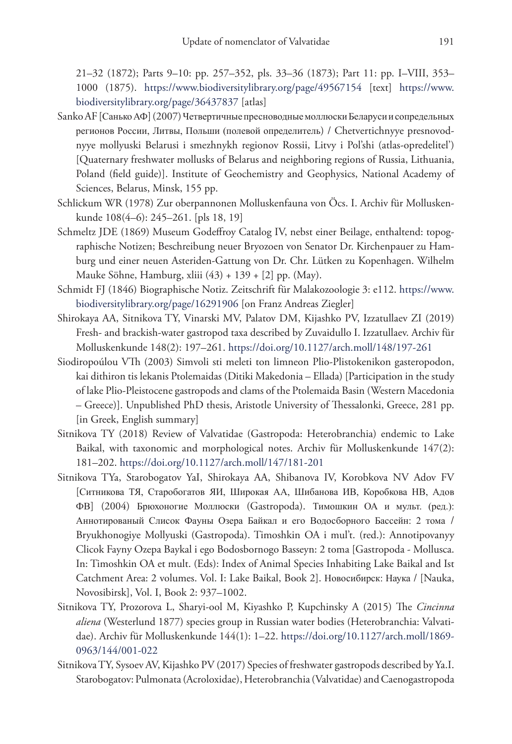21–32 (1872); Parts 9–10: pp. 257–352, pls. 33–36 (1873); Part 11: pp. I–VIII, 353–1000 (1875). https://www.biodiversitylibrary.org/page/49567154 [text] https://www.biodiversitylibrary.org/page/36437837 [atlas]

Sanko AF [Санько АФ] (2007) Четвертичные пресноводные моллюски Беларуси и сопредельных регионов России, Литвы, Польши (полевой определитель) / Chetvertichnyye presnovodnyye mollyuski Belarusi i smezhnykh regionov Rossii, Litvy i Pol'shi (atlas-opredelitel') [Quaternary freshwater mollusks of Belarus and neighboring regions of Russia, Lithuania, Poland (field guide)]. Institute of Geochemistry and Geophysics, National Academy of Sciences, Belarus, Minsk, 155 pp.

Schlickum WR (1978) Zur oberpannonen Molluskenfauna von Öcs. I. Archiv für Molluskenkunde 108(4–6): 245–261. [pls 18, 19]

Schmeltz JDE (1869) Museum Godeffroy Catalog IV, nebst einer Beilage, enthaltend: topographische Notizen; Beschreibung neuer Bryozoen von Senator Dr. Kirchenpauer zu Hamburg und einer neuen Asteriden-Gattung von Dr. Chr. Lütken zu Kopenhagen. Wilhelm Mauke Söhne, Hamburg, xliii (43) + 139 + [2] pp. (May).

Schmidt FJ (1846) Biographische Notiz. Zeitschrift für Malakozoologie 3: e112. https://www.biodiversitylibrary.org/page/16291906 [on Franz Andreas Ziegler]

Shirokaya AA, Sitnikova TY, Vinarski MV, Palatov DM, Kijashko PV, Izzatullaev ZI (2019) Fresh- and brackish-water gastropod taxa described by Zuvaidullo I. Izzatullaev. Archiv für Molluskenkunde 148(2): 197–261. https://doi.org/10.1127/arch.moll/148/197-261

Siodiropoúlou VTh (2003) Simvoli sti meleti ton limneon Plio-Plistokenikon gasteropodon, kai dithiron tis lekanis Ptolemaidas (Ditiki Makedonia – Ellada) [Participation in the study of lake Plio-Pleistocene gastropods and clams of the Ptolemaida Basin (Western Macedonia – Greece)]. Unpublished PhD thesis, Aristotle University of Thessalonki, Greece, 281 pp. [in Greek, English summary]

Sitnikova TY (2018) Review of Valvatidae (Gastropoda: Heterobranchia) endemic to Lake Baikal, with taxonomic and morphological notes. Archiv für Molluskenkunde 147(2): 181–202. https://doi.org/10.1127/arch.moll/147/181-201

Sitnikova TYa, Starobogatov YaI, Shirokaya AA, Shibanova IV, Korobkova NV Adov FV [Ситникова ТЯ, Старобогатов ЯИ, Широкая АА, Шибанова ИВ, Коробкова НВ, Адов ФВ] (2004) Брюхоногие Моллюски (Gastropoda). Тимошкин ОА и мульт. (ред.): Аннотированый Слисок Фауны Озера Байкал и его Водосборного Бассейн: 2 тома / Bryukhonogiye Mollyuski (Gastropoda). Timoshkin OA i mul't. (red.): Annotipovanyy Clicok Fayny Ozepa Baykal i ego Bodosbornogo Basseyn: 2 toma [Gastropoda - Mollusca. In: Timoshkin OA et mult. (Eds): Index of Animal Species Inhabiting Lake Baikal and Ist Catchment Area: 2 volumes. Vol. I: Lake Baikal, Book 2]. Новосибирск: Наука / [Nauka, Novosibirsk], Vol. I, Book 2: 937–1002.

Sitnikova TY, Prozorova L, Sharyi-ool M, Kiyashko P, Kupchinsky A (2015) The *Cincinna aliena* (Westerlund 1877) species group in Russian water bodies (Heterobranchia: Valvatidae). Archiv für Molluskenkunde 144(1): 1–22. https://doi.org/10.1127/arch.moll/1869-0963/144/001-022

Sitnikova TY, Sysoev AV, Kijashko PV (2017) Species of freshwater gastropods described by Ya.I. Starobogatov: Pulmonata (Acroloxidae), Heterobranchia (Valvatidae) and Caenogastropoda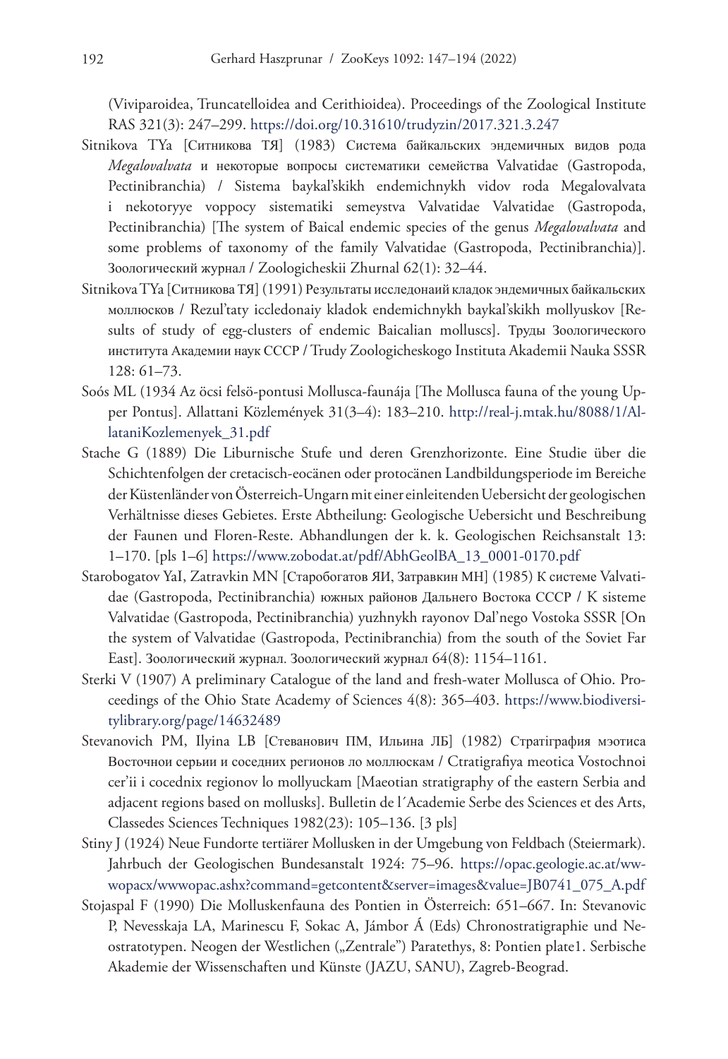(Viviparoidea, Truncatelloidea and Cerithioidea). Proceedings of the Zoological Institute RAS 321(3): 247–299. https://doi.org/10.31610/trudyzin/2017.321.3.247

Sitnikova TYa [Ситникова ТЯ] (1983) Система байкальских эндемичных видов рода *Megalovalvata* и некоторые вопросы систематики семейства Valvatidae (Gastropoda, Pectinibranchia) / Sistema baykal'skikh endemichnykh vidov roda Megalovalvata i nekotoryye voppocy sistematiki semeystva Valvatidae Valvatidae (Gastropoda, Pectinibranchia) [The system of Baical endemic species of the genus *Megalovalvata* and some problems of taxonomy of the family Valvatidae (Gastropoda, Pectinibranchia)]. Зоологический журнал / Zoologicheskii Zhurnal 62(1): 32–44.

Sitnikova TYa [Ситникова ТЯ] (1991) Результаты исследонаий кладок эндемичных байкальских моллюсков / Rezul'taty iccledonaiy kladok endemichnykh baykal'skikh mollyuskov [Results of study of egg-clusters of endemic Baicalian molluscs]. Труды Зоологического института Академии наук СССР / Trudy Zoologicheskogo Instituta Akademii Nauka SSSR 128: 61–73.

Soós ML (1934 Az öcsi felsö-pontusi Mollusca-faunája [The Mollusca fauna of the young Upper Pontus]. Allattani Közlemények 31(3–4): 183–210. http://real-j.mtak.hu/8088/1/AllataniKozlemenyek_31.pdf

Stache G (1889) Die Liburnische Stufe und deren Grenzhorizonte. Eine Studie über die Schichtenfolgen der cretacisch-eocänen oder protocänen Landbildungsperiode im Bereiche der Küstenländer von Österreich-Ungarn mit einer einleitenden Uebersicht der geologischen Verhältnisse dieses Gebietes. Erste Abtheilung: Geologische Uebersicht und Beschreibung der Faunen und Floren-Reste. Abhandlungen der k. k. Geologischen Reichsanstalt 13: 1–170. [pls 1–6] https://www.zobodat.at/pdf/AbhGeolBA_13_0001-0170.pdf

Starobogatov YaI, Zatravkin MN [Старобогатов ЯИ, Затравкин МН] (1985) К системе Valvatidae (Gastropoda, Pectinibranchia) южных районов Дальнего Востока СССР / K sisteme Valvatidae (Gastropoda, Pectinibranchia) yuzhnykh rayonov Dal'nego Vostoka SSSR [On the system of Valvatidae (Gastropoda, Pectinibranchia) from the south of the Soviet Far East]. Зоологический журнал. Зоологический журнал 64(8): 1154–1161.

Sterki V (1907) A preliminary Catalogue of the land and fresh-water Mollusca of Ohio. Proceedings of the Ohio State Academy of Sciences 4(8): 365–403. https://www.biodiversitylibrary.org/page/14632489

Stevanovich PM, Ilyina LB [Стеванович ПМ, Ильина ЛБ] (1982) Стратiграфия мэотиса Восточнои серьии и соседних регионов ло моллюскам / Ctratigrafiya meotica Vostochnoi cer'ii i cocednix regionov lo mollyuckam [Maeotian stratigraphy of the eastern Serbia and adjacent regions based on mollusks]. Bulletin de l´Academie Serbe des Sciences et des Arts, Classedes Sciences Techniques 1982(23): 105–136. [3 pls]

Stiny J (1924) Neue Fundorte tertiärer Mollusken in der Umgebung von Feldbach (Steiermark). Jahrbuch der Geologischen Bundesanstalt 1924: 75–96. https://opac.geologie.ac.at/wwwopacx/wwwopac.ashx?command=getcontent&server=images&value=JB0741_075_A.pdf

Stojaspal F (1990) Die Molluskenfauna des Pontien in Österreich: 651–667. In: Stevanovic P, Nevesskaja LA, Marinescu F, Sokac A, Jámbor Á (Eds) Chronostratigraphie und Neostratotypen. Neogen der Westlichen („Zentrale") Paratethys, 8: Pontien plate1. Serbische Akademie der Wissenschaften und Künste (JAZU, SANU), Zagreb-Beograd.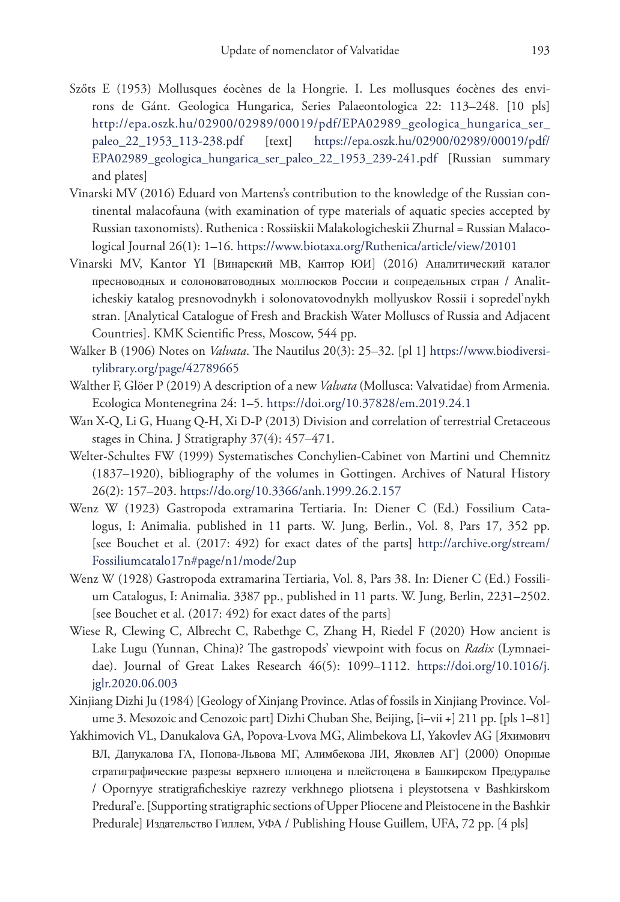Szőts E (1953) Mollusques éocènes de la Hongrie. I. Les mollusques éocènes des environs de Gánt. Geologica Hungarica, Series Palaeontologica 22: 113–248. [10 pls] http://epa.oszk.hu/02900/02989/00019/pdf/EPA02989_geologica_hungarica_ser_paleo_22_1953_113-238.pdf [text] https://epa.oszk.hu/02900/02989/00019/pdf/EPA02989_geologica_hungarica_ser_paleo_22_1953_239-241.pdf [Russian summary and plates]

Vinarski MV (2016) Eduard von Martens's contribution to the knowledge of the Russian continental malacofauna (with examination of type materials of aquatic species accepted by Russian taxonomists). Ruthenica : Rossiiskii Malakologicheskii Zhurnal = Russian Malacological Journal 26(1): 1–16. https://www.biotaxa.org/Ruthenica/article/view/20101

Vinarski MV, Kantor YI [Винарский МВ, Кантор ЮИ] (2016) Аналитический каталог пресноводных и солоноватоводных моллюсков России и сопредельных стран / Analiticheskiy katalog presnovodnykh i solonovatovodnykh mollyuskov Rossii i sopredel'nykh stran. [Analytical Catalogue of Fresh and Brackish Water Molluscs of Russia and Adjacent Countries]. KMK Scientific Press, Moscow, 544 pp.

Walker B (1906) Notes on *Valvata*. The Nautilus 20(3): 25–32. [pl 1] https://www.biodiversitylibrary.org/page/42789665

Walther F, Glöer P (2019) A description of a new *Valvata* (Mollusca: Valvatidae) from Armenia. Ecologica Montenegrina 24: 1–5. https://doi.org/10.37828/em.2019.24.1

Wan X-Q, Li G, Huang Q-H, Xi D-P (2013) Division and correlation of terrestrial Cretaceous stages in China. J Stratigraphy 37(4): 457–471.

Welter-Schultes FW (1999) Systematisches Conchylien-Cabinet von Martini und Chemnitz (1837–1920), bibliography of the volumes in Gottingen. Archives of Natural History 26(2): 157–203. https://do.org/10.3366/anh.1999.26.2.157

Wenz W (1923) Gastropoda extramarina Tertiaria. In: Diener C (Ed.) Fossilium Catalogus, I: Animalia. published in 11 parts. W. Jung, Berlin., Vol. 8, Pars 17, 352 pp. [see Bouchet et al. (2017: 492) for exact dates of the parts] http://archive.org/stream/Fossiliumcatalo17n#page/n1/mode/2up

Wenz W (1928) Gastropoda extramarina Tertiaria, Vol. 8, Pars 38. In: Diener C (Ed.) Fossilium Catalogus, I: Animalia. 3387 pp., published in 11 parts. W. Jung, Berlin, 2231–2502. [see Bouchet et al. (2017: 492) for exact dates of the parts]

Wiese R, Clewing C, Albrecht C, Rabethge C, Zhang H, Riedel F (2020) How ancient is Lake Lugu (Yunnan, China)? The gastropods' viewpoint with focus on *Radix* (Lymnaeidae). Journal of Great Lakes Research 46(5): 1099–1112. https://doi.org/10.1016/j.jglr.2020.06.003

Xinjiang Dizhi Ju (1984) [Geology of Xinjang Province. Atlas of fossils in Xinjiang Province. Volume 3. Mesozoic and Cenozoic part] Dizhi Chuban She, Beijing, [i–vii +] 211 pp. [pls 1–81]

Yakhimovich VL, Danukalova GA, Popova-Lvova MG, Alimbekova LI, Yakovlev AG [Яхимович ВЛ, Данукалова ГА, Попова-Львова МГ, Алимбекова ЛИ, Яковлев АГ] (2000) Опорные стратиграфические разрезы верхнего плиоцена и плейстоцена в Башкирском Предуралье / Opornyye stratigraficheskiye razrezy verkhnego pliotsena i pleystotsena v Bashkirskom Predural'e. [Supporting stratigraphic sections of Upper Pliocene and Pleistocene in the Bashkir Predurale] Издательство Гиллем, УФА / Publishing House Guillem, UFA, 72 pp. [4 pls]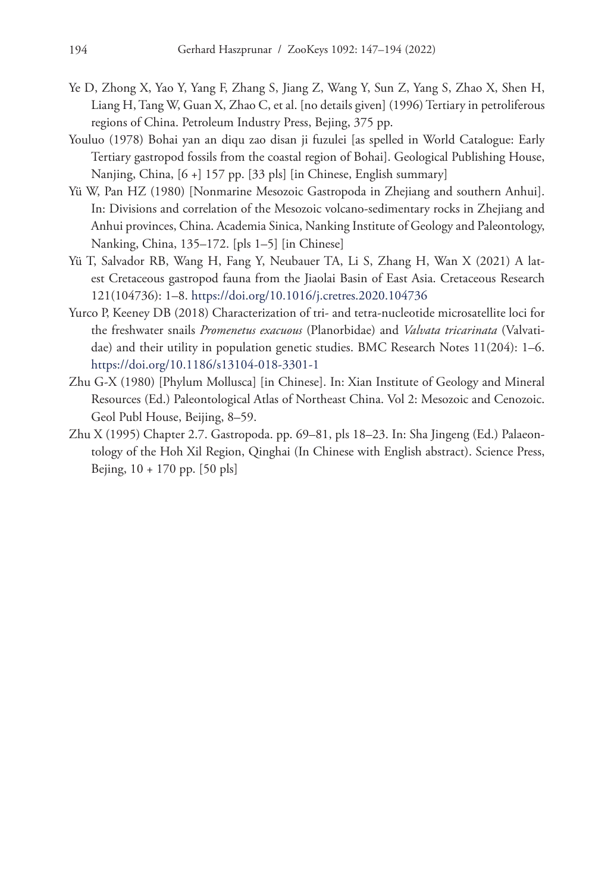Ye D, Zhong X, Yao Y, Yang F, Zhang S, Jiang Z, Wang Y, Sun Z, Yang S, Zhao X, Shen H, Liang H, Tang W, Guan X, Zhao C, et al. [no details given] (1996) Tertiary in petroliferous regions of China. Petroleum Industry Press, Bejing, 375 pp.

Youluo (1978) Bohai yan an diqu zao disan ji fuzulei [as spelled in World Catalogue: Early Tertiary gastropod fossils from the coastal region of Bohai]. Geological Publishing House, Nanjing, China, [6 +] 157 pp. [33 pls] [in Chinese, English summary]

Yü W, Pan HZ (1980) [Nonmarine Mesozoic Gastropoda in Zhejiang and southern Anhui]. In: Divisions and correlation of the Mesozoic volcano-sedimentary rocks in Zhejiang and Anhui provinces, China. Academia Sinica, Nanking Institute of Geology and Paleontology, Nanking, China, 135–172. [pls 1–5] [in Chinese]

Yü T, Salvador RB, Wang H, Fang Y, Neubauer TA, Li S, Zhang H, Wan X (2021) A latest Cretaceous gastropod fauna from the Jiaolai Basin of East Asia. Cretaceous Research 121(104736): 1–8. https://doi.org/10.1016/j.cretres.2020.104736

Yurco P, Keeney DB (2018) Characterization of tri- and tetra-nucleotide microsatellite loci for the freshwater snails *Promenetus exacuous* (Planorbidae) and *Valvata tricarinata* (Valvatidae) and their utility in population genetic studies. BMC Research Notes 11(204): 1–6. https://doi.org/10.1186/s13104-018-3301-1

Zhu G-X (1980) [Phylum Mollusca] [in Chinese]. In: Xian Institute of Geology and Mineral Resources (Ed.) Paleontological Atlas of Northeast China. Vol 2: Mesozoic and Cenozoic. Geol Publ House, Beijing, 8–59.

Zhu X (1995) Chapter 2.7. Gastropoda. pp. 69–81, pls 18–23. In: Sha Jingeng (Ed.) Palaeontology of the Hoh Xil Region, Qinghai (In Chinese with English abstract). Science Press, Bejing, 10 + 170 pp. [50 pls]